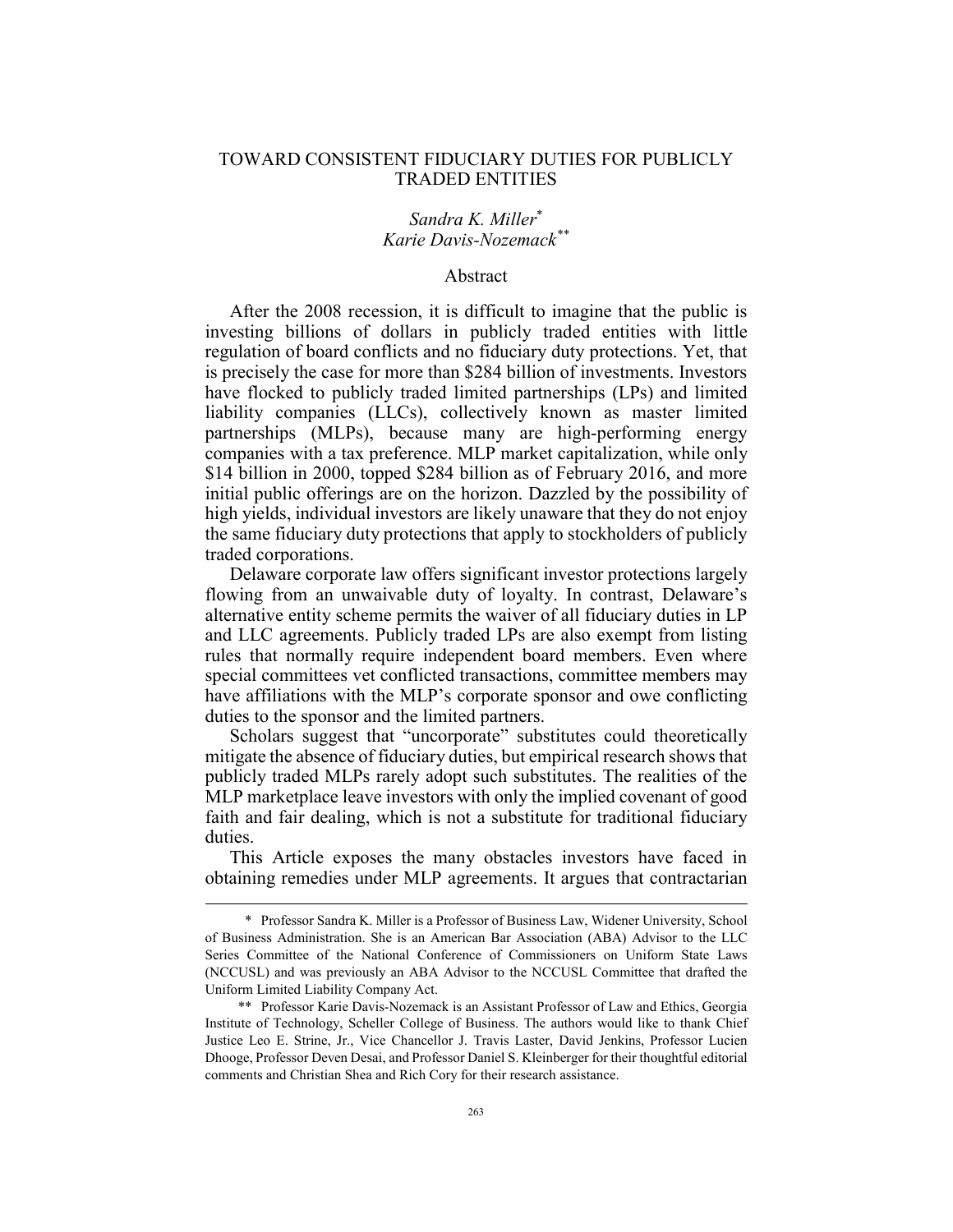# TOWARD CONSISTENT FIDUCIARY DUTIES FOR PUBLICLY TRADED ENTITIES

*Sandra K. Miller*[*]
*Karie Davis-Nozemack*[**]

## Abstract

After the 2008 recession, it is difficult to imagine that the public is investing billions of dollars in publicly traded entities with little regulation of board conflicts and no fiduciary duty protections. Yet, that is precisely the case for more than $284 billion of investments. Investors have flocked to publicly traded limited partnerships (LPs) and limited liability companies (LLCs), collectively known as master limited partnerships (MLPs), because many are high-performing energy companies with a tax preference. MLP market capitalization, while only $14 billion in 2000, topped $284 billion as of February 2016, and more initial public offerings are on the horizon. Dazzled by the possibility of high yields, individual investors are likely unaware that they do not enjoy the same fiduciary duty protections that apply to stockholders of publicly traded corporations.

Delaware corporate law offers significant investor protections largely flowing from an unwaivable duty of loyalty. In contrast, Delaware's alternative entity scheme permits the waiver of all fiduciary duties in LP and LLC agreements. Publicly traded LPs are also exempt from listing rules that normally require independent board members. Even where special committees vet conflicted transactions, committee members may have affiliations with the MLP's corporate sponsor and owe conflicting duties to the sponsor and the limited partners.

Scholars suggest that "uncorporate" substitutes could theoretically mitigate the absence of fiduciary duties, but empirical research shows that publicly traded MLPs rarely adopt such substitutes. The realities of the MLP marketplace leave investors with only the implied covenant of good faith and fair dealing, which is not a substitute for traditional fiduciary duties.

This Article exposes the many obstacles investors have faced in obtaining remedies under MLP agreements. It argues that contractarian

---

[*] Professor Sandra K. Miller is a Professor of Business Law, Widener University, School of Business Administration. She is an American Bar Association (ABA) Advisor to the LLC Series Committee of the National Conference of Commissioners on Uniform State Laws (NCCUSL) and was previously an ABA Advisor to the NCCUSL Committee that drafted the Uniform Limited Liability Company Act.

[**] Professor Karie Davis-Nozemack is an Assistant Professor of Law and Ethics, Georgia Institute of Technology, Scheller College of Business. The authors would like to thank Chief Justice Leo E. Strine, Jr., Vice Chancellor J. Travis Laster, David Jenkins, Professor Lucien Dhooge, Professor Deven Desai, and Professor Daniel S. Kleinberger for their thoughtful editorial comments and Christian Shea and Rich Cory for their research assistance.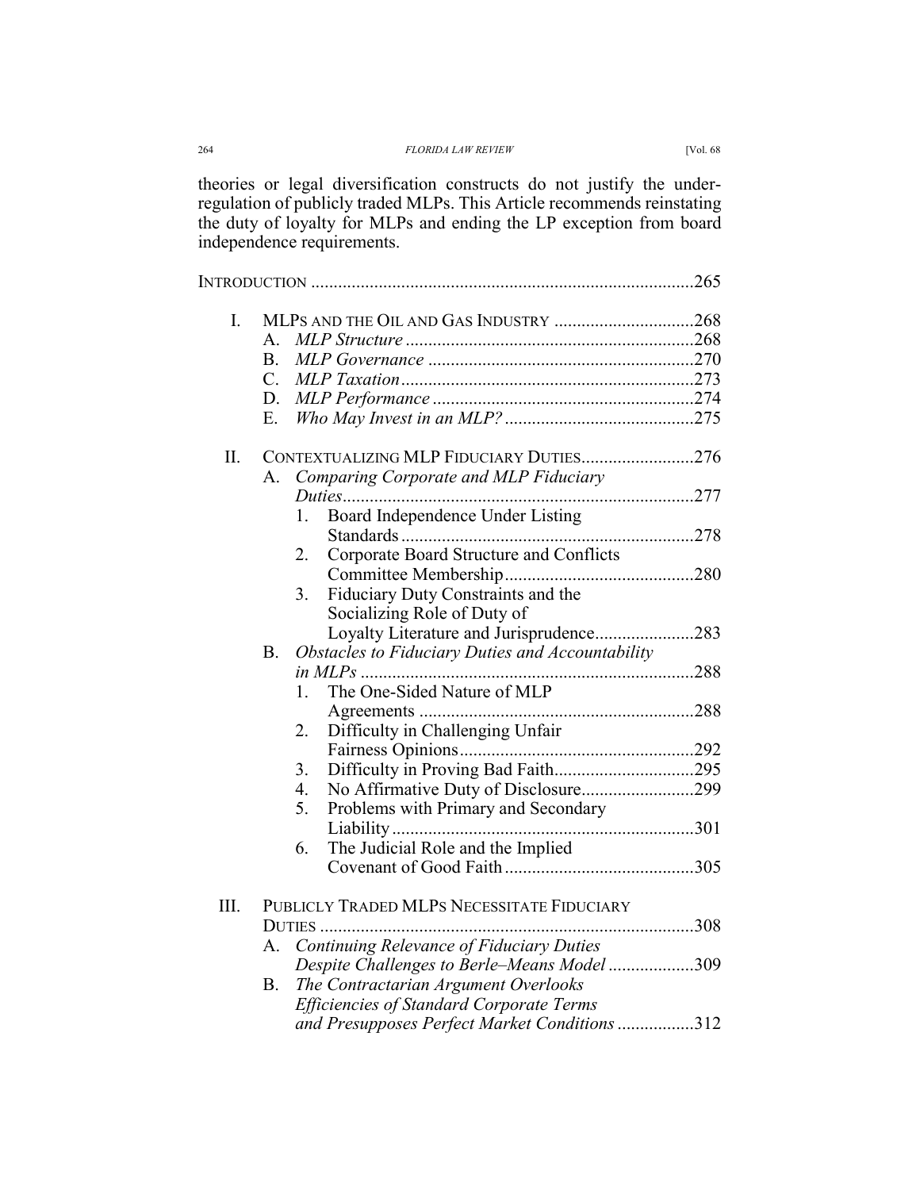theories or legal diversification constructs do not justify the under-regulation of publicly traded MLPs. This Article recommends reinstating the duty of loyalty for MLPs and ending the LP exception from board independence requirements.

INTRODUCTION ..................................................................................265

I. MLPS AND THE OIL AND GAS INDUSTRY ...............................268
   A. *MLP Structure* ................................................................268
   B. *MLP Governance* ...........................................................270
   C. *MLP Taxation* .................................................................273
   D. *MLP Performance* ..........................................................274
   E. *Who May Invest in an MLP?* ..........................................275

II. CONTEXTUALIZING MLP FIDUCIARY DUTIES.........................276
   A. *Comparing Corporate and MLP Fiduciary Duties*..............................................................................277
      1. Board Independence Under Listing Standards ...............................................................278
      2. Corporate Board Structure and Conflicts Committee Membership..........................................280
      3. Fiduciary Duty Constraints and the Socializing Role of Duty of Loyalty Literature and Jurisprudence......................283
   B. *Obstacles to Fiduciary Duties and Accountability in MLPs* ..........................................................................288
      1. The One-Sided Nature of MLP Agreements .............................................................288
      2. Difficulty in Challenging Unfair Fairness Opinions....................................................292
      3. Difficulty in Proving Bad Faith...............................295
      4. No Affirmative Duty of Disclosure.........................299
      5. Problems with Primary and Secondary Liability ..................................................................301
      6. The Judicial Role and the Implied Covenant of Good Faith..........................................305

III. PUBLICLY TRADED MLPS NECESSITATE FIDUCIARY DUTIES ..................................................................................308
   A. *Continuing Relevance of Fiduciary Duties Despite Challenges to Berle–Means Model* ...................309
   B. *The Contractarian Argument Overlooks Efficiencies of Standard Corporate Terms and Presupposes Perfect Market Conditions* .................312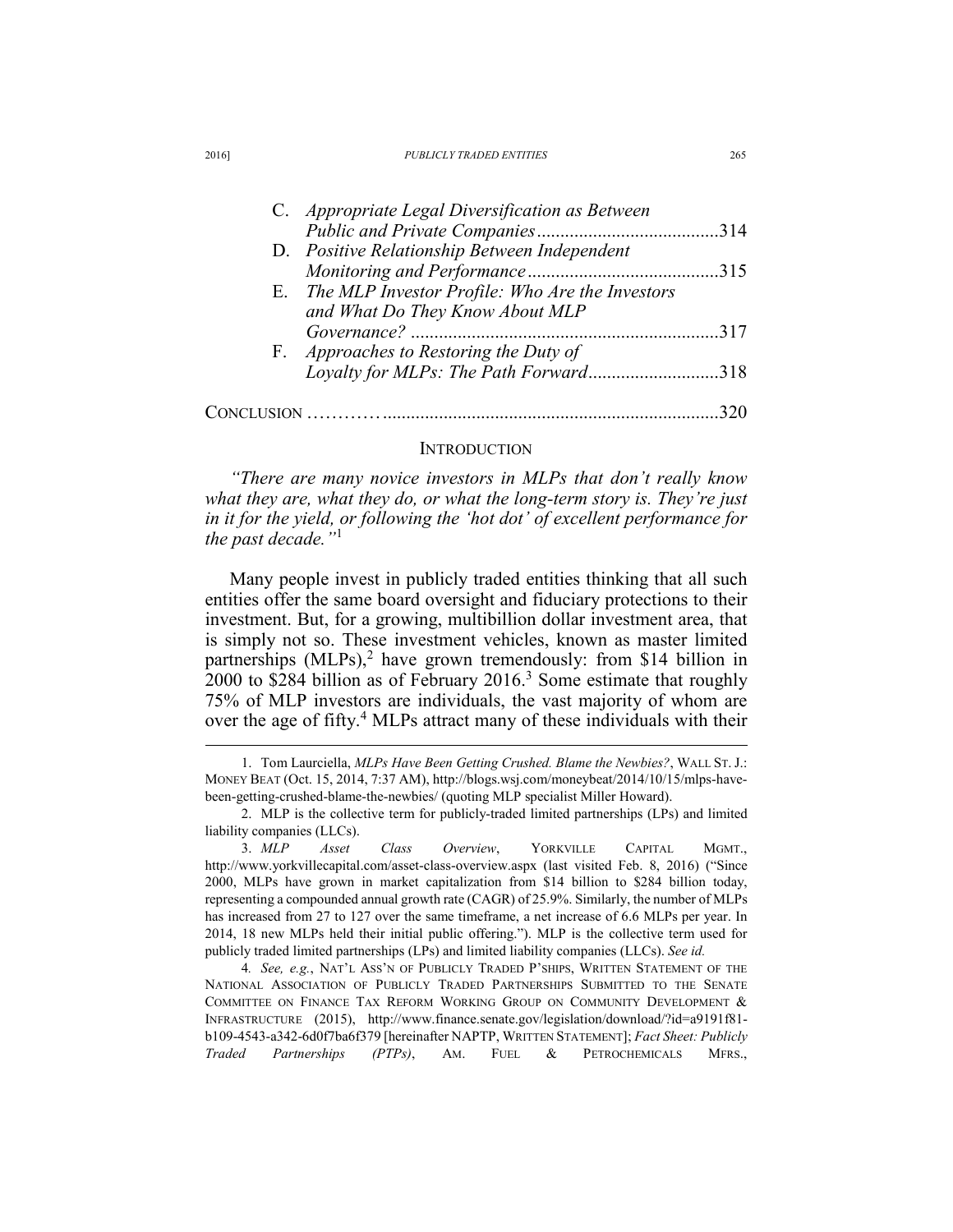C. *Appropriate Legal Diversification as Between Public and Private Companies*.......................................314

D. *Positive Relationship Between Independent Monitoring and Performance*.........................................315

E. *The MLP Investor Profile: Who Are the Investors and What Do They Know About MLP Governance?* .................................................................317

F. *Approaches to Restoring the Duty of Loyalty for MLPs: The Path Forward*...........................318

CONCLUSION ………….......................................................................320

## INTRODUCTION

*"There are many novice investors in MLPs that don't really know what they are, what they do, or what the long-term story is. They're just in it for the yield, or following the 'hot dot' of excellent performance for the past decade."*[1]

Many people invest in publicly traded entities thinking that all such entities offer the same board oversight and fiduciary protections to their investment. But, for a growing, multibillion dollar investment area, that is simply not so. These investment vehicles, known as master limited partnerships (MLPs),[2] have grown tremendously: from $14 billion in 2000 to $284 billion as of February 2016.[3] Some estimate that roughly 75% of MLP investors are individuals, the vast majority of whom are over the age of fifty.[4] MLPs attract many of these individuals with their

---

1. Tom Laurciella, *MLPs Have Been Getting Crushed. Blame the Newbies?*, WALL ST. J.: MONEY BEAT (Oct. 15, 2014, 7:37 AM), http://blogs.wsj.com/moneybeat/2014/10/15/mlps-have-been-getting-crushed-blame-the-newbies/ (quoting MLP specialist Miller Howard).

2. MLP is the collective term for publicly-traded limited partnerships (LPs) and limited liability companies (LLCs).

3. *MLP Asset Class Overview*, YORKVILLE CAPITAL MGMT., http://www.yorkvillecapital.com/asset-class-overview.aspx (last visited Feb. 8, 2016) ("Since 2000, MLPs have grown in market capitalization from $14 billion to $284 billion today, representing a compounded annual growth rate (CAGR) of 25.9%. Similarly, the number of MLPs has increased from 27 to 127 over the same timeframe, a net increase of 6.6 MLPs per year. In 2014, 18 new MLPs held their initial public offering."). MLP is the collective term used for publicly traded limited partnerships (LPs) and limited liability companies (LLCs). *See id.*

4. *See, e.g.*, NAT'L ASS'N OF PUBLICLY TRADED P'SHIPS, WRITTEN STATEMENT OF THE NATIONAL ASSOCIATION OF PUBLICLY TRADED PARTNERSHIPS SUBMITTED TO THE SENATE COMMITTEE ON FINANCE TAX REFORM WORKING GROUP ON COMMUNITY DEVELOPMENT & INFRASTRUCTURE (2015), http://www.finance.senate.gov/legislation/download/?id=a9191f81-b109-4543-a342-6d0f7ba6f379 [hereinafter NAPTP, WRITTEN STATEMENT]; *Fact Sheet: Publicly Traded Partnerships (PTPs)*, AM. FUEL & PETROCHEMICALS MFRS.,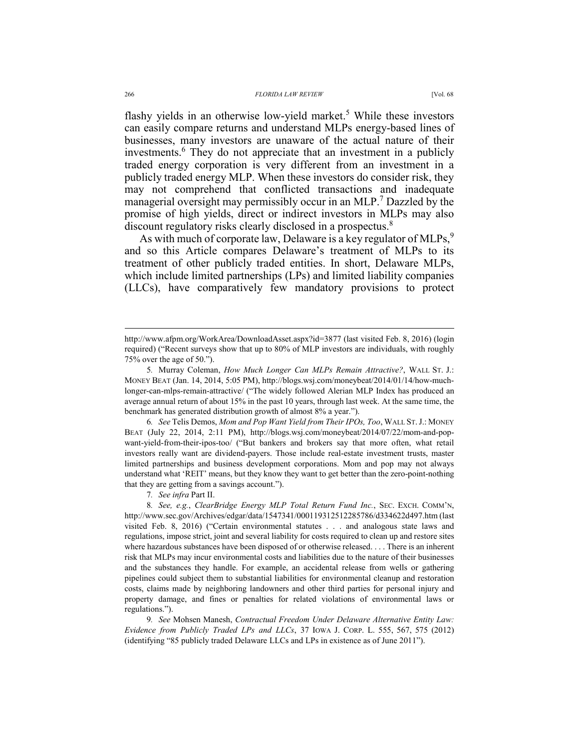flashy yields in an otherwise low-yield market.[5] While these investors can easily compare returns and understand MLPs energy-based lines of businesses, many investors are unaware of the actual nature of their investments.[6] They do not appreciate that an investment in a publicly traded energy corporation is very different from an investment in a publicly traded energy MLP. When these investors do consider risk, they may not comprehend that conflicted transactions and inadequate managerial oversight may permissibly occur in an MLP.[7] Dazzled by the promise of high yields, direct or indirect investors in MLPs may also discount regulatory risks clearly disclosed in a prospectus.[8]

As with much of corporate law, Delaware is a key regulator of MLPs,[9] and so this Article compares Delaware's treatment of MLPs to its treatment of other publicly traded entities. In short, Delaware MLPs, which include limited partnerships (LPs) and limited liability companies (LLCs), have comparatively few mandatory provisions to protect

---

http://www.afpm.org/WorkArea/DownloadAsset.aspx?id=3877 (last visited Feb. 8, 2016) (login required) ("Recent surveys show that up to 80% of MLP investors are individuals, with roughly 75% over the age of 50.").

5. Murray Coleman, *How Much Longer Can MLPs Remain Attractive?*, WALL ST. J.: MONEY BEAT (Jan. 14, 2014, 5:05 PM), http://blogs.wsj.com/moneybeat/2014/01/14/how-much-longer-can-mlps-remain-attractive/ ("The widely followed Alerian MLP Index has produced an average annual return of about 15% in the past 10 years, through last week. At the same time, the benchmark has generated distribution growth of almost 8% a year.").

6. *See* Telis Demos, *Mom and Pop Want Yield from Their IPOs, Too*, WALL ST. J.: MONEY BEAT (July 22, 2014, 2:11 PM), http://blogs.wsj.com/moneybeat/2014/07/22/mom-and-pop-want-yield-from-their-ipos-too/ ("But bankers and brokers say that more often, what retail investors really want are dividend-payers. Those include real-estate investment trusts, master limited partnerships and business development corporations. Mom and pop may not always understand what 'REIT' means, but they know they want to get better than the zero-point-nothing that they are getting from a savings account.").

7. *See infra* Part II.

8. *See, e.g.*, *ClearBridge Energy MLP Total Return Fund Inc.*, SEC. EXCH. COMM'N, http://www.sec.gov/Archives/edgar/data/1547341/000119312512285786/d334622d497.htm (last visited Feb. 8, 2016) ("Certain environmental statutes . . . and analogous state laws and regulations, impose strict, joint and several liability for costs required to clean up and restore sites where hazardous substances have been disposed of or otherwise released. . . . There is an inherent risk that MLPs may incur environmental costs and liabilities due to the nature of their businesses and the substances they handle. For example, an accidental release from wells or gathering pipelines could subject them to substantial liabilities for environmental cleanup and restoration costs, claims made by neighboring landowners and other third parties for personal injury and property damage, and fines or penalties for related violations of environmental laws or regulations.").

9. *See* Mohsen Manesh, *Contractual Freedom Under Delaware Alternative Entity Law: Evidence from Publicly Traded LPs and LLCs*, 37 IOWA J. CORP. L. 555, 567, 575 (2012) (identifying "85 publicly traded Delaware LLCs and LPs in existence as of June 2011").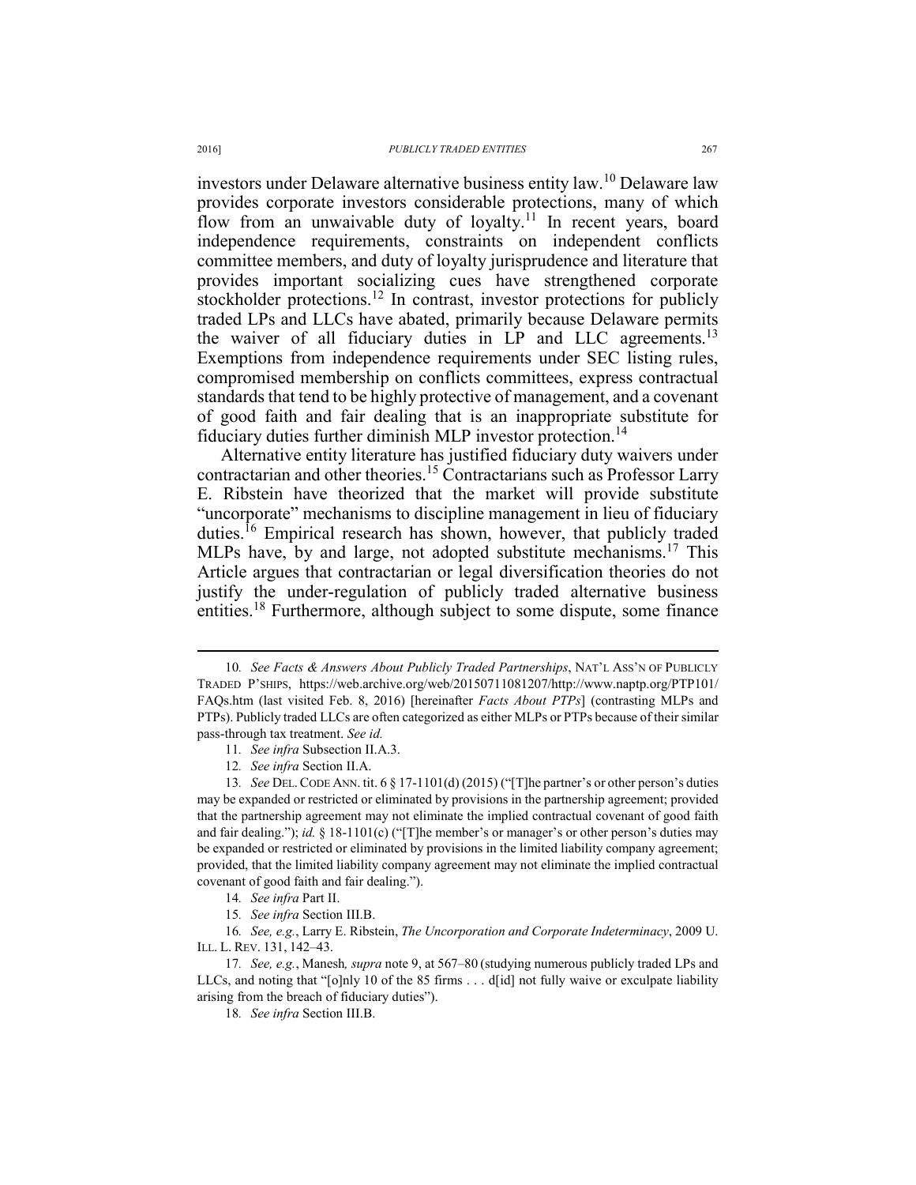investors under Delaware alternative business entity law.[10] Delaware law provides corporate investors considerable protections, many of which flow from an unwaivable duty of loyalty.[11] In recent years, board independence requirements, constraints on independent conflicts committee members, and duty of loyalty jurisprudence and literature that provides important socializing cues have strengthened corporate stockholder protections.[12] In contrast, investor protections for publicly traded LPs and LLCs have abated, primarily because Delaware permits the waiver of all fiduciary duties in LP and LLC agreements.[13] Exemptions from independence requirements under SEC listing rules, compromised membership on conflicts committees, express contractual standards that tend to be highly protective of management, and a covenant of good faith and fair dealing that is an inappropriate substitute for fiduciary duties further diminish MLP investor protection.[14]

Alternative entity literature has justified fiduciary duty waivers under contractarian and other theories.[15] Contractarians such as Professor Larry E. Ribstein have theorized that the market will provide substitute "uncorporate" mechanisms to discipline management in lieu of fiduciary duties.[16] Empirical research has shown, however, that publicly traded MLPs have, by and large, not adopted substitute mechanisms.[17] This Article argues that contractarian or legal diversification theories do not justify the under-regulation of publicly traded alternative business entities.[18] Furthermore, although subject to some dispute, some finance

---

10. *See Facts & Answers About Publicly Traded Partnerships*, NAT'L ASS'N OF PUBLICLY TRADED P'SHIPS, https://web.archive.org/web/20150711081207/http://www.naptp.org/PTP101/FAQs.htm (last visited Feb. 8, 2016) [hereinafter *Facts About PTPs*] (contrasting MLPs and PTPs). Publicly traded LLCs are often categorized as either MLPs or PTPs because of their similar pass-through tax treatment. *See id.*

11. *See infra* Subsection II.A.3.

12. *See infra* Section II.A.

13. *See* DEL. CODE ANN. tit. 6 § 17-1101(d) (2015) ("[T]he partner's or other person's duties may be expanded or restricted or eliminated by provisions in the partnership agreement; provided that the partnership agreement may not eliminate the implied contractual covenant of good faith and fair dealing."); *id.* § 18-1101(c) ("[T]he member's or manager's or other person's duties may be expanded or restricted or eliminated by provisions in the limited liability company agreement; provided, that the limited liability company agreement may not eliminate the implied contractual covenant of good faith and fair dealing.").

14. *See infra* Part II.

15. *See infra* Section III.B.

16. *See, e.g.*, Larry E. Ribstein, *The Uncorporation and Corporate Indeterminacy*, 2009 U. ILL. L. REV. 131, 142–43.

17. *See, e.g.*, Manesh*, supra* note 9, at 567–80 (studying numerous publicly traded LPs and LLCs, and noting that "[o]nly 10 of the 85 firms . . . d[id] not fully waive or exculpate liability arising from the breach of fiduciary duties").

18. *See infra* Section III.B.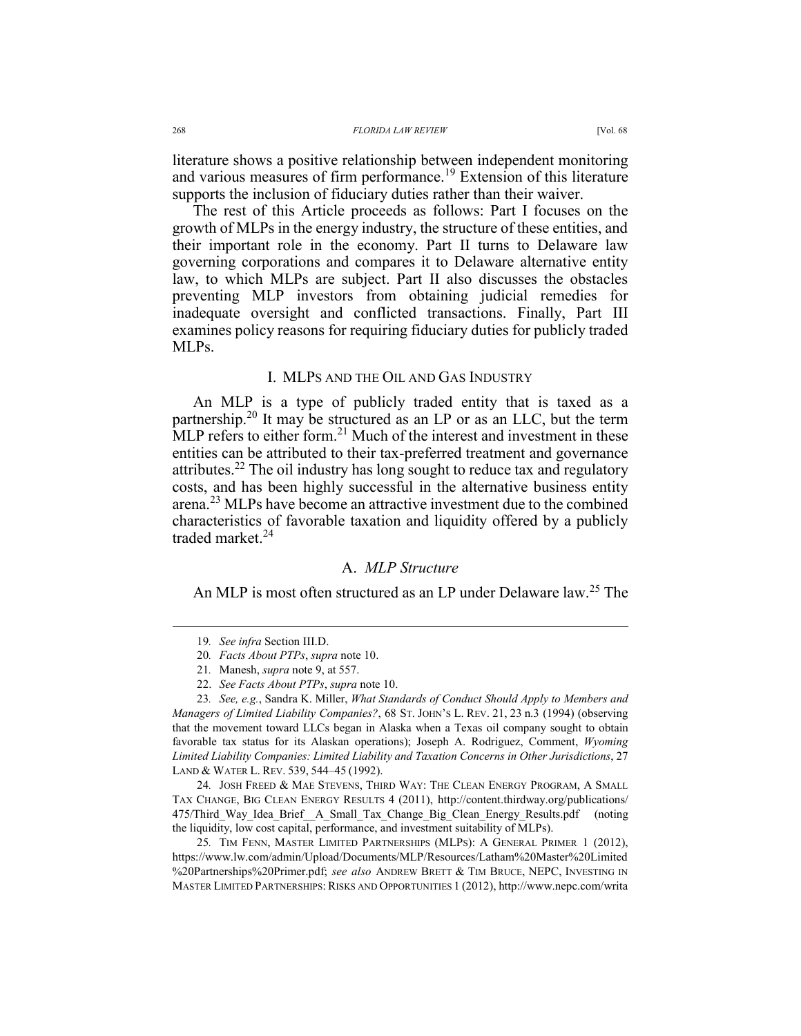literature shows a positive relationship between independent monitoring and various measures of firm performance.[19] Extension of this literature supports the inclusion of fiduciary duties rather than their waiver.

The rest of this Article proceeds as follows: Part I focuses on the growth of MLPs in the energy industry, the structure of these entities, and their important role in the economy. Part II turns to Delaware law governing corporations and compares it to Delaware alternative entity law, to which MLPs are subject. Part II also discusses the obstacles preventing MLP investors from obtaining judicial remedies for inadequate oversight and conflicted transactions. Finally, Part III examines policy reasons for requiring fiduciary duties for publicly traded MLPs.

## I. MLPs and the Oil and Gas Industry

An MLP is a type of publicly traded entity that is taxed as a partnership.[20] It may be structured as an LP or as an LLC, but the term MLP refers to either form.[21] Much of the interest and investment in these entities can be attributed to their tax-preferred treatment and governance attributes.[22] The oil industry has long sought to reduce tax and regulatory costs, and has been highly successful in the alternative business entity arena.[23] MLPs have become an attractive investment due to the combined characteristics of favorable taxation and liquidity offered by a publicly traded market.[24]

### A. *MLP Structure*

An MLP is most often structured as an LP under Delaware law.[25] The

---

19. *See infra* Section III.D.

20. *Facts About PTPs*, *supra* note 10.

21. Manesh, *supra* note 9, at 557.

22. *See Facts About PTPs*, *supra* note 10.

23. *See, e.g.*, Sandra K. Miller, *What Standards of Conduct Should Apply to Members and Managers of Limited Liability Companies?*, 68 St. John's L. Rev. 21, 23 n.3 (1994) (observing that the movement toward LLCs began in Alaska when a Texas oil company sought to obtain favorable tax status for its Alaskan operations); Joseph A. Rodriguez, Comment, *Wyoming Limited Liability Companies: Limited Liability and Taxation Concerns in Other Jurisdictions*, 27 Land & Water L. Rev. 539, 544–45 (1992).

24. Josh Freed & Mae Stevens, Third Way: The Clean Energy Program, A Small Tax Change, Big Clean Energy Results 4 (2011), http://content.thirdway.org/publications/475/Third_Way_Idea_Brief__A_Small_Tax_Change_Big_Clean_Energy_Results.pdf (noting the liquidity, low cost capital, performance, and investment suitability of MLPs).

25. Tim Fenn, Master Limited Partnerships (MLPs): A General Primer 1 (2012), https://www.lw.com/admin/Upload/Documents/MLP/Resources/Latham%20Master%20Limited%20Partnerships%20Primer.pdf; *see also* Andrew Brett & Tim Bruce, NEPC, Investing in Master Limited Partnerships: Risks and Opportunities 1 (2012), http://www.nepc.com/writa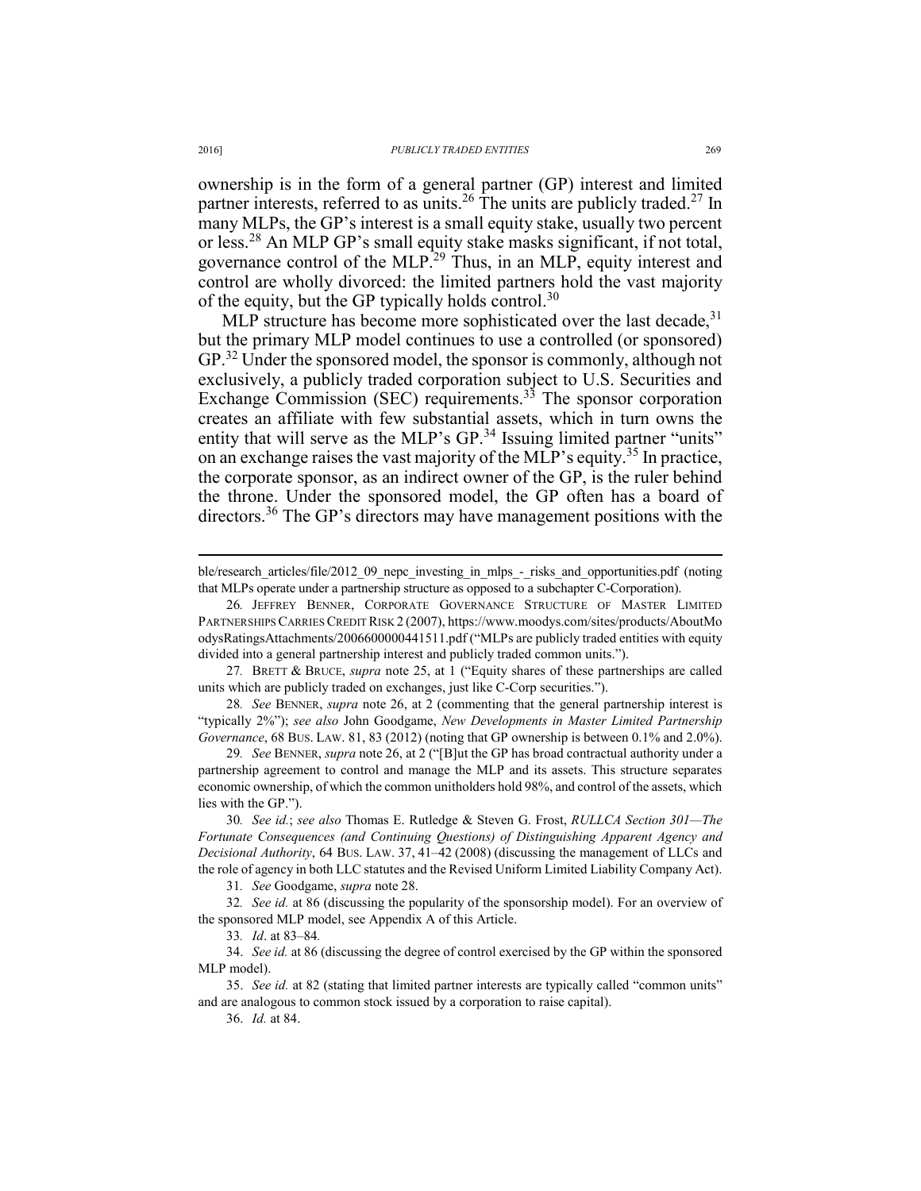ownership is in the form of a general partner (GP) interest and limited partner interests, referred to as units.[26] The units are publicly traded.[27] In many MLPs, the GP's interest is a small equity stake, usually two percent or less.[28] An MLP GP's small equity stake masks significant, if not total, governance control of the MLP.[29] Thus, in an MLP, equity interest and control are wholly divorced: the limited partners hold the vast majority of the equity, but the GP typically holds control.[30]

MLP structure has become more sophisticated over the last decade,[31] but the primary MLP model continues to use a controlled (or sponsored) GP.[32] Under the sponsored model, the sponsor is commonly, although not exclusively, a publicly traded corporation subject to U.S. Securities and Exchange Commission (SEC) requirements.[33] The sponsor corporation creates an affiliate with few substantial assets, which in turn owns the entity that will serve as the MLP's GP.[34] Issuing limited partner "units" on an exchange raises the vast majority of the MLP's equity.[35] In practice, the corporate sponsor, as an indirect owner of the GP, is the ruler behind the throne. Under the sponsored model, the GP often has a board of directors.[36] The GP's directors may have management positions with the

---

ble/research_articles/file/2012_09_nepc_investing_in_mlps_-_risks_and_opportunities.pdf (noting that MLPs operate under a partnership structure as opposed to a subchapter C-Corporation).

26. JEFFREY BENNER, CORPORATE GOVERNANCE STRUCTURE OF MASTER LIMITED PARTNERSHIPS CARRIES CREDIT RISK 2 (2007), https://www.moodys.com/sites/products/AboutMoodysRatingsAttachments/2006600000441511.pdf ("MLPs are publicly traded entities with equity divided into a general partnership interest and publicly traded common units.").

27. BRETT & BRUCE, *supra* note 25, at 1 ("Equity shares of these partnerships are called units which are publicly traded on exchanges, just like C-Corp securities.").

28. *See* BENNER, *supra* note 26, at 2 (commenting that the general partnership interest is "typically 2%"); *see also* John Goodgame, *New Developments in Master Limited Partnership Governance*, 68 BUS. LAW. 81, 83 (2012) (noting that GP ownership is between 0.1% and 2.0%).

29. *See* BENNER, *supra* note 26, at 2 ("[B]ut the GP has broad contractual authority under a partnership agreement to control and manage the MLP and its assets. This structure separates economic ownership, of which the common unitholders hold 98%, and control of the assets, which lies with the GP.").

30. *See id.*; *see also* Thomas E. Rutledge & Steven G. Frost, *RULLCA Section 301—The Fortunate Consequences (and Continuing Questions) of Distinguishing Apparent Agency and Decisional Authority*, 64 BUS. LAW. 37, 41–42 (2008) (discussing the management of LLCs and the role of agency in both LLC statutes and the Revised Uniform Limited Liability Company Act).

31. *See* Goodgame, *supra* note 28.

32. *See id.* at 86 (discussing the popularity of the sponsorship model). For an overview of the sponsored MLP model, see Appendix A of this Article.

33. *Id*. at 83–84.

34. *See id.* at 86 (discussing the degree of control exercised by the GP within the sponsored MLP model).

35. *See id.* at 82 (stating that limited partner interests are typically called "common units" and are analogous to common stock issued by a corporation to raise capital).

36. *Id.* at 84.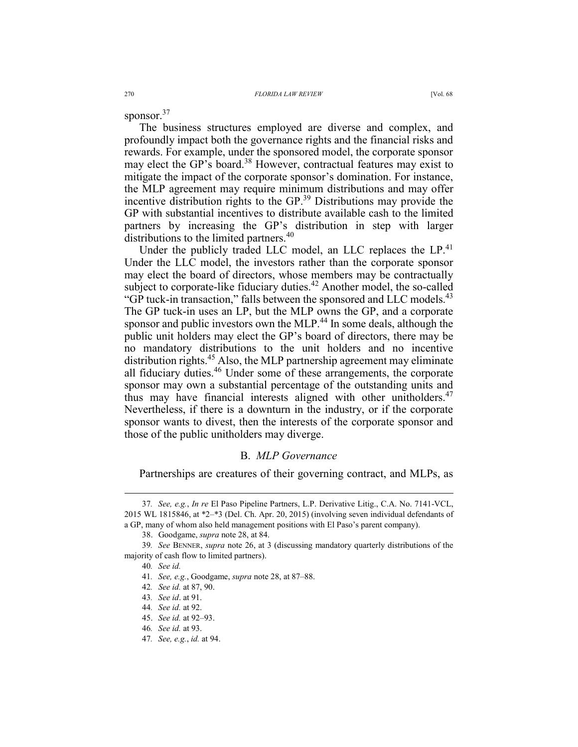sponsor.[37]

The business structures employed are diverse and complex, and profoundly impact both the governance rights and the financial risks and rewards. For example, under the sponsored model, the corporate sponsor may elect the GP's board.[38] However, contractual features may exist to mitigate the impact of the corporate sponsor's domination. For instance, the MLP agreement may require minimum distributions and may offer incentive distribution rights to the GP.[39] Distributions may provide the GP with substantial incentives to distribute available cash to the limited partners by increasing the GP's distribution in step with larger distributions to the limited partners.[40]

Under the publicly traded LLC model, an LLC replaces the LP.[41] Under the LLC model, the investors rather than the corporate sponsor may elect the board of directors, whose members may be contractually subject to corporate-like fiduciary duties.[42] Another model, the so-called "GP tuck-in transaction," falls between the sponsored and LLC models.[43] The GP tuck-in uses an LP, but the MLP owns the GP, and a corporate sponsor and public investors own the MLP.[44] In some deals, although the public unit holders may elect the GP's board of directors, there may be no mandatory distributions to the unit holders and no incentive distribution rights.[45] Also, the MLP partnership agreement may eliminate all fiduciary duties.[46] Under some of these arrangements, the corporate sponsor may own a substantial percentage of the outstanding units and thus may have financial interests aligned with other unitholders.[47] Nevertheless, if there is a downturn in the industry, or if the corporate sponsor wants to divest, then the interests of the corporate sponsor and those of the public unitholders may diverge.

### B. *MLP Governance*

Partnerships are creatures of their governing contract, and MLPs, as

---

37. *See, e.g.*, *In re* El Paso Pipeline Partners, L.P. Derivative Litig., C.A. No. 7141-VCL, 2015 WL 1815846, at *2–*3 (Del. Ch. Apr. 20, 2015) (involving seven individual defendants of a GP, many of whom also held management positions with El Paso's parent company).

38. Goodgame, *supra* note 28, at 84.

39. *See* BENNER, *supra* note 26, at 3 (discussing mandatory quarterly distributions of the majority of cash flow to limited partners).

40. *See id.*

41. *See, e.g.*, Goodgame, *supra* note 28, at 87–88.

42. *See id.* at 87, 90.

43. *See id*. at 91.

44. *See id.* at 92.

45. *See id.* at 92–93.

46. *See id.* at 93.

47. *See, e.g.*, *id.* at 94.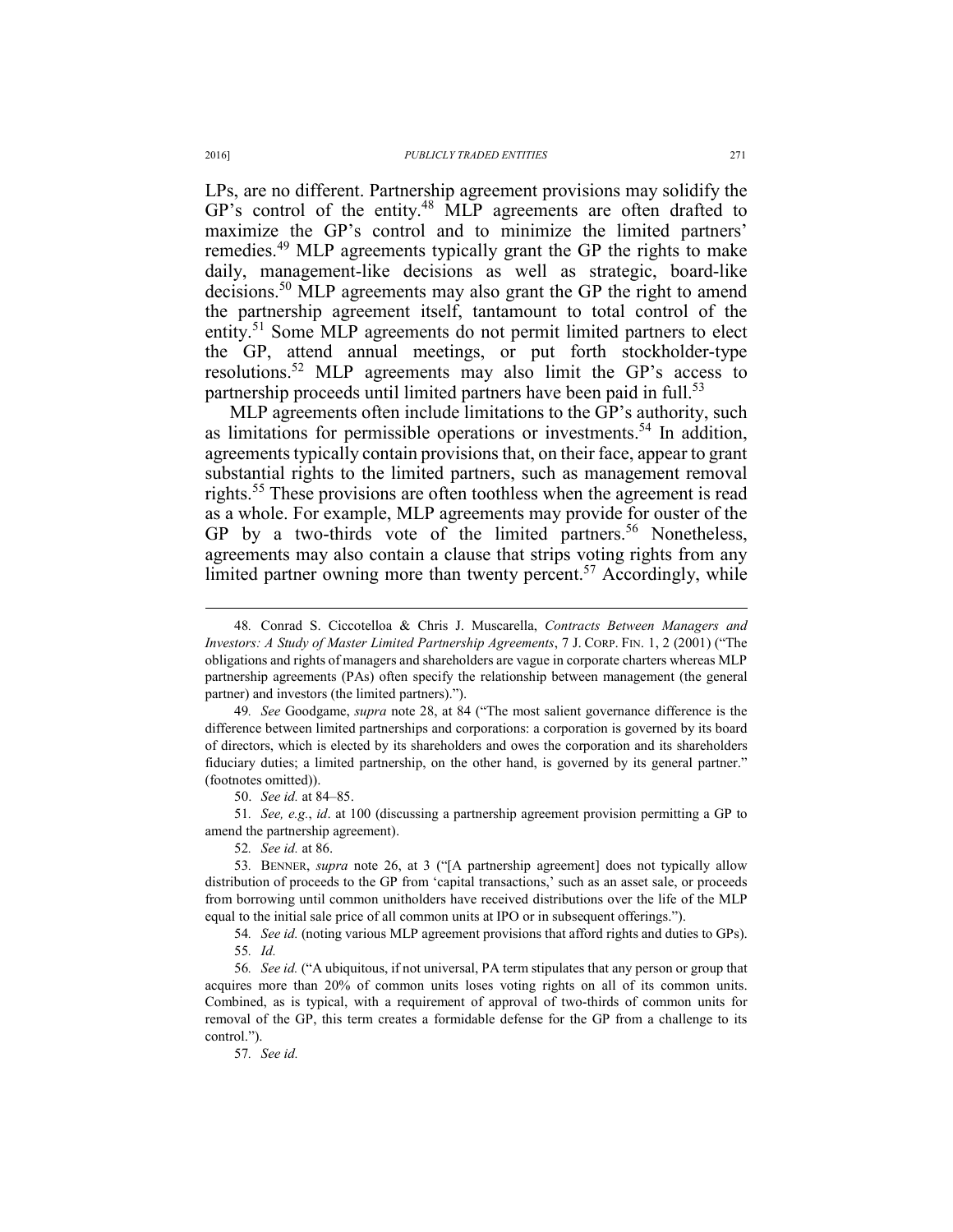LPs, are no different. Partnership agreement provisions may solidify the GP's control of the entity.[48] MLP agreements are often drafted to maximize the GP's control and to minimize the limited partners' remedies.[49] MLP agreements typically grant the GP the rights to make daily, management-like decisions as well as strategic, board-like decisions.[50] MLP agreements may also grant the GP the right to amend the partnership agreement itself, tantamount to total control of the entity.[51] Some MLP agreements do not permit limited partners to elect the GP, attend annual meetings, or put forth stockholder-type resolutions.[52] MLP agreements may also limit the GP's access to partnership proceeds until limited partners have been paid in full.[53]

MLP agreements often include limitations to the GP's authority, such as limitations for permissible operations or investments.[54] In addition, agreements typically contain provisions that, on their face, appear to grant substantial rights to the limited partners, such as management removal rights.[55] These provisions are often toothless when the agreement is read as a whole. For example, MLP agreements may provide for ouster of the GP by a two-thirds vote of the limited partners.[56] Nonetheless, agreements may also contain a clause that strips voting rights from any limited partner owning more than twenty percent.[57] Accordingly, while

---

48. Conrad S. Ciccotelloa & Chris J. Muscarella, *Contracts Between Managers and Investors: A Study of Master Limited Partnership Agreements*, 7 J. CORP. FIN. 1, 2 (2001) ("The obligations and rights of managers and shareholders are vague in corporate charters whereas MLP partnership agreements (PAs) often specify the relationship between management (the general partner) and investors (the limited partners).").

49. *See* Goodgame, *supra* note 28, at 84 ("The most salient governance difference is the difference between limited partnerships and corporations: a corporation is governed by its board of directors, which is elected by its shareholders and owes the corporation and its shareholders fiduciary duties; a limited partnership, on the other hand, is governed by its general partner." (footnotes omitted)).

50. *See id.* at 84–85.

51. *See, e.g.*, *id*. at 100 (discussing a partnership agreement provision permitting a GP to amend the partnership agreement).

52. *See id.* at 86.

53. BENNER, *supra* note 26, at 3 ("[A partnership agreement] does not typically allow distribution of proceeds to the GP from 'capital transactions,' such as an asset sale, or proceeds from borrowing until common unitholders have received distributions over the life of the MLP equal to the initial sale price of all common units at IPO or in subsequent offerings.").

54. *See id.* (noting various MLP agreement provisions that afford rights and duties to GPs).

55. *Id.*

56. *See id.* ("A ubiquitous, if not universal, PA term stipulates that any person or group that acquires more than 20% of common units loses voting rights on all of its common units. Combined, as is typical, with a requirement of approval of two-thirds of common units for removal of the GP, this term creates a formidable defense for the GP from a challenge to its control.").

57. *See id.*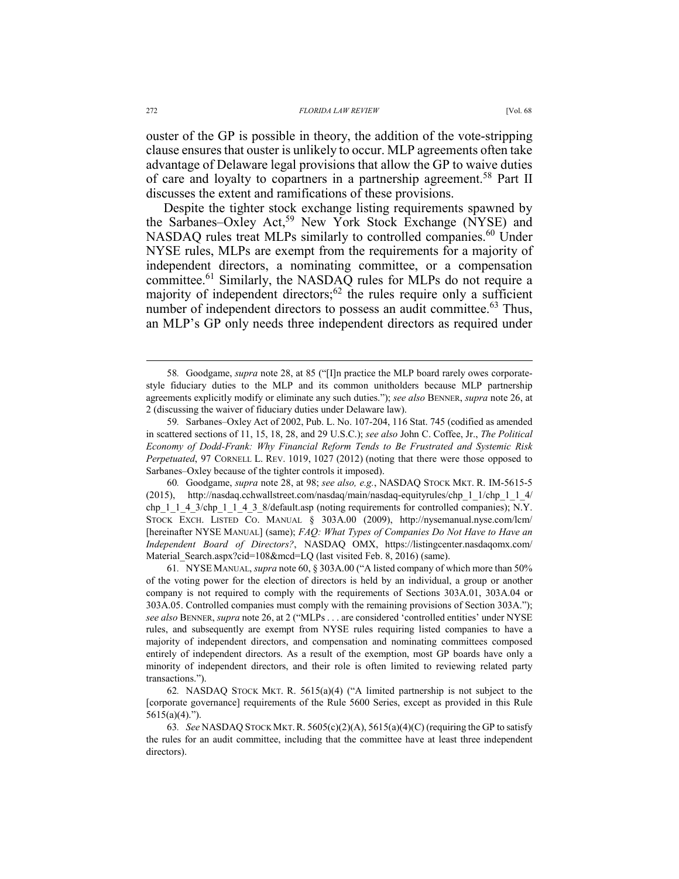ouster of the GP is possible in theory, the addition of the vote-stripping clause ensures that ouster is unlikely to occur. MLP agreements often take advantage of Delaware legal provisions that allow the GP to waive duties of care and loyalty to copartners in a partnership agreement.[58] Part II discusses the extent and ramifications of these provisions.

Despite the tighter stock exchange listing requirements spawned by the Sarbanes–Oxley Act,[59] New York Stock Exchange (NYSE) and NASDAQ rules treat MLPs similarly to controlled companies.[60] Under NYSE rules, MLPs are exempt from the requirements for a majority of independent directors, a nominating committee, or a compensation committee.[61] Similarly, the NASDAQ rules for MLPs do not require a majority of independent directors;[62] the rules require only a sufficient number of independent directors to possess an audit committee.[63] Thus, an MLP's GP only needs three independent directors as required under

---

58. Goodgame, *supra* note 28, at 85 ("[I]n practice the MLP board rarely owes corporate-style fiduciary duties to the MLP and its common unitholders because MLP partnership agreements explicitly modify or eliminate any such duties."); *see also* BENNER, *supra* note 26, at 2 (discussing the waiver of fiduciary duties under Delaware law).

59. Sarbanes–Oxley Act of 2002, Pub. L. No. 107-204, 116 Stat. 745 (codified as amended in scattered sections of 11, 15, 18, 28, and 29 U.S.C.); *see also* John C. Coffee, Jr., *The Political Economy of Dodd-Frank: Why Financial Reform Tends to Be Frustrated and Systemic Risk Perpetuated*, 97 CORNELL L. REV. 1019, 1027 (2012) (noting that there were those opposed to Sarbanes–Oxley because of the tighter controls it imposed).

60. Goodgame, *supra* note 28, at 98; *see also, e.g.*, NASDAQ STOCK MKT. R. IM-5615-5 (2015), http://nasdaq.cchwallstreet.com/nasdaq/main/nasdaq-equityrules/chp_1_1/chp_1_1_4/chp_1_1_4_3/chp_1_1_4_3_8/default.asp (noting requirements for controlled companies); N.Y. STOCK EXCH. LISTED CO. MANUAL § 303A.00 (2009), http://nysemanual.nyse.com/lcm/ [hereinafter NYSE MANUAL] (same); *FAQ: What Types of Companies Do Not Have to Have an Independent Board of Directors?*, NASDAQ OMX, https://listingcenter.nasdaqomx.com/Material_Search.aspx?cid=108&mcd=LQ (last visited Feb. 8, 2016) (same).

61. NYSE MANUAL, *supra* note 60, § 303A.00 ("A listed company of which more than 50% of the voting power for the election of directors is held by an individual, a group or another company is not required to comply with the requirements of Sections 303A.01, 303A.04 or 303A.05. Controlled companies must comply with the remaining provisions of Section 303A."); *see also* BENNER, *supra* note 26, at 2 ("MLPs . . . are considered 'controlled entities' under NYSE rules, and subsequently are exempt from NYSE rules requiring listed companies to have a majority of independent directors, and compensation and nominating committees composed entirely of independent directors. As a result of the exemption, most GP boards have only a minority of independent directors, and their role is often limited to reviewing related party transactions.").

62. NASDAQ STOCK MKT. R. 5615(a)(4) ("A limited partnership is not subject to the [corporate governance] requirements of the Rule 5600 Series, except as provided in this Rule 5615(a)(4).").

63. *See* NASDAQ STOCK MKT. R. 5605(c)(2)(A), 5615(a)(4)(C) (requiring the GP to satisfy the rules for an audit committee, including that the committee have at least three independent directors).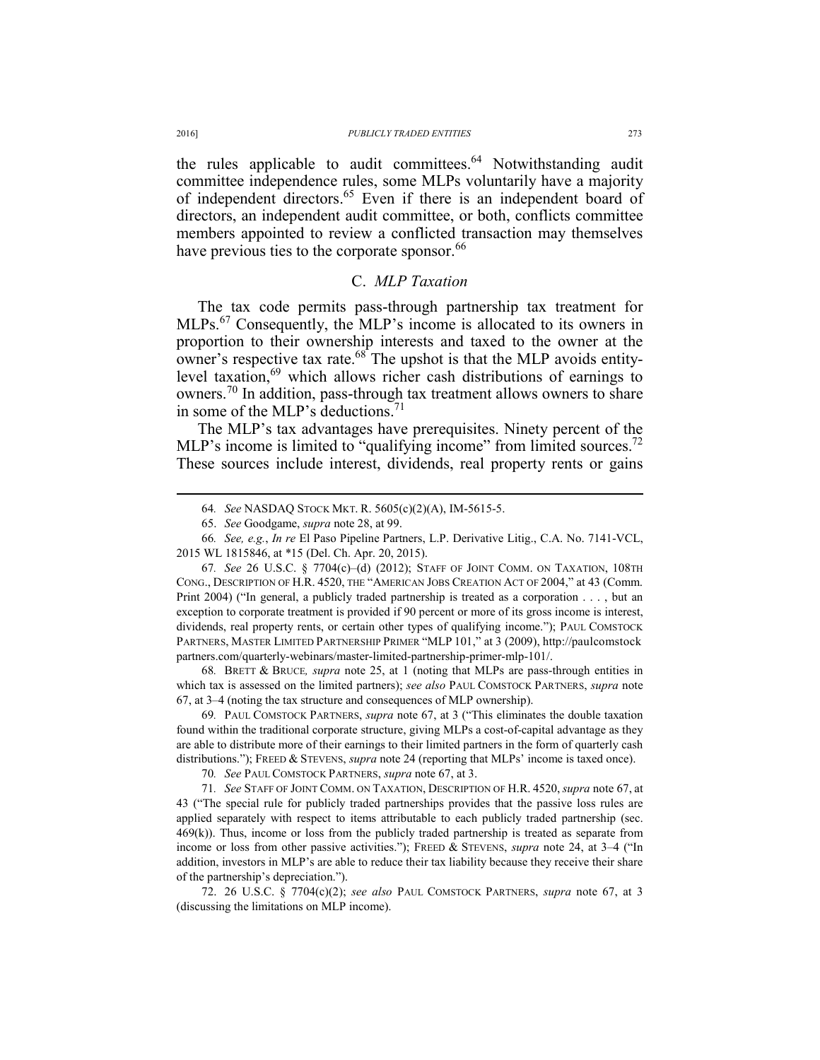the rules applicable to audit committees.[64] Notwithstanding audit committee independence rules, some MLPs voluntarily have a majority of independent directors.[65] Even if there is an independent board of directors, an independent audit committee, or both, conflicts committee members appointed to review a conflicted transaction may themselves have previous ties to the corporate sponsor.[66]

### C. *MLP Taxation*

The tax code permits pass-through partnership tax treatment for MLPs.[67] Consequently, the MLP's income is allocated to its owners in proportion to their ownership interests and taxed to the owner at the owner's respective tax rate.[68] The upshot is that the MLP avoids entity-level taxation,[69] which allows richer cash distributions of earnings to owners.[70] In addition, pass-through tax treatment allows owners to share in some of the MLP's deductions.[71]

The MLP's tax advantages have prerequisites. Ninety percent of the MLP's income is limited to "qualifying income" from limited sources.[72] These sources include interest, dividends, real property rents or gains

---

64. *See* NASDAQ STOCK MKT. R. 5605(c)(2)(A), IM-5615-5.

65. *See* Goodgame, *supra* note 28, at 99.

66. *See, e.g.*, *In re* El Paso Pipeline Partners, L.P. Derivative Litig., C.A. No. 7141-VCL, 2015 WL 1815846, at *15 (Del. Ch. Apr. 20, 2015).

67. *See* 26 U.S.C. § 7704(c)–(d) (2012); STAFF OF JOINT COMM. ON TAXATION, 108TH CONG., DESCRIPTION OF H.R. 4520, THE "AMERICAN JOBS CREATION ACT OF 2004," at 43 (Comm. Print 2004) ("In general, a publicly traded partnership is treated as a corporation . . . , but an exception to corporate treatment is provided if 90 percent or more of its gross income is interest, dividends, real property rents, or certain other types of qualifying income."); PAUL COMSTOCK PARTNERS, MASTER LIMITED PARTNERSHIP PRIMER "MLP 101," at 3 (2009), http://paulcomstockpartners.com/quarterly-webinars/master-limited-partnership-primer-mlp-101/.

68. BRETT & BRUCE, *supra* note 25, at 1 (noting that MLPs are pass-through entities in which tax is assessed on the limited partners); *see also* PAUL COMSTOCK PARTNERS, *supra* note 67, at 3–4 (noting the tax structure and consequences of MLP ownership).

69. PAUL COMSTOCK PARTNERS, *supra* note 67, at 3 ("This eliminates the double taxation found within the traditional corporate structure, giving MLPs a cost-of-capital advantage as they are able to distribute more of their earnings to their limited partners in the form of quarterly cash distributions."); FREED & STEVENS, *supra* note 24 (reporting that MLPs' income is taxed once).

70. *See* PAUL COMSTOCK PARTNERS, *supra* note 67, at 3.

71. *See* STAFF OF JOINT COMM. ON TAXATION, DESCRIPTION OF H.R. 4520, *supra* note 67, at 43 ("The special rule for publicly traded partnerships provides that the passive loss rules are applied separately with respect to items attributable to each publicly traded partnership (sec. 469(k)). Thus, income or loss from the publicly traded partnership is treated as separate from income or loss from other passive activities."); FREED & STEVENS, *supra* note 24, at 3–4 ("In addition, investors in MLP's are able to reduce their tax liability because they receive their share of the partnership's depreciation.").

72. 26 U.S.C. § 7704(c)(2); *see also* PAUL COMSTOCK PARTNERS, *supra* note 67, at 3 (discussing the limitations on MLP income).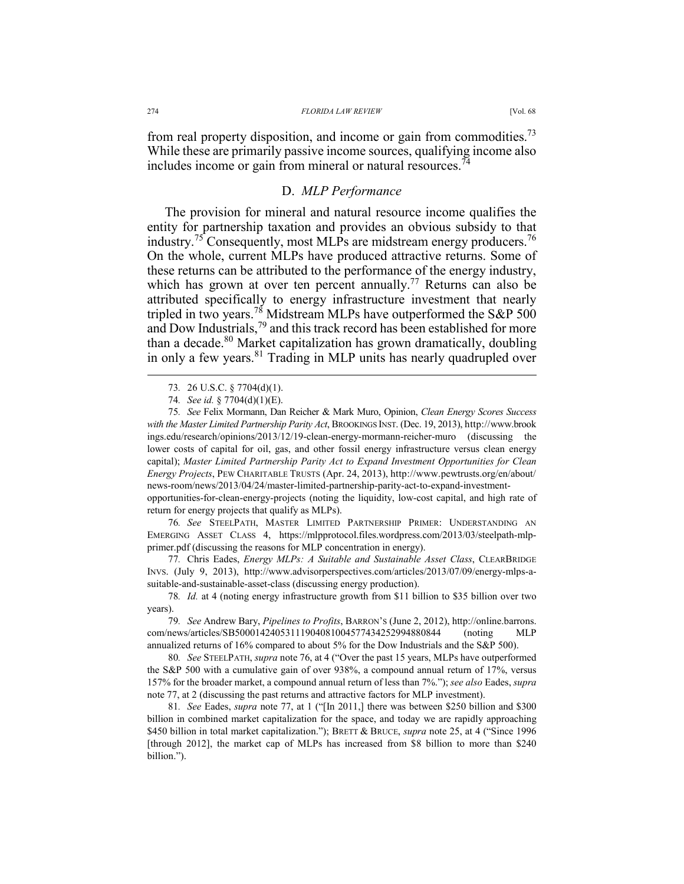from real property disposition, and income or gain from commodities.[73] While these are primarily passive income sources, qualifying income also includes income or gain from mineral or natural resources.[74]

## D. *MLP Performance*

The provision for mineral and natural resource income qualifies the entity for partnership taxation and provides an obvious subsidy to that industry.[75] Consequently, most MLPs are midstream energy producers.[76] On the whole, current MLPs have produced attractive returns. Some of these returns can be attributed to the performance of the energy industry, which has grown at over ten percent annually.[77] Returns can also be attributed specifically to energy infrastructure investment that nearly tripled in two years.[78] Midstream MLPs have outperformed the S&P 500 and Dow Industrials,[79] and this track record has been established for more than a decade.[80] Market capitalization has grown dramatically, doubling in only a few years.[81] Trading in MLP units has nearly quadrupled over

---

73. 26 U.S.C. § 7704(d)(1).

74. *See id.* § 7704(d)(1)(E).

75. *See* Felix Mormann, Dan Reicher & Mark Muro, Opinion, *Clean Energy Scores Success with the Master Limited Partnership Parity Act*, BROOKINGS INST. (Dec. 19, 2013), http://www.brookings.edu/research/opinions/2013/12/19-clean-energy-mormann-reicher-muro (discussing the lower costs of capital for oil, gas, and other fossil energy infrastructure versus clean energy capital); *Master Limited Partnership Parity Act to Expand Investment Opportunities for Clean Energy Projects*, PEW CHARITABLE TRUSTS (Apr. 24, 2013), http://www.pewtrusts.org/en/about/news-room/news/2013/04/24/master-limited-partnership-parity-act-to-expand-investment-opportunities-for-clean-energy-projects (noting the liquidity, low-cost capital, and high rate of return for energy projects that qualify as MLPs).

76. *See* STEELPATH, MASTER LIMITED PARTNERSHIP PRIMER: UNDERSTANDING AN EMERGING ASSET CLASS 4, https://mlpprotocol.files.wordpress.com/2013/03/steelpath-mlp-primer.pdf (discussing the reasons for MLP concentration in energy).

77. Chris Eades, *Energy MLPs: A Suitable and Sustainable Asset Class*, CLEARBRIDGE INVS. (July 9, 2013), http://www.advisorperspectives.com/articles/2013/07/09/energy-mlps-a-suitable-and-sustainable-asset-class (discussing energy production).

78. *Id.* at 4 (noting energy infrastructure growth from $11 billion to $35 billion over two years).

79. *See* Andrew Bary, *Pipelines to Profits*, BARRON'S (June 2, 2012), http://online.barrons.com/news/articles/SB50001424053111904081004577434252994880844 (noting MLP annualized returns of 16% compared to about 5% for the Dow Industrials and the S&P 500).

80. *See* STEELPATH, *supra* note 76, at 4 ("Over the past 15 years, MLPs have outperformed the S&P 500 with a cumulative gain of over 938%, a compound annual return of 17%, versus 157% for the broader market, a compound annual return of less than 7%."); *see also* Eades, *supra* note 77, at 2 (discussing the past returns and attractive factors for MLP investment).

81. *See* Eades, *supra* note 77, at 1 ("[In 2011,] there was between $250 billion and $300 billion in combined market capitalization for the space, and today we are rapidly approaching $450 billion in total market capitalization."); BRETT & BRUCE, *supra* note 25, at 4 ("Since 1996 [through 2012], the market cap of MLPs has increased from $8 billion to more than $240 billion.").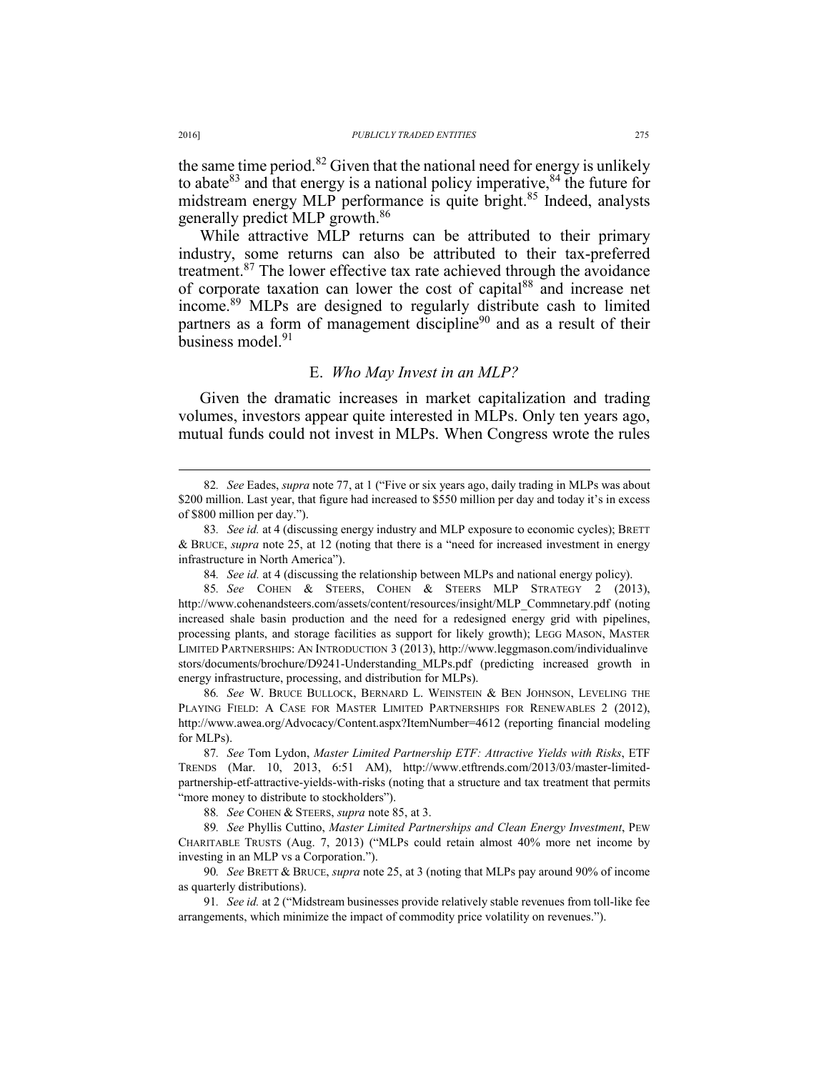the same time period.[82] Given that the national need for energy is unlikely to abate[83] and that energy is a national policy imperative,[84] the future for midstream energy MLP performance is quite bright.[85] Indeed, analysts generally predict MLP growth.[86]

While attractive MLP returns can be attributed to their primary industry, some returns can also be attributed to their tax-preferred treatment.[87] The lower effective tax rate achieved through the avoidance of corporate taxation can lower the cost of capital[88] and increase net income.[89] MLPs are designed to regularly distribute cash to limited partners as a form of management discipline[90] and as a result of their business model.[91]

### E. *Who May Invest in an MLP?*

Given the dramatic increases in market capitalization and trading volumes, investors appear quite interested in MLPs. Only ten years ago, mutual funds could not invest in MLPs. When Congress wrote the rules

---

82. *See* Eades, *supra* note 77, at 1 ("Five or six years ago, daily trading in MLPs was about $200 million. Last year, that figure had increased to $550 million per day and today it's in excess of $800 million per day.").

83. *See id.* at 4 (discussing energy industry and MLP exposure to economic cycles); BRETT & BRUCE, *supra* note 25, at 12 (noting that there is a "need for increased investment in energy infrastructure in North America").

84. *See id.* at 4 (discussing the relationship between MLPs and national energy policy).

85. *See* COHEN & STEERS, COHEN & STEERS MLP STRATEGY 2 (2013), http://www.cohenandsteers.com/assets/content/resources/insight/MLP_Commnetary.pdf (noting increased shale basin production and the need for a redesigned energy grid with pipelines, processing plants, and storage facilities as support for likely growth); LEGG MASON, MASTER LIMITED PARTNERSHIPS: AN INTRODUCTION 3 (2013), http://www.leggmason.com/individualinvestors/documents/brochure/D9241-Understanding_MLPs.pdf (predicting increased growth in energy infrastructure, processing, and distribution for MLPs).

86. *See* W. BRUCE BULLOCK, BERNARD L. WEINSTEIN & BEN JOHNSON, LEVELING THE PLAYING FIELD: A CASE FOR MASTER LIMITED PARTNERSHIPS FOR RENEWABLES 2 (2012), http://www.awea.org/Advocacy/Content.aspx?ItemNumber=4612 (reporting financial modeling for MLPs).

87. *See* Tom Lydon, *Master Limited Partnership ETF: Attractive Yields with Risks*, ETF TRENDS (Mar. 10, 2013, 6:51 AM), http://www.etftrends.com/2013/03/master-limited-partnership-etf-attractive-yields-with-risks (noting that a structure and tax treatment that permits "more money to distribute to stockholders").

88. *See* COHEN & STEERS, *supra* note 85, at 3.

89. *See* Phyllis Cuttino, *Master Limited Partnerships and Clean Energy Investment*, PEW CHARITABLE TRUSTS (Aug. 7, 2013) ("MLPs could retain almost 40% more net income by investing in an MLP vs a Corporation.").

90. *See* BRETT & BRUCE, *supra* note 25, at 3 (noting that MLPs pay around 90% of income as quarterly distributions).

91. *See id.* at 2 ("Midstream businesses provide relatively stable revenues from toll-like fee arrangements, which minimize the impact of commodity price volatility on revenues.").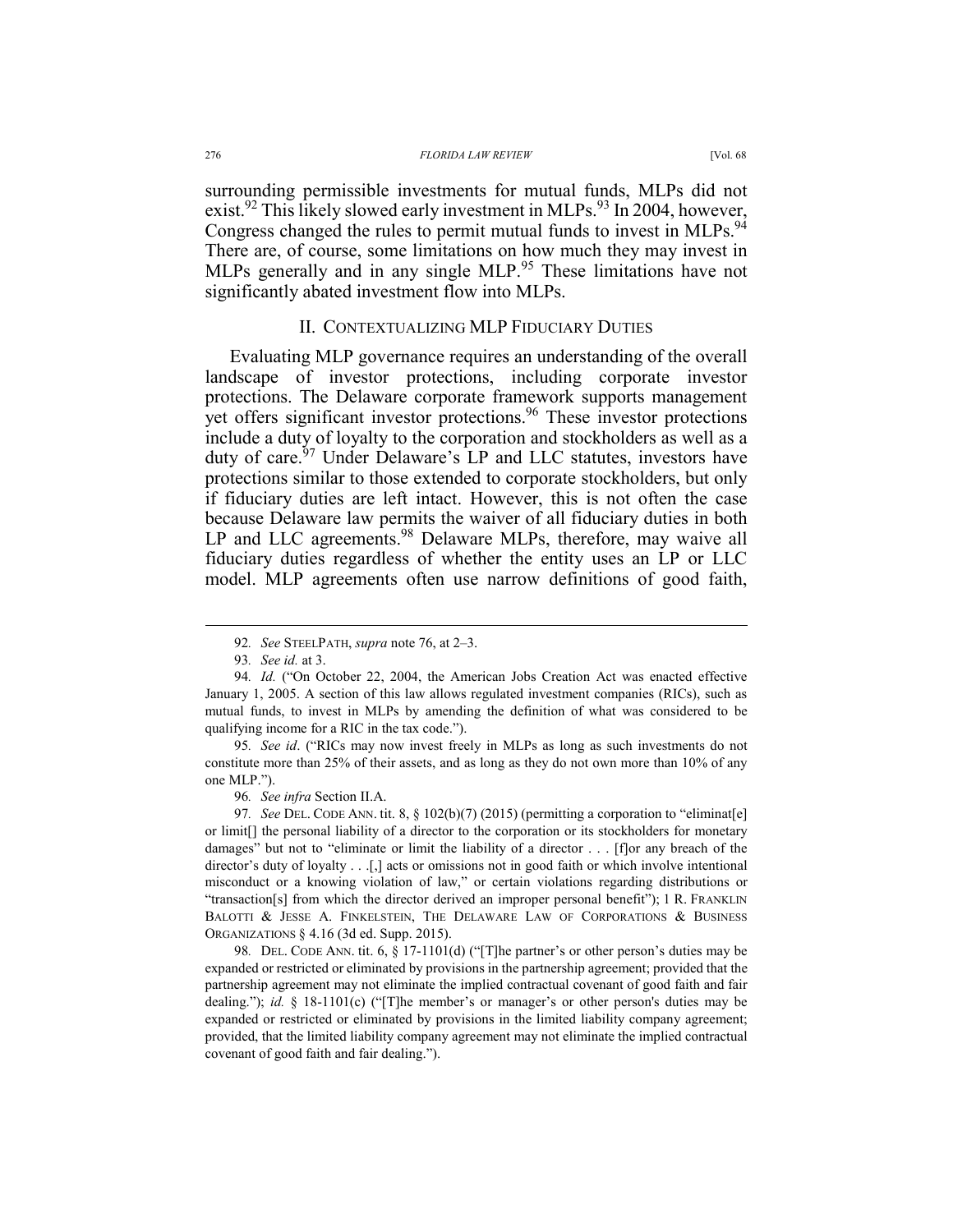surrounding permissible investments for mutual funds, MLPs did not exist.[92] This likely slowed early investment in MLPs.[93] In 2004, however, Congress changed the rules to permit mutual funds to invest in MLPs.[94] There are, of course, some limitations on how much they may invest in MLPs generally and in any single MLP.[95] These limitations have not significantly abated investment flow into MLPs.

## II. CONTEXTUALIZING MLP FIDUCIARY DUTIES

Evaluating MLP governance requires an understanding of the overall landscape of investor protections, including corporate investor protections. The Delaware corporate framework supports management yet offers significant investor protections.[96] These investor protections include a duty of loyalty to the corporation and stockholders as well as a duty of care.[97] Under Delaware's LP and LLC statutes, investors have protections similar to those extended to corporate stockholders, but only if fiduciary duties are left intact. However, this is not often the case because Delaware law permits the waiver of all fiduciary duties in both LP and LLC agreements.[98] Delaware MLPs, therefore, may waive all fiduciary duties regardless of whether the entity uses an LP or LLC model. MLP agreements often use narrow definitions of good faith,

---

92. *See* STEELPATH, *supra* note 76, at 2–3.

93. *See id.* at 3.

94. *Id.* ("On October 22, 2004, the American Jobs Creation Act was enacted effective January 1, 2005. A section of this law allows regulated investment companies (RICs), such as mutual funds, to invest in MLPs by amending the definition of what was considered to be qualifying income for a RIC in the tax code.").

95. *See id*. ("RICs may now invest freely in MLPs as long as such investments do not constitute more than 25% of their assets, and as long as they do not own more than 10% of any one MLP.").

96. *See infra* Section II.A.

97. *See* DEL. CODE ANN. tit. 8, § 102(b)(7) (2015) (permitting a corporation to "eliminat[e] or limit[] the personal liability of a director to the corporation or its stockholders for monetary damages" but not to "eliminate or limit the liability of a director . . . [f]or any breach of the director's duty of loyalty . . .[,] acts or omissions not in good faith or which involve intentional misconduct or a knowing violation of law," or certain violations regarding distributions or "transaction[s] from which the director derived an improper personal benefit"); 1 R. FRANKLIN BALOTTI & JESSE A. FINKELSTEIN, THE DELAWARE LAW OF CORPORATIONS & BUSINESS ORGANIZATIONS § 4.16 (3d ed. Supp. 2015).

98. DEL. CODE ANN. tit. 6, § 17-1101(d) ("[T]he partner's or other person's duties may be expanded or restricted or eliminated by provisions in the partnership agreement; provided that the partnership agreement may not eliminate the implied contractual covenant of good faith and fair dealing."); *id.* § 18-1101(c) ("[T]he member's or manager's or other person's duties may be expanded or restricted or eliminated by provisions in the limited liability company agreement; provided, that the limited liability company agreement may not eliminate the implied contractual covenant of good faith and fair dealing.").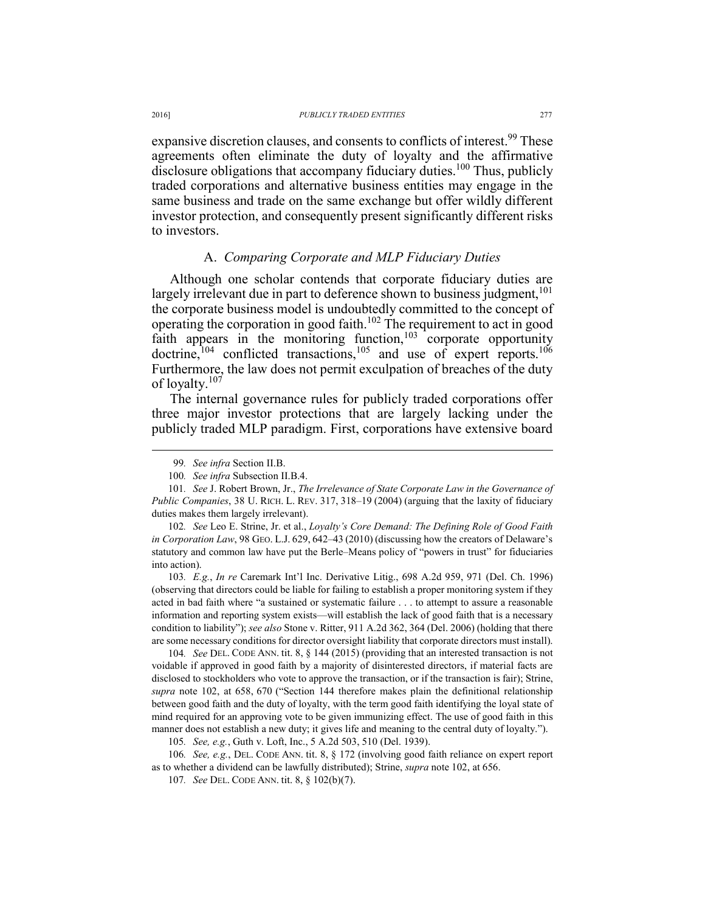expansive discretion clauses, and consents to conflicts of interest.[99] These agreements often eliminate the duty of loyalty and the affirmative disclosure obligations that accompany fiduciary duties.[100] Thus, publicly traded corporations and alternative business entities may engage in the same business and trade on the same exchange but offer wildly different investor protection, and consequently present significantly different risks to investors.

### A. *Comparing Corporate and MLP Fiduciary Duties*

Although one scholar contends that corporate fiduciary duties are largely irrelevant due in part to deference shown to business judgment,[101] the corporate business model is undoubtedly committed to the concept of operating the corporation in good faith.[102] The requirement to act in good faith appears in the monitoring function,[103] corporate opportunity doctrine,[104] conflicted transactions,[105] and use of expert reports.[106] Furthermore, the law does not permit exculpation of breaches of the duty of loyalty.[107]

The internal governance rules for publicly traded corporations offer three major investor protections that are largely lacking under the publicly traded MLP paradigm. First, corporations have extensive board

---

99. *See infra* Section II.B.

100. *See infra* Subsection II.B.4.

101. *See* J. Robert Brown, Jr., *The Irrelevance of State Corporate Law in the Governance of Public Companies*, 38 U. RICH. L. REV. 317, 318–19 (2004) (arguing that the laxity of fiduciary duties makes them largely irrelevant).

102. *See* Leo E. Strine, Jr. et al., *Loyalty's Core Demand: The Defining Role of Good Faith in Corporation Law*, 98 GEO. L.J. 629, 642–43 (2010) (discussing how the creators of Delaware's statutory and common law have put the Berle–Means policy of "powers in trust" for fiduciaries into action).

103. *E.g.*, *In re* Caremark Int'l Inc. Derivative Litig., 698 A.2d 959, 971 (Del. Ch. 1996) (observing that directors could be liable for failing to establish a proper monitoring system if they acted in bad faith where "a sustained or systematic failure . . . to attempt to assure a reasonable information and reporting system exists—will establish the lack of good faith that is a necessary condition to liability"); *see also* Stone v. Ritter, 911 A.2d 362, 364 (Del. 2006) (holding that there are some necessary conditions for director oversight liability that corporate directors must install).

104. *See* DEL. CODE ANN. tit. 8, § 144 (2015) (providing that an interested transaction is not voidable if approved in good faith by a majority of disinterested directors, if material facts are disclosed to stockholders who vote to approve the transaction, or if the transaction is fair); Strine, *supra* note 102, at 658, 670 ("Section 144 therefore makes plain the definitional relationship between good faith and the duty of loyalty, with the term good faith identifying the loyal state of mind required for an approving vote to be given immunizing effect. The use of good faith in this manner does not establish a new duty; it gives life and meaning to the central duty of loyalty.").

105. *See, e.g.*, Guth v. Loft, Inc., 5 A.2d 503, 510 (Del. 1939).

106. *See, e.g.*, DEL. CODE ANN. tit. 8, § 172 (involving good faith reliance on expert report as to whether a dividend can be lawfully distributed); Strine, *supra* note 102, at 656.

107. *See* DEL. CODE ANN. tit. 8, § 102(b)(7).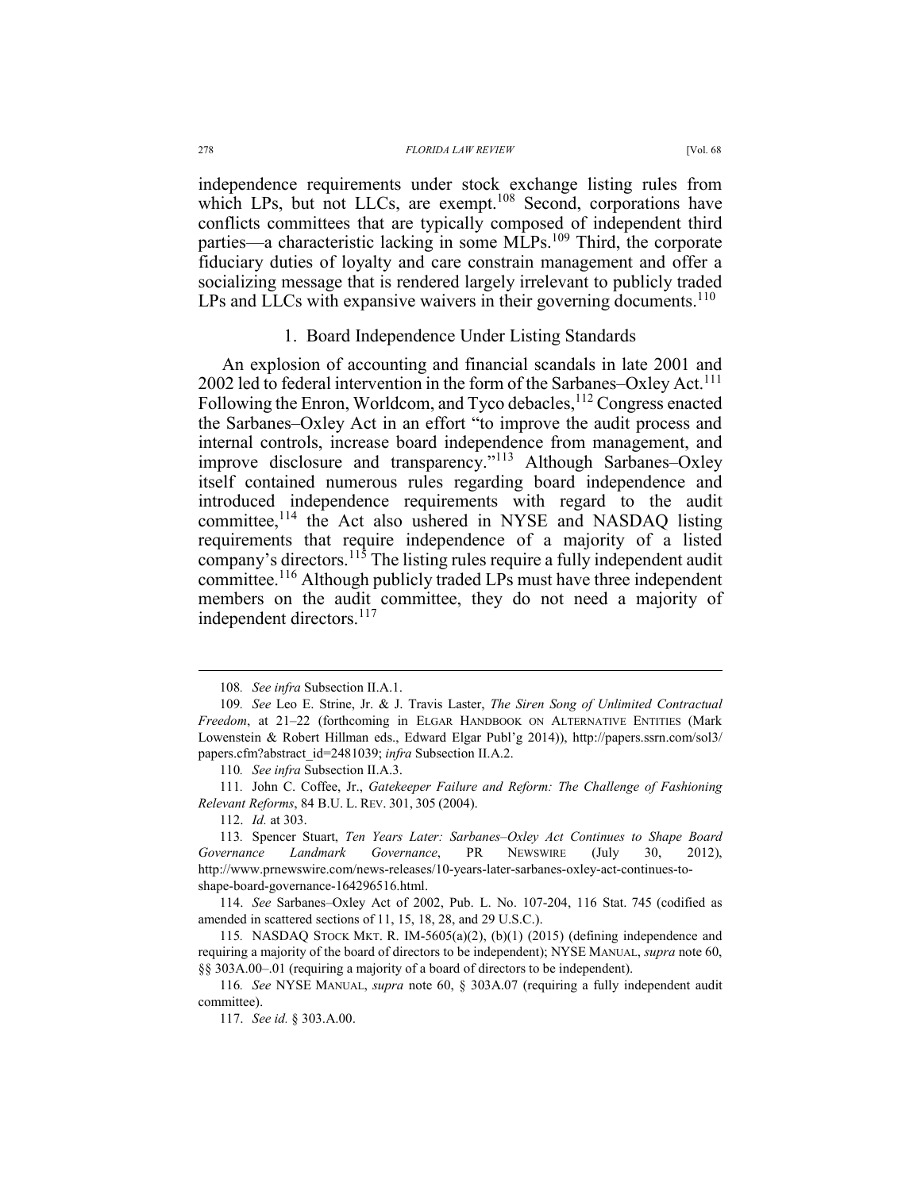independence requirements under stock exchange listing rules from which LPs, but not LLCs, are exempt.[108] Second, corporations have conflicts committees that are typically composed of independent third parties—a characteristic lacking in some MLPs.[109] Third, the corporate fiduciary duties of loyalty and care constrain management and offer a socializing message that is rendered largely irrelevant to publicly traded LPs and LLCs with expansive waivers in their governing documents.[110]

### 1. Board Independence Under Listing Standards

An explosion of accounting and financial scandals in late 2001 and 2002 led to federal intervention in the form of the Sarbanes–Oxley Act.[111] Following the Enron, Worldcom, and Tyco debacles,[112] Congress enacted the Sarbanes–Oxley Act in an effort "to improve the audit process and internal controls, increase board independence from management, and improve disclosure and transparency."[113] Although Sarbanes–Oxley itself contained numerous rules regarding board independence and introduced independence requirements with regard to the audit committee,[114] the Act also ushered in NYSE and NASDAQ listing requirements that require independence of a majority of a listed company's directors.[115] The listing rules require a fully independent audit committee.[116] Although publicly traded LPs must have three independent members on the audit committee, they do not need a majority of independent directors.[117]

---

108. *See infra* Subsection II.A.1.

109. *See* Leo E. Strine, Jr. & J. Travis Laster, *The Siren Song of Unlimited Contractual Freedom*, at 21–22 (forthcoming in ELGAR HANDBOOK ON ALTERNATIVE ENTITIES (Mark Lowenstein & Robert Hillman eds., Edward Elgar Publ'g 2014)), http://papers.ssrn.com/sol3/papers.cfm?abstract_id=2481039; *infra* Subsection II.A.2.

110. *See infra* Subsection II.A.3.

111. John C. Coffee, Jr., *Gatekeeper Failure and Reform: The Challenge of Fashioning Relevant Reforms*, 84 B.U. L. REV. 301, 305 (2004).

112. *Id.* at 303.

113. Spencer Stuart, *Ten Years Later: Sarbanes–Oxley Act Continues to Shape Board Governance Landmark Governance*, PR NEWSWIRE (July 30, 2012), http://www.prnewswire.com/news-releases/10-years-later-sarbanes-oxley-act-continues-to-shape-board-governance-164296516.html.

114. *See* Sarbanes–Oxley Act of 2002, Pub. L. No. 107-204, 116 Stat. 745 (codified as amended in scattered sections of 11, 15, 18, 28, and 29 U.S.C.).

115. NASDAQ STOCK MKT. R. IM-5605(a)(2), (b)(1) (2015) (defining independence and requiring a majority of the board of directors to be independent); NYSE MANUAL, *supra* note 60, §§ 303A.00–.01 (requiring a majority of a board of directors to be independent).

116. *See* NYSE MANUAL, *supra* note 60, § 303A.07 (requiring a fully independent audit committee).

117. *See id.* § 303.A.00.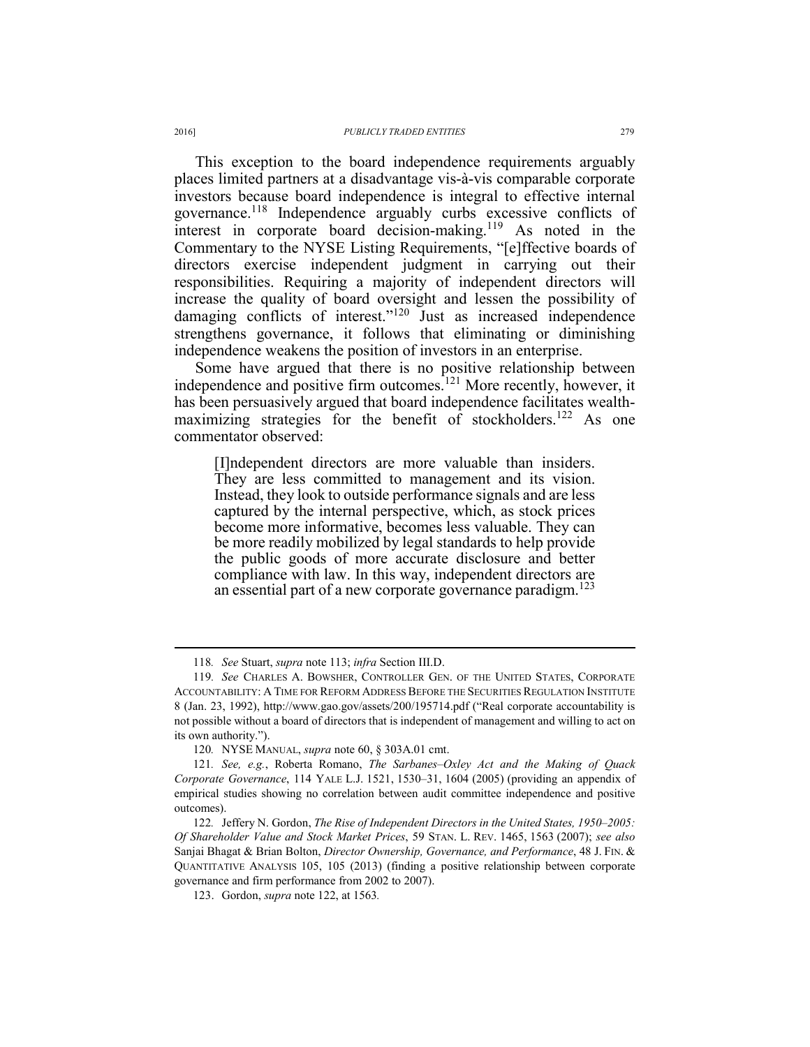This exception to the board independence requirements arguably places limited partners at a disadvantage vis-à-vis comparable corporate investors because board independence is integral to effective internal governance.[118] Independence arguably curbs excessive conflicts of interest in corporate board decision-making.[119] As noted in the Commentary to the NYSE Listing Requirements, "[e]ffective boards of directors exercise independent judgment in carrying out their responsibilities. Requiring a majority of independent directors will increase the quality of board oversight and lessen the possibility of damaging conflicts of interest."[120] Just as increased independence strengthens governance, it follows that eliminating or diminishing independence weakens the position of investors in an enterprise.

Some have argued that there is no positive relationship between independence and positive firm outcomes.[121] More recently, however, it has been persuasively argued that board independence facilitates wealth-maximizing strategies for the benefit of stockholders.[122] As one commentator observed:

> [I]ndependent directors are more valuable than insiders. They are less committed to management and its vision. Instead, they look to outside performance signals and are less captured by the internal perspective, which, as stock prices become more informative, becomes less valuable. They can be more readily mobilized by legal standards to help provide the public goods of more accurate disclosure and better compliance with law. In this way, independent directors are an essential part of a new corporate governance paradigm.[123]

---

118. *See* Stuart, *supra* note 113; *infra* Section III.D.

119. *See* CHARLES A. BOWSHER, CONTROLLER GEN. OF THE UNITED STATES, CORPORATE ACCOUNTABILITY: A TIME FOR REFORM ADDRESS BEFORE THE SECURITIES REGULATION INSTITUTE 8 (Jan. 23, 1992), http://www.gao.gov/assets/200/195714.pdf ("Real corporate accountability is not possible without a board of directors that is independent of management and willing to act on its own authority.").

120. NYSE MANUAL, *supra* note 60, § 303A.01 cmt.

121. *See, e.g.*, Roberta Romano, *The Sarbanes–Oxley Act and the Making of Quack Corporate Governance*, 114 YALE L.J. 1521, 1530–31, 1604 (2005) (providing an appendix of empirical studies showing no correlation between audit committee independence and positive outcomes).

122. Jeffery N. Gordon, *The Rise of Independent Directors in the United States, 1950–2005: Of Shareholder Value and Stock Market Prices*, 59 STAN. L. REV. 1465, 1563 (2007); *see also* Sanjai Bhagat & Brian Bolton, *Director Ownership, Governance, and Performance*, 48 J. FIN. & QUANTITATIVE ANALYSIS 105, 105 (2013) (finding a positive relationship between corporate governance and firm performance from 2002 to 2007).

123. Gordon, *supra* note 122, at 1563.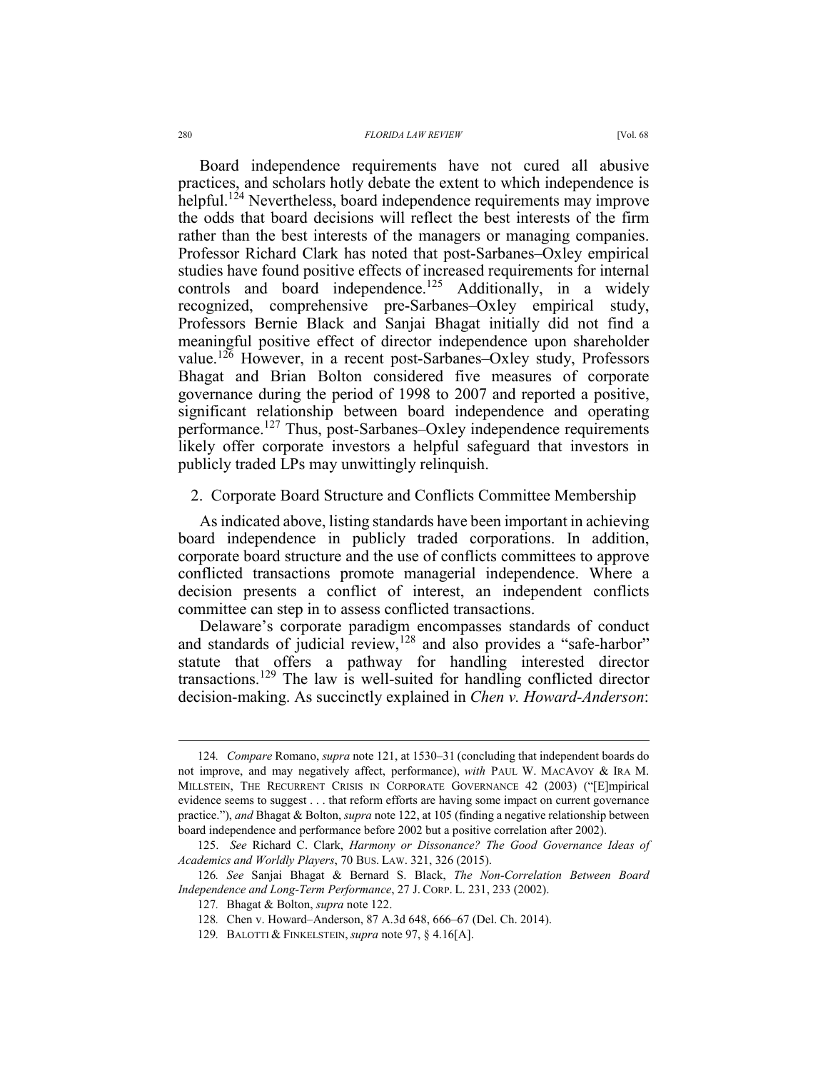Board independence requirements have not cured all abusive practices, and scholars hotly debate the extent to which independence is helpful.[124] Nevertheless, board independence requirements may improve the odds that board decisions will reflect the best interests of the firm rather than the best interests of the managers or managing companies. Professor Richard Clark has noted that post-Sarbanes–Oxley empirical studies have found positive effects of increased requirements for internal controls and board independence.[125] Additionally, in a widely recognized, comprehensive pre-Sarbanes–Oxley empirical study, Professors Bernie Black and Sanjai Bhagat initially did not find a meaningful positive effect of director independence upon shareholder value.[126] However, in a recent post-Sarbanes–Oxley study, Professors Bhagat and Brian Bolton considered five measures of corporate governance during the period of 1998 to 2007 and reported a positive, significant relationship between board independence and operating performance.[127] Thus, post-Sarbanes–Oxley independence requirements likely offer corporate investors a helpful safeguard that investors in publicly traded LPs may unwittingly relinquish.

### 2. Corporate Board Structure and Conflicts Committee Membership

As indicated above, listing standards have been important in achieving board independence in publicly traded corporations. In addition, corporate board structure and the use of conflicts committees to approve conflicted transactions promote managerial independence. Where a decision presents a conflict of interest, an independent conflicts committee can step in to assess conflicted transactions.

Delaware's corporate paradigm encompasses standards of conduct and standards of judicial review,[128] and also provides a "safe-harbor" statute that offers a pathway for handling interested director transactions.[129] The law is well-suited for handling conflicted director decision-making. As succinctly explained in *Chen v. Howard-Anderson*:

---

124. *Compare* Romano, *supra* note 121, at 1530–31 (concluding that independent boards do not improve, and may negatively affect, performance), *with* PAUL W. MACAVOY & IRA M. MILLSTEIN, THE RECURRENT CRISIS IN CORPORATE GOVERNANCE 42 (2003) ("[E]mpirical evidence seems to suggest . . . that reform efforts are having some impact on current governance practice."), *and* Bhagat & Bolton, *supra* note 122, at 105 (finding a negative relationship between board independence and performance before 2002 but a positive correlation after 2002).

125. *See* Richard C. Clark, *Harmony or Dissonance? The Good Governance Ideas of Academics and Worldly Players*, 70 BUS. LAW. 321, 326 (2015).

126. *See* Sanjai Bhagat & Bernard S. Black, *The Non-Correlation Between Board Independence and Long-Term Performance*, 27 J. CORP. L. 231, 233 (2002).

127. Bhagat & Bolton, *supra* note 122.

128. Chen v. Howard–Anderson, 87 A.3d 648, 666–67 (Del. Ch. 2014).

129. BALOTTI & FINKELSTEIN, *supra* note 97, § 4.16[A].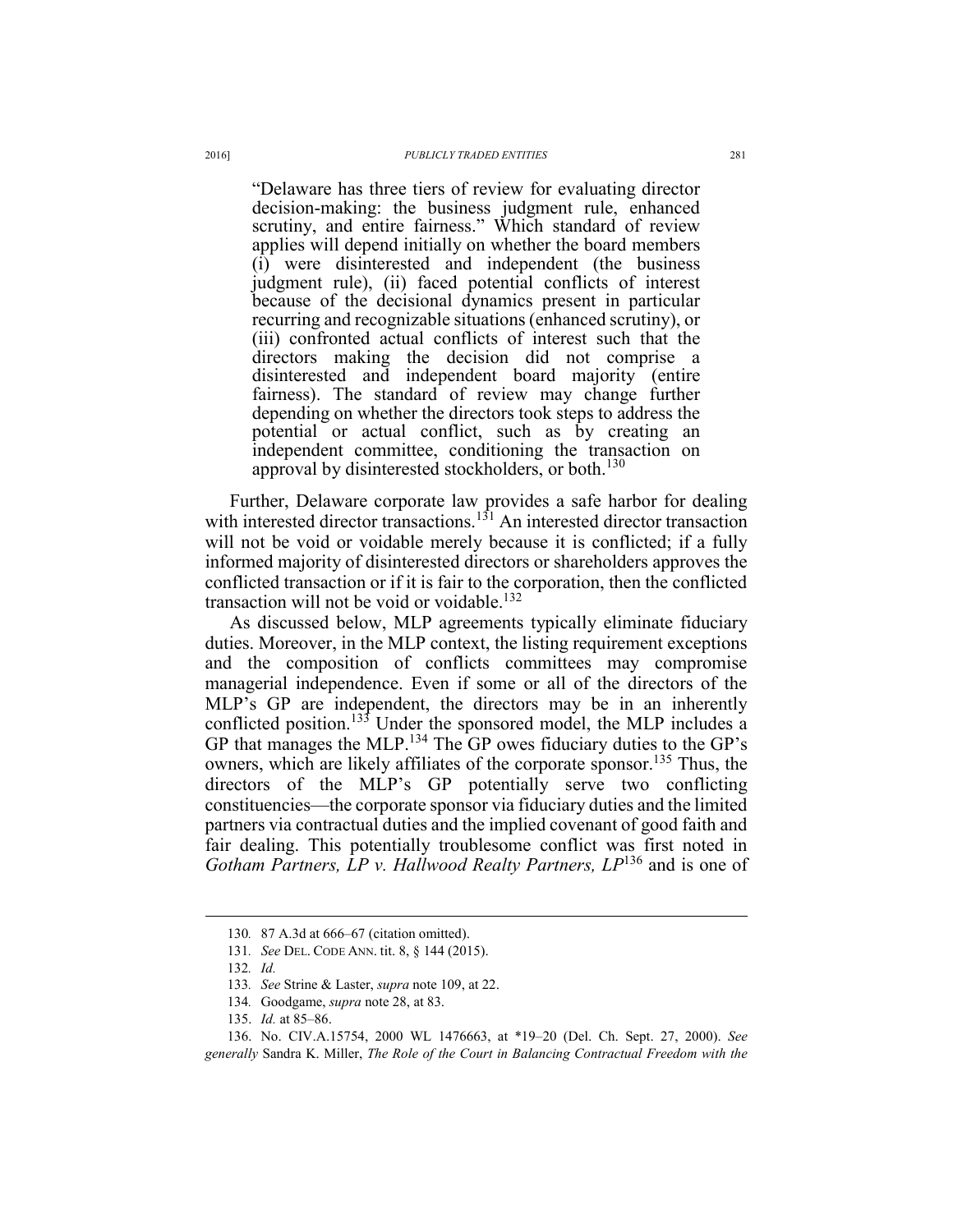> "Delaware has three tiers of review for evaluating director decision-making: the business judgment rule, enhanced scrutiny, and entire fairness." Which standard of review applies will depend initially on whether the board members (i) were disinterested and independent (the business judgment rule), (ii) faced potential conflicts of interest because of the decisional dynamics present in particular recurring and recognizable situations (enhanced scrutiny), or (iii) confronted actual conflicts of interest such that the directors making the decision did not comprise a disinterested and independent board majority (entire fairness). The standard of review may change further depending on whether the directors took steps to address the potential or actual conflict, such as by creating an independent committee, conditioning the transaction on approval by disinterested stockholders, or both.[130]

Further, Delaware corporate law provides a safe harbor for dealing with interested director transactions.[131] An interested director transaction will not be void or voidable merely because it is conflicted; if a fully informed majority of disinterested directors or shareholders approves the conflicted transaction or if it is fair to the corporation, then the conflicted transaction will not be void or voidable.[132]

As discussed below, MLP agreements typically eliminate fiduciary duties. Moreover, in the MLP context, the listing requirement exceptions and the composition of conflicts committees may compromise managerial independence. Even if some or all of the directors of the MLP's GP are independent, the directors may be in an inherently conflicted position.[133] Under the sponsored model, the MLP includes a GP that manages the MLP.[134] The GP owes fiduciary duties to the GP's owners, which are likely affiliates of the corporate sponsor.[135] Thus, the directors of the MLP's GP potentially serve two conflicting constituencies—the corporate sponsor via fiduciary duties and the limited partners via contractual duties and the implied covenant of good faith and fair dealing. This potentially troublesome conflict was first noted in *Gotham Partners, LP v. Hallwood Realty Partners, LP*[136] and is one of

---

130. 87 A.3d at 666–67 (citation omitted).

131. *See* DEL. CODE ANN. tit. 8, § 144 (2015).

132. *Id.*

133. *See* Strine & Laster, *supra* note 109, at 22.

134. Goodgame, *supra* note 28, at 83.

135. *Id.* at 85–86.

136. No. CIV.A.15754, 2000 WL 1476663, at *19–20 (Del. Ch. Sept. 27, 2000). *See generally* Sandra K. Miller, *The Role of the Court in Balancing Contractual Freedom with the*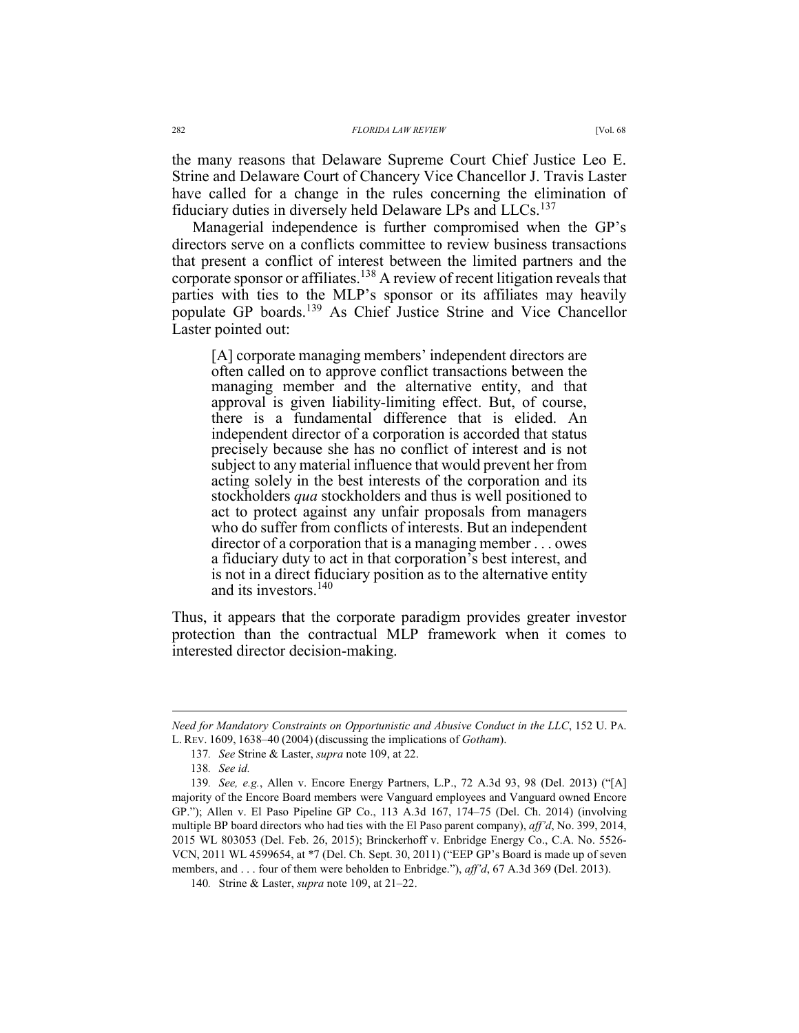the many reasons that Delaware Supreme Court Chief Justice Leo E. Strine and Delaware Court of Chancery Vice Chancellor J. Travis Laster have called for a change in the rules concerning the elimination of fiduciary duties in diversely held Delaware LPs and LLCs.[137]

Managerial independence is further compromised when the GP's directors serve on a conflicts committee to review business transactions that present a conflict of interest between the limited partners and the corporate sponsor or affiliates.[138] A review of recent litigation reveals that parties with ties to the MLP's sponsor or its affiliates may heavily populate GP boards.[139] As Chief Justice Strine and Vice Chancellor Laster pointed out:

> [A] corporate managing members' independent directors are often called on to approve conflict transactions between the managing member and the alternative entity, and that approval is given liability-limiting effect. But, of course, there is a fundamental difference that is elided. An independent director of a corporation is accorded that status precisely because she has no conflict of interest and is not subject to any material influence that would prevent her from acting solely in the best interests of the corporation and its stockholders *qua* stockholders and thus is well positioned to act to protect against any unfair proposals from managers who do suffer from conflicts of interests. But an independent director of a corporation that is a managing member . . . owes a fiduciary duty to act in that corporation's best interest, and is not in a direct fiduciary position as to the alternative entity and its investors.[140]

Thus, it appears that the corporate paradigm provides greater investor protection than the contractual MLP framework when it comes to interested director decision-making.

---

*Need for Mandatory Constraints on Opportunistic and Abusive Conduct in the LLC*, 152 U. PA. L. REV. 1609, 1638–40 (2004) (discussing the implications of *Gotham*).

137. *See* Strine & Laster, *supra* note 109, at 22.

138. *See id.*

139. *See, e.g.*, Allen v. Encore Energy Partners, L.P., 72 A.3d 93, 98 (Del. 2013) ("[A] majority of the Encore Board members were Vanguard employees and Vanguard owned Encore GP."); Allen v. El Paso Pipeline GP Co., 113 A.3d 167, 174–75 (Del. Ch. 2014) (involving multiple BP board directors who had ties with the El Paso parent company), *aff'd*, No. 399, 2014, 2015 WL 803053 (Del. Feb. 26, 2015); Brinckerhoff v. Enbridge Energy Co., C.A. No. 5526-VCN, 2011 WL 4599654, at *7 (Del. Ch. Sept. 30, 2011) ("EEP GP's Board is made up of seven members, and . . . four of them were beholden to Enbridge."), *aff'd*, 67 A.3d 369 (Del. 2013).

140. Strine & Laster, *supra* note 109, at 21–22.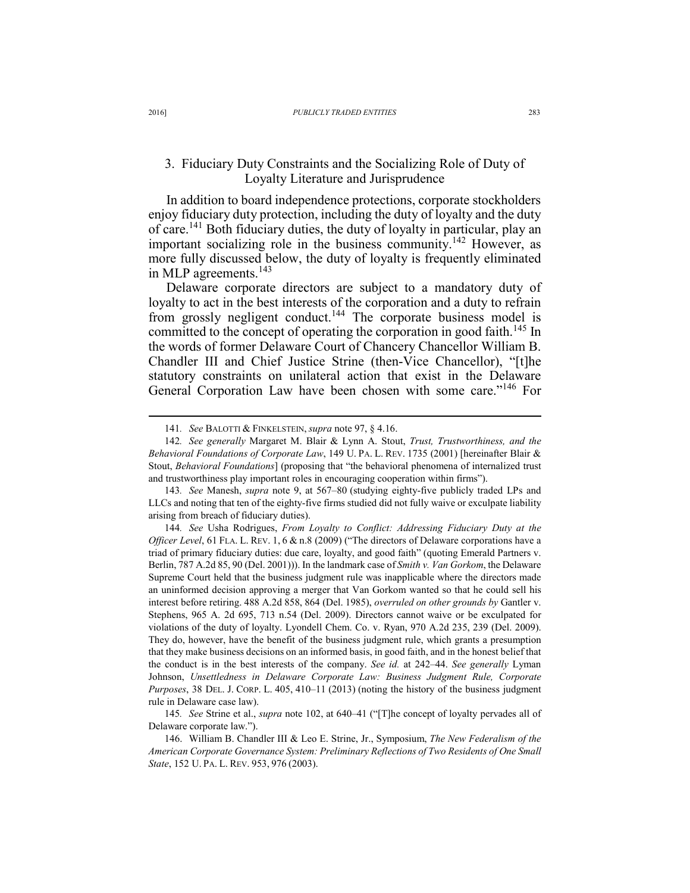### 3. Fiduciary Duty Constraints and the Socializing Role of Duty of Loyalty Literature and Jurisprudence

In addition to board independence protections, corporate stockholders enjoy fiduciary duty protection, including the duty of loyalty and the duty of care.[141] Both fiduciary duties, the duty of loyalty in particular, play an important socializing role in the business community.[142] However, as more fully discussed below, the duty of loyalty is frequently eliminated in MLP agreements.[143]

Delaware corporate directors are subject to a mandatory duty of loyalty to act in the best interests of the corporation and a duty to refrain from grossly negligent conduct.[144] The corporate business model is committed to the concept of operating the corporation in good faith.[145] In the words of former Delaware Court of Chancery Chancellor William B. Chandler III and Chief Justice Strine (then-Vice Chancellor), "[t]he statutory constraints on unilateral action that exist in the Delaware General Corporation Law have been chosen with some care."[146] For

---

141. *See* BALOTTI & FINKELSTEIN, *supra* note 97, § 4.16.

142. *See generally* Margaret M. Blair & Lynn A. Stout, *Trust, Trustworthiness, and the Behavioral Foundations of Corporate Law*, 149 U. PA. L. REV. 1735 (2001) [hereinafter Blair & Stout, *Behavioral Foundations*] (proposing that "the behavioral phenomena of internalized trust and trustworthiness play important roles in encouraging cooperation within firms").

143. *See* Manesh, *supra* note 9, at 567–80 (studying eighty-five publicly traded LPs and LLCs and noting that ten of the eighty-five firms studied did not fully waive or exculpate liability arising from breach of fiduciary duties).

144. *See* Usha Rodrigues, *From Loyalty to Conflict: Addressing Fiduciary Duty at the Officer Level*, 61 FLA. L. REV. 1, 6 & n.8 (2009) ("The directors of Delaware corporations have a triad of primary fiduciary duties: due care, loyalty, and good faith" (quoting Emerald Partners v. Berlin, 787 A.2d 85, 90 (Del. 2001))). In the landmark case of *Smith v. Van Gorkom*, the Delaware Supreme Court held that the business judgment rule was inapplicable where the directors made an uninformed decision approving a merger that Van Gorkom wanted so that he could sell his interest before retiring. 488 A.2d 858, 864 (Del. 1985), *overruled on other grounds by* Gantler v. Stephens, 965 A. 2d 695, 713 n.54 (Del. 2009). Directors cannot waive or be exculpated for violations of the duty of loyalty. Lyondell Chem. Co. v. Ryan, 970 A.2d 235, 239 (Del. 2009). They do, however, have the benefit of the business judgment rule, which grants a presumption that they make business decisions on an informed basis, in good faith, and in the honest belief that the conduct is in the best interests of the company. *See id.* at 242–44. *See generally* Lyman Johnson, *Unsettledness in Delaware Corporate Law: Business Judgment Rule, Corporate Purposes*, 38 DEL. J. CORP. L. 405, 410–11 (2013) (noting the history of the business judgment rule in Delaware case law).

145. *See* Strine et al., *supra* note 102, at 640–41 ("[T]he concept of loyalty pervades all of Delaware corporate law.").

146. William B. Chandler III & Leo E. Strine, Jr., Symposium, *The New Federalism of the American Corporate Governance System: Preliminary Reflections of Two Residents of One Small State*, 152 U. PA. L. REV. 953, 976 (2003).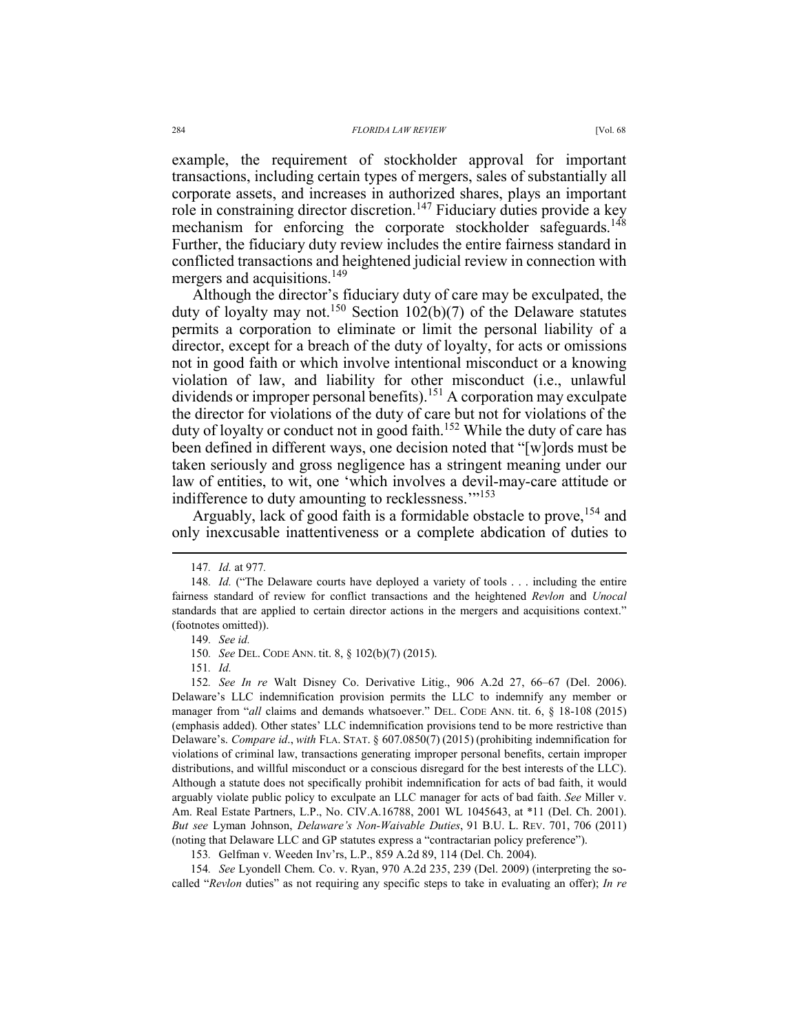example, the requirement of stockholder approval for important transactions, including certain types of mergers, sales of substantially all corporate assets, and increases in authorized shares, plays an important role in constraining director discretion.[147] Fiduciary duties provide a key mechanism for enforcing the corporate stockholder safeguards.[148] Further, the fiduciary duty review includes the entire fairness standard in conflicted transactions and heightened judicial review in connection with mergers and acquisitions.[149]

Although the director's fiduciary duty of care may be exculpated, the duty of loyalty may not.[150] Section 102(b)(7) of the Delaware statutes permits a corporation to eliminate or limit the personal liability of a director, except for a breach of the duty of loyalty, for acts or omissions not in good faith or which involve intentional misconduct or a knowing violation of law, and liability for other misconduct (i.e., unlawful dividends or improper personal benefits).[151] A corporation may exculpate the director for violations of the duty of care but not for violations of the duty of loyalty or conduct not in good faith.[152] While the duty of care has been defined in different ways, one decision noted that "[w]ords must be taken seriously and gross negligence has a stringent meaning under our law of entities, to wit, one 'which involves a devil-may-care attitude or indifference to duty amounting to recklessness.'"[153]

Arguably, lack of good faith is a formidable obstacle to prove,[154] and only inexcusable inattentiveness or a complete abdication of duties to

---

147. *Id.* at 977.

148. *Id.* ("The Delaware courts have deployed a variety of tools . . . including the entire fairness standard of review for conflict transactions and the heightened *Revlon* and *Unocal* standards that are applied to certain director actions in the mergers and acquisitions context." (footnotes omitted)).

149. *See id.*

150. *See* DEL. CODE ANN. tit. 8, § 102(b)(7) (2015).

151. *Id.*

152. *See In re* Walt Disney Co. Derivative Litig., 906 A.2d 27, 66–67 (Del. 2006). Delaware's LLC indemnification provision permits the LLC to indemnify any member or manager from "*all* claims and demands whatsoever." DEL. CODE ANN. tit. 6, § 18-108 (2015) (emphasis added). Other states' LLC indemnification provisions tend to be more restrictive than Delaware's. *Compare id.*, *with* FLA. STAT. § 607.0850(7) (2015) (prohibiting indemnification for violations of criminal law, transactions generating improper personal benefits, certain improper distributions, and willful misconduct or a conscious disregard for the best interests of the LLC). Although a statute does not specifically prohibit indemnification for acts of bad faith, it would arguably violate public policy to exculpate an LLC manager for acts of bad faith. *See* Miller v. Am. Real Estate Partners, L.P., No. CIV.A.16788, 2001 WL 1045643, at *11 (Del. Ch. 2001). *But see* Lyman Johnson, *Delaware's Non-Waivable Duties*, 91 B.U. L. REV. 701, 706 (2011) (noting that Delaware LLC and GP statutes express a "contractarian policy preference").

153. Gelfman v. Weeden Inv'rs, L.P., 859 A.2d 89, 114 (Del. Ch. 2004).

154. *See* Lyondell Chem. Co. v. Ryan, 970 A.2d 235, 239 (Del. 2009) (interpreting the so-called "*Revlon* duties" as not requiring any specific steps to take in evaluating an offer); *In re*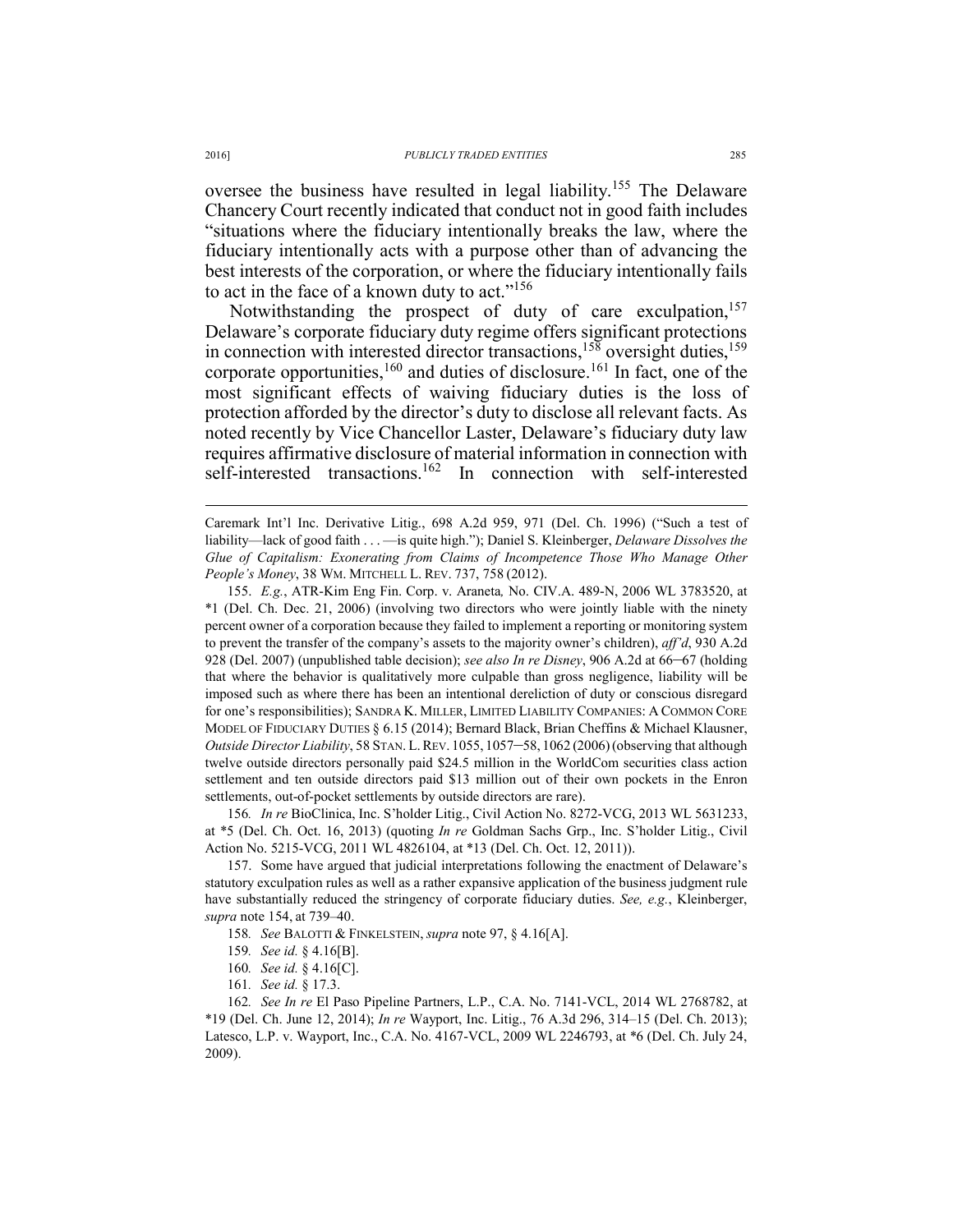oversee the business have resulted in legal liability.[155] The Delaware Chancery Court recently indicated that conduct not in good faith includes "situations where the fiduciary intentionally breaks the law, where the fiduciary intentionally acts with a purpose other than of advancing the best interests of the corporation, or where the fiduciary intentionally fails to act in the face of a known duty to act."[156]

Notwithstanding the prospect of duty of care exculpation,[157] Delaware's corporate fiduciary duty regime offers significant protections in connection with interested director transactions,[158] oversight duties,[159] corporate opportunities,[160] and duties of disclosure.[161] In fact, one of the most significant effects of waiving fiduciary duties is the loss of protection afforded by the director's duty to disclose all relevant facts. As noted recently by Vice Chancellor Laster, Delaware's fiduciary duty law requires affirmative disclosure of material information in connection with self-interested transactions.[162] In connection with self-interested

---

Caremark Int'l Inc. Derivative Litig., 698 A.2d 959, 971 (Del. Ch. 1996) ("Such a test of liability—lack of good faith . . . —is quite high."); Daniel S. Kleinberger, *Delaware Dissolves the Glue of Capitalism: Exonerating from Claims of Incompetence Those Who Manage Other People's Money*, 38 WM. MITCHELL L. REV. 737, 758 (2012).

155. *E.g.*, ATR-Kim Eng Fin. Corp. v. Araneta, No. CIV.A. 489-N, 2006 WL 3783520, at *1 (Del. Ch. Dec. 21, 2006) (involving two directors who were jointly liable with the ninety percent owner of a corporation because they failed to implement a reporting or monitoring system to prevent the transfer of the company's assets to the majority owner's children), *aff'd*, 930 A.2d 928 (Del. 2007) (unpublished table decision); *see also In re Disney*, 906 A.2d at 66–67 (holding that where the behavior is qualitatively more culpable than gross negligence, liability will be imposed such as where there has been an intentional dereliction of duty or conscious disregard for one's responsibilities); SANDRA K. MILLER, LIMITED LIABILITY COMPANIES: A COMMON CORE MODEL OF FIDUCIARY DUTIES § 6.15 (2014); Bernard Black, Brian Cheffins & Michael Klausner, *Outside Director Liability*, 58 STAN. L. REV. 1055, 1057–58, 1062 (2006) (observing that although twelve outside directors personally paid $24.5 million in the WorldCom securities class action settlement and ten outside directors paid $13 million out of their own pockets in the Enron settlements, out-of-pocket settlements by outside directors are rare).

156. *In re* BioClinica, Inc. S'holder Litig., Civil Action No. 8272-VCG, 2013 WL 5631233, at *5 (Del. Ch. Oct. 16, 2013) (quoting *In re* Goldman Sachs Grp., Inc. S'holder Litig., Civil Action No. 5215-VCG, 2011 WL 4826104, at *13 (Del. Ch. Oct. 12, 2011)).

157. Some have argued that judicial interpretations following the enactment of Delaware's statutory exculpation rules as well as a rather expansive application of the business judgment rule have substantially reduced the stringency of corporate fiduciary duties. *See, e.g.*, Kleinberger, *supra* note 154, at 739–40.

158. *See* BALOTTI & FINKELSTEIN, *supra* note 97, § 4.16[A].

159. *See id.* § 4.16[B].

160. *See id.* § 4.16[C].

161. *See id.* § 17.3.

162. *See In re* El Paso Pipeline Partners, L.P., C.A. No. 7141-VCL, 2014 WL 2768782, at *19 (Del. Ch. June 12, 2014); *In re* Wayport, Inc. Litig., 76 A.3d 296, 314–15 (Del. Ch. 2013); Latesco, L.P. v. Wayport, Inc., C.A. No. 4167-VCL, 2009 WL 2246793, at *6 (Del. Ch. July 24, 2009).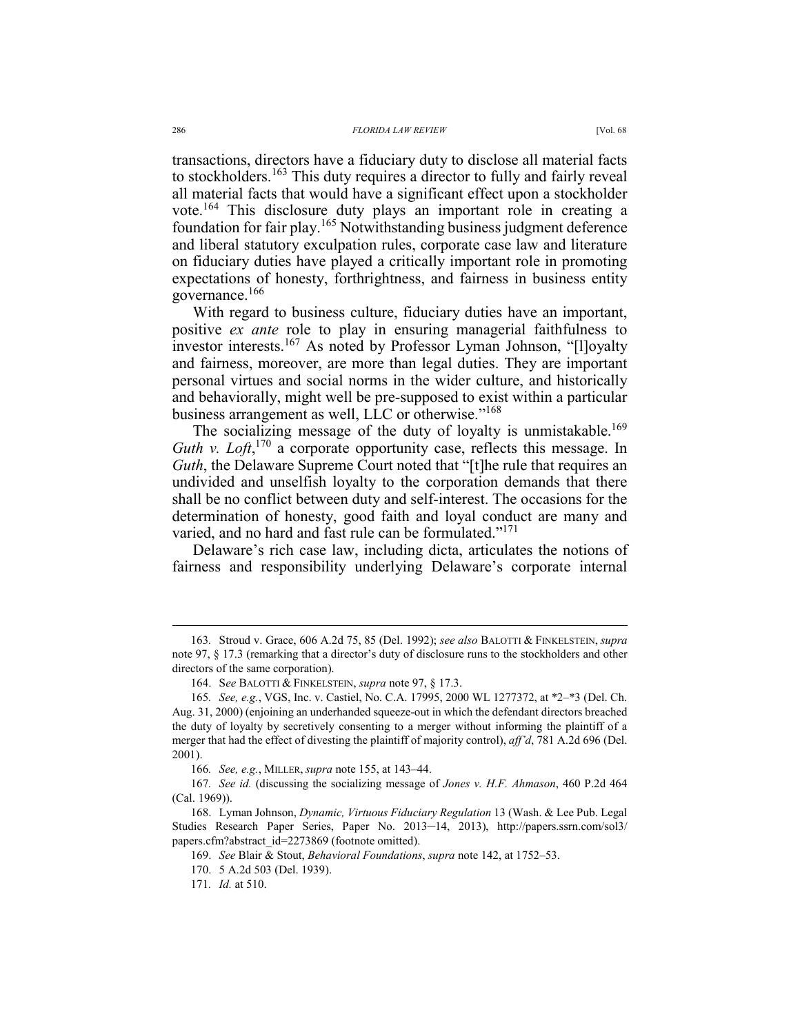transactions, directors have a fiduciary duty to disclose all material facts to stockholders.[163] This duty requires a director to fully and fairly reveal all material facts that would have a significant effect upon a stockholder vote.[164] This disclosure duty plays an important role in creating a foundation for fair play.[165] Notwithstanding business judgment deference and liberal statutory exculpation rules, corporate case law and literature on fiduciary duties have played a critically important role in promoting expectations of honesty, forthrightness, and fairness in business entity governance.[166]

With regard to business culture, fiduciary duties have an important, positive *ex ante* role to play in ensuring managerial faithfulness to investor interests.[167] As noted by Professor Lyman Johnson, "[l]oyalty and fairness, moreover, are more than legal duties. They are important personal virtues and social norms in the wider culture, and historically and behaviorally, might well be pre-supposed to exist within a particular business arrangement as well, LLC or otherwise."[168]

The socializing message of the duty of loyalty is unmistakable.[169] *Guth v. Loft*,[170] a corporate opportunity case, reflects this message. In *Guth*, the Delaware Supreme Court noted that "[t]he rule that requires an undivided and unselfish loyalty to the corporation demands that there shall be no conflict between duty and self-interest. The occasions for the determination of honesty, good faith and loyal conduct are many and varied, and no hard and fast rule can be formulated."[171]

Delaware's rich case law, including dicta, articulates the notions of fairness and responsibility underlying Delaware's corporate internal

---

163. Stroud v. Grace, 606 A.2d 75, 85 (Del. 1992); *see also* BALOTTI & FINKELSTEIN, *supra* note 97, § 17.3 (remarking that a director's duty of disclosure runs to the stockholders and other directors of the same corporation).

164. S*ee* BALOTTI & FINKELSTEIN, *supra* note 97, § 17.3.

165. *See, e.g.*, VGS, Inc. v. Castiel, No. C.A. 17995, 2000 WL 1277372, at *2–*3 (Del. Ch. Aug. 31, 2000) (enjoining an underhanded squeeze-out in which the defendant directors breached the duty of loyalty by secretively consenting to a merger without informing the plaintiff of a merger that had the effect of divesting the plaintiff of majority control), *aff'd*, 781 A.2d 696 (Del. 2001).

166. *See, e.g.*, MILLER, *supra* note 155, at 143–44.

167. *See id.* (discussing the socializing message of *Jones v. H.F. Ahmason*, 460 P.2d 464 (Cal. 1969)).

168. Lyman Johnson, *Dynamic, Virtuous Fiduciary Regulation* 13 (Wash. & Lee Pub. Legal Studies Research Paper Series, Paper No. 2013–14, 2013), http://papers.ssrn.com/sol3/papers.cfm?abstract_id=2273869 (footnote omitted).

169. *See* Blair & Stout, *Behavioral Foundations*, *supra* note 142, at 1752–53.

170. 5 A.2d 503 (Del. 1939).

171. *Id.* at 510.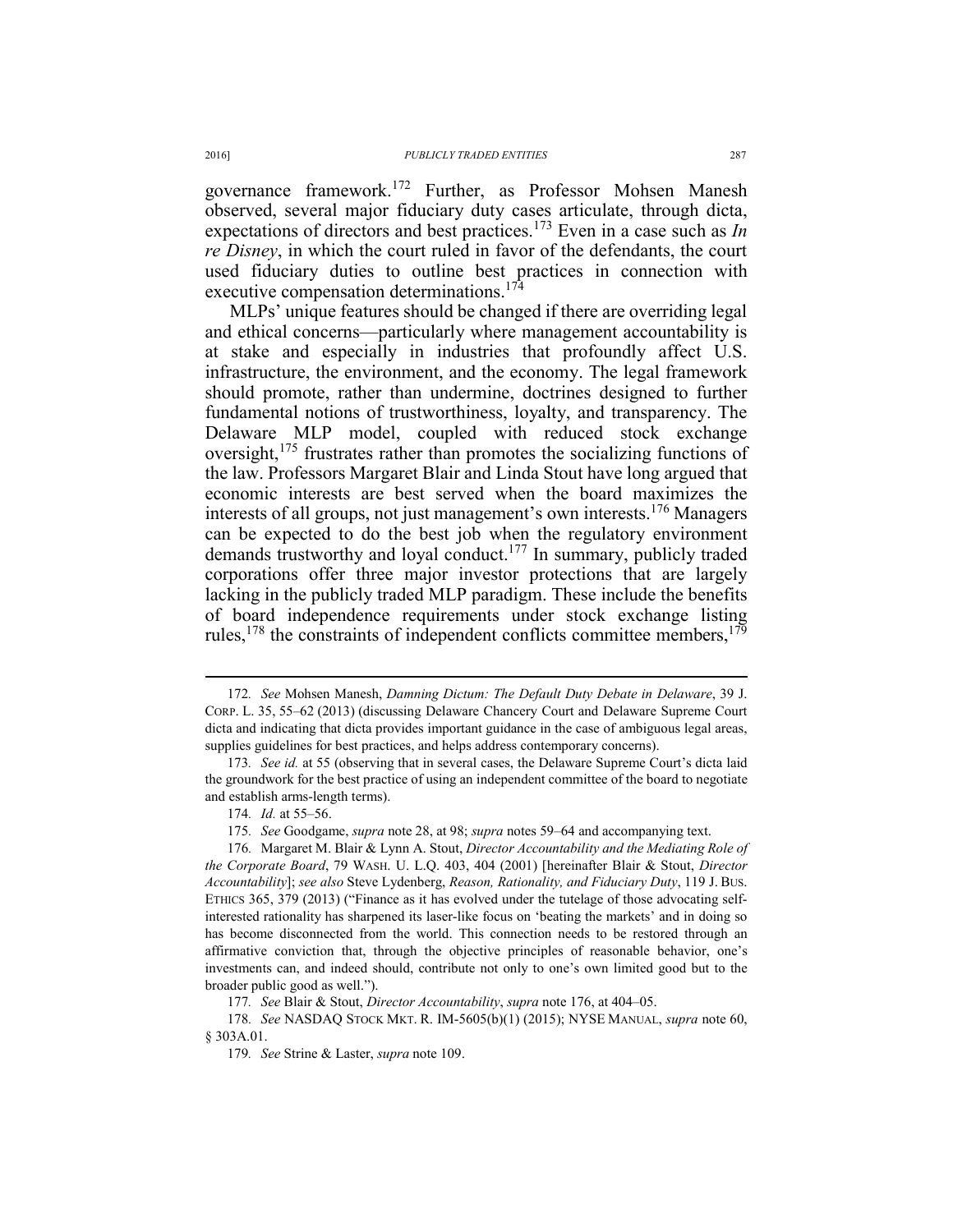governance framework.[172] Further, as Professor Mohsen Manesh observed, several major fiduciary duty cases articulate, through dicta, expectations of directors and best practices.[173] Even in a case such as *In re Disney*, in which the court ruled in favor of the defendants, the court used fiduciary duties to outline best practices in connection with executive compensation determinations.[174]

MLPs' unique features should be changed if there are overriding legal and ethical concerns—particularly where management accountability is at stake and especially in industries that profoundly affect U.S. infrastructure, the environment, and the economy. The legal framework should promote, rather than undermine, doctrines designed to further fundamental notions of trustworthiness, loyalty, and transparency. The Delaware MLP model, coupled with reduced stock exchange oversight,[175] frustrates rather than promotes the socializing functions of the law. Professors Margaret Blair and Linda Stout have long argued that economic interests are best served when the board maximizes the interests of all groups, not just management's own interests.[176] Managers can be expected to do the best job when the regulatory environment demands trustworthy and loyal conduct.[177] In summary, publicly traded corporations offer three major investor protections that are largely lacking in the publicly traded MLP paradigm. These include the benefits of board independence requirements under stock exchange listing rules,[178] the constraints of independent conflicts committee members,[179]

---

172. *See* Mohsen Manesh, *Damning Dictum: The Default Duty Debate in Delaware*, 39 J. CORP. L. 35, 55–62 (2013) (discussing Delaware Chancery Court and Delaware Supreme Court dicta and indicating that dicta provides important guidance in the case of ambiguous legal areas, supplies guidelines for best practices, and helps address contemporary concerns).

173. *See id.* at 55 (observing that in several cases, the Delaware Supreme Court's dicta laid the groundwork for the best practice of using an independent committee of the board to negotiate and establish arms-length terms).

174. *Id.* at 55–56.

175. *See* Goodgame, *supra* note 28, at 98; *supra* notes 59–64 and accompanying text.

176. Margaret M. Blair & Lynn A. Stout, *Director Accountability and the Mediating Role of the Corporate Board*, 79 WASH. U. L.Q. 403, 404 (2001) [hereinafter Blair & Stout, *Director Accountability*]; *see also* Steve Lydenberg, *Reason, Rationality, and Fiduciary Duty*, 119 J. BUS. ETHICS 365, 379 (2013) ("Finance as it has evolved under the tutelage of those advocating self-interested rationality has sharpened its laser-like focus on 'beating the markets' and in doing so has become disconnected from the world. This connection needs to be restored through an affirmative conviction that, through the objective principles of reasonable behavior, one's investments can, and indeed should, contribute not only to one's own limited good but to the broader public good as well.").

177. *See* Blair & Stout, *Director Accountability*, *supra* note 176, at 404–05.

178. *See* NASDAQ STOCK MKT. R. IM-5605(b)(1) (2015); NYSE MANUAL, *supra* note 60, § 303A.01.

179. *See* Strine & Laster, *supra* note 109.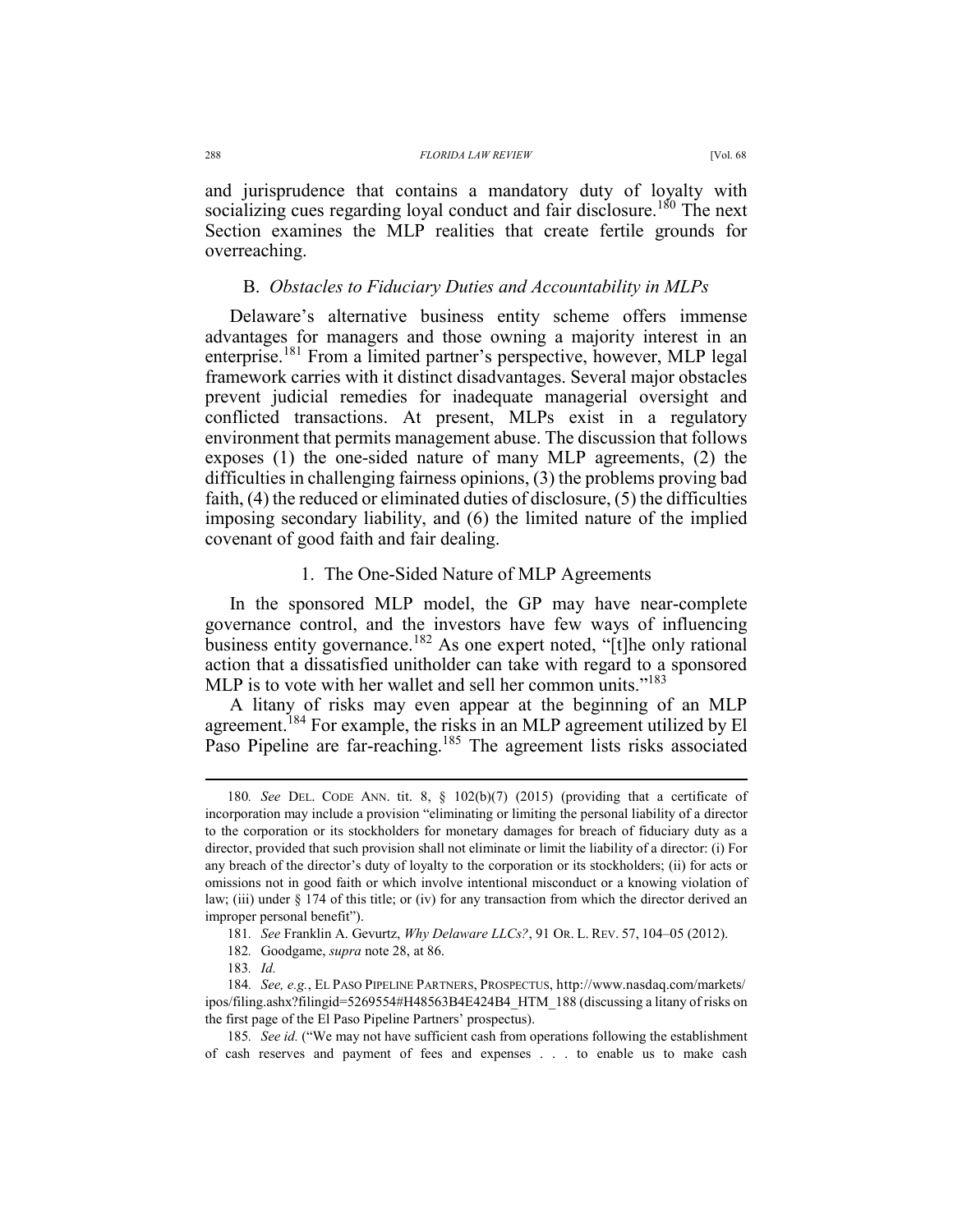and jurisprudence that contains a mandatory duty of loyalty with socializing cues regarding loyal conduct and fair disclosure.[180] The next Section examines the MLP realities that create fertile grounds for overreaching.

### B. *Obstacles to Fiduciary Duties and Accountability in MLPs*

Delaware's alternative business entity scheme offers immense advantages for managers and those owning a majority interest in an enterprise.[181] From a limited partner's perspective, however, MLP legal framework carries with it distinct disadvantages. Several major obstacles prevent judicial remedies for inadequate managerial oversight and conflicted transactions. At present, MLPs exist in a regulatory environment that permits management abuse. The discussion that follows exposes (1) the one-sided nature of many MLP agreements, (2) the difficulties in challenging fairness opinions, (3) the problems proving bad faith, (4) the reduced or eliminated duties of disclosure, (5) the difficulties imposing secondary liability, and (6) the limited nature of the implied covenant of good faith and fair dealing.

#### 1. The One-Sided Nature of MLP Agreements

In the sponsored MLP model, the GP may have near-complete governance control, and the investors have few ways of influencing business entity governance.[182] As one expert noted, "[t]he only rational action that a dissatisfied unitholder can take with regard to a sponsored MLP is to vote with her wallet and sell her common units."[183]

A litany of risks may even appear at the beginning of an MLP agreement.[184] For example, the risks in an MLP agreement utilized by El Paso Pipeline are far-reaching.[185] The agreement lists risks associated

---

180. *See* DEL. CODE ANN. tit. 8, § 102(b)(7) (2015) (providing that a certificate of incorporation may include a provision "eliminating or limiting the personal liability of a director to the corporation or its stockholders for monetary damages for breach of fiduciary duty as a director, provided that such provision shall not eliminate or limit the liability of a director: (i) For any breach of the director's duty of loyalty to the corporation or its stockholders; (ii) for acts or omissions not in good faith or which involve intentional misconduct or a knowing violation of law; (iii) under § 174 of this title; or (iv) for any transaction from which the director derived an improper personal benefit").

181. *See* Franklin A. Gevurtz, *Why Delaware LLCs?*, 91 OR. L. REV. 57, 104–05 (2012).

182. Goodgame, *supra* note 28, at 86.

183. *Id.*

184. *See, e.g.*, EL PASO PIPELINE PARTNERS, PROSPECTUS, http://www.nasdaq.com/markets/ipos/filing.ashx?filingid=5269554#H48563B4E424B4_HTM_188 (discussing a litany of risks on the first page of the El Paso Pipeline Partners' prospectus).

185. *See id.* ("We may not have sufficient cash from operations following the establishment of cash reserves and payment of fees and expenses . . . to enable us to make cash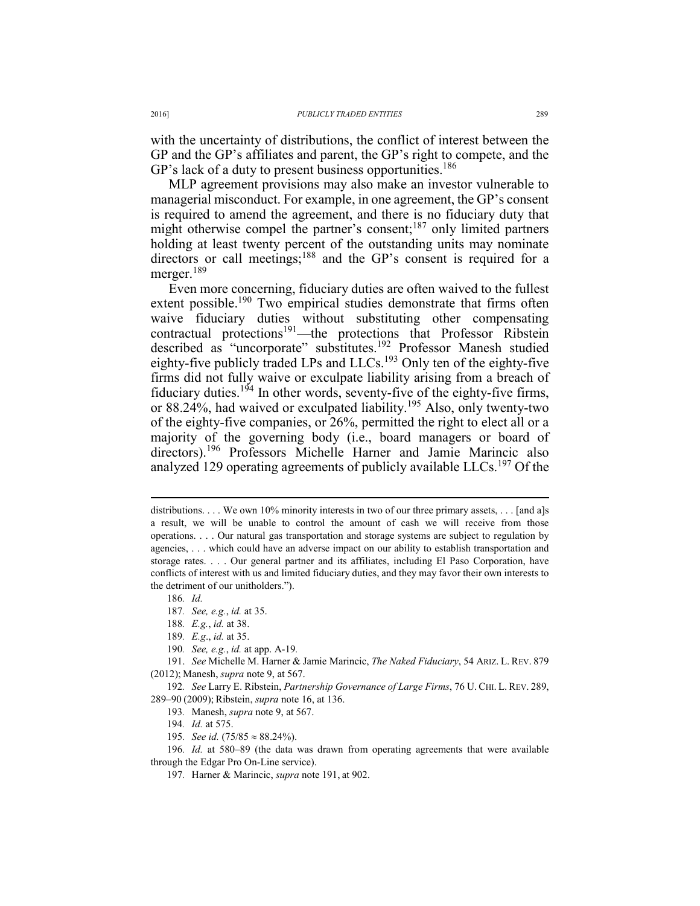with the uncertainty of distributions, the conflict of interest between the GP and the GP's affiliates and parent, the GP's right to compete, and the GP's lack of a duty to present business opportunities.[186]

MLP agreement provisions may also make an investor vulnerable to managerial misconduct. For example, in one agreement, the GP's consent is required to amend the agreement, and there is no fiduciary duty that might otherwise compel the partner's consent;[187] only limited partners holding at least twenty percent of the outstanding units may nominate directors or call meetings;[188] and the GP's consent is required for a merger.[189]

Even more concerning, fiduciary duties are often waived to the fullest extent possible.[190] Two empirical studies demonstrate that firms often waive fiduciary duties without substituting other compensating contractual protections[191]—the protections that Professor Ribstein described as "uncorporate" substitutes.[192] Professor Manesh studied eighty-five publicly traded LPs and LLCs.[193] Only ten of the eighty-five firms did not fully waive or exculpate liability arising from a breach of fiduciary duties.[194] In other words, seventy-five of the eighty-five firms, or 88.24%, had waived or exculpated liability.[195] Also, only twenty-two of the eighty-five companies, or 26%, permitted the right to elect all or a majority of the governing body (i.e., board managers or board of directors).[196] Professors Michelle Harner and Jamie Marincic also analyzed 129 operating agreements of publicly available LLCs.[197] Of the

---

distributions. . . . We own 10% minority interests in two of our three primary assets, . . . [and a]s a result, we will be unable to control the amount of cash we will receive from those operations. . . . Our natural gas transportation and storage systems are subject to regulation by agencies, . . . which could have an adverse impact on our ability to establish transportation and storage rates. . . . Our general partner and its affiliates, including El Paso Corporation, have conflicts of interest with us and limited fiduciary duties, and they may favor their own interests to the detriment of our unitholders.").

186. *Id.*

187. *See, e.g.*, *id.* at 35.

188. *E.g.*, *id.* at 38.

189. *E.g*., *id.* at 35.

190. *See, e.g.*, *id.* at app. A-19*.*

191. *See* Michelle M. Harner & Jamie Marincic, *The Naked Fiduciary*, 54 ARIZ. L. REV. 879 (2012); Manesh, *supra* note 9, at 567.

192. *See* Larry E. Ribstein, *Partnership Governance of Large Firms*, 76 U. CHI. L. REV. 289, 289–90 (2009); Ribstein, *supra* note 16, at 136.

193. Manesh, *supra* note 9, at 567.

194. *Id.* at 575.

195. *See id.* (75/85 ≈ 88.24%).

196. *Id.* at 580–89 (the data was drawn from operating agreements that were available through the Edgar Pro On-Line service).

197. Harner & Marincic, *supra* note 191, at 902.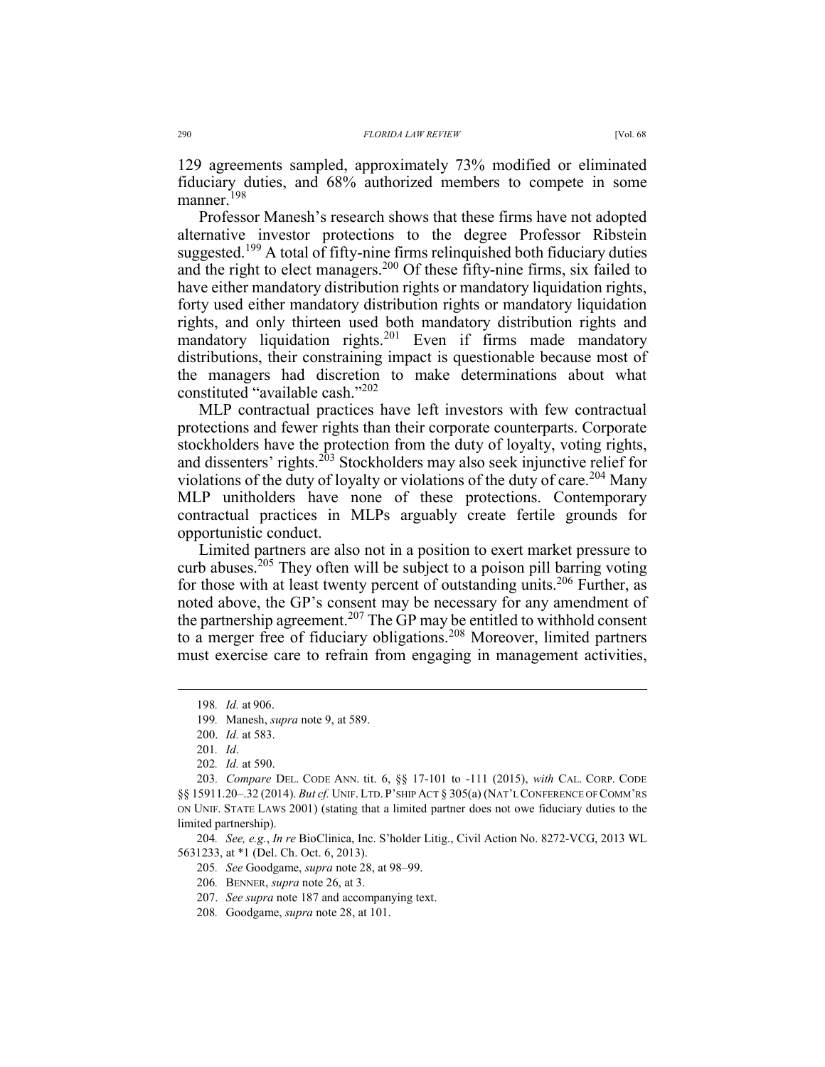129 agreements sampled, approximately 73% modified or eliminated fiduciary duties, and 68% authorized members to compete in some manner.[198]

Professor Manesh's research shows that these firms have not adopted alternative investor protections to the degree Professor Ribstein suggested.[199] A total of fifty-nine firms relinquished both fiduciary duties and the right to elect managers.[200] Of these fifty-nine firms, six failed to have either mandatory distribution rights or mandatory liquidation rights, forty used either mandatory distribution rights or mandatory liquidation rights, and only thirteen used both mandatory distribution rights and mandatory liquidation rights.[201] Even if firms made mandatory distributions, their constraining impact is questionable because most of the managers had discretion to make determinations about what constituted "available cash."[202]

MLP contractual practices have left investors with few contractual protections and fewer rights than their corporate counterparts. Corporate stockholders have the protection from the duty of loyalty, voting rights, and dissenters' rights.[203] Stockholders may also seek injunctive relief for violations of the duty of loyalty or violations of the duty of care.[204] Many MLP unitholders have none of these protections. Contemporary contractual practices in MLPs arguably create fertile grounds for opportunistic conduct.

Limited partners are also not in a position to exert market pressure to curb abuses.[205] They often will be subject to a poison pill barring voting for those with at least twenty percent of outstanding units.[206] Further, as noted above, the GP's consent may be necessary for any amendment of the partnership agreement.[207] The GP may be entitled to withhold consent to a merger free of fiduciary obligations.[208] Moreover, limited partners must exercise care to refrain from engaging in management activities,

---

198. *Id.* at 906.

199. Manesh, *supra* note 9, at 589.

200. *Id.* at 583.

201. *Id*.

202. *Id.* at 590.

203. *Compare* DEL. CODE ANN. tit. 6, §§ 17-101 to -111 (2015), *with* CAL. CORP. CODE §§ 15911.20–.32 (2014). *But cf.* UNIF. LTD. P'SHIP ACT § 305(a) (NAT'L CONFERENCE OF COMM'RS ON UNIF. STATE LAWS 2001) (stating that a limited partner does not owe fiduciary duties to the limited partnership).

204. *See, e.g.*, *In re* BioClinica, Inc. S'holder Litig., Civil Action No. 8272-VCG, 2013 WL 5631233, at *1 (Del. Ch. Oct. 6, 2013).

205. *See* Goodgame, *supra* note 28, at 98–99.

206. BENNER, *supra* note 26, at 3.

207. *See supra* note 187 and accompanying text.

208. Goodgame, *supra* note 28, at 101.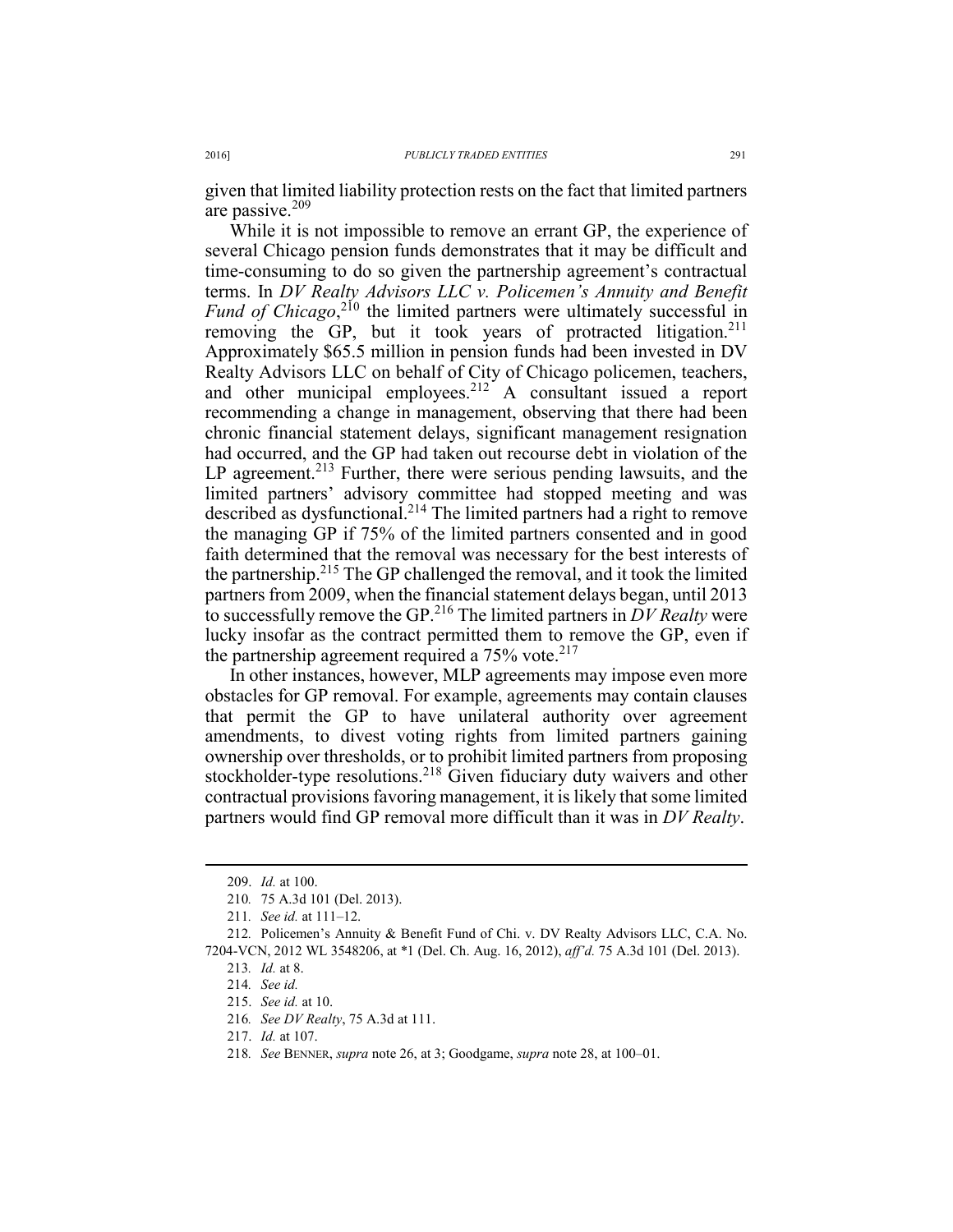given that limited liability protection rests on the fact that limited partners are passive.[209]

While it is not impossible to remove an errant GP, the experience of several Chicago pension funds demonstrates that it may be difficult and time-consuming to do so given the partnership agreement's contractual terms. In *DV Realty Advisors LLC v. Policemen's Annuity and Benefit Fund of Chicago*,[210] the limited partners were ultimately successful in removing the GP, but it took years of protracted litigation.[211] Approximately $65.5 million in pension funds had been invested in DV Realty Advisors LLC on behalf of City of Chicago policemen, teachers, and other municipal employees.[212] A consultant issued a report recommending a change in management, observing that there had been chronic financial statement delays, significant management resignation had occurred, and the GP had taken out recourse debt in violation of the LP agreement.[213] Further, there were serious pending lawsuits, and the limited partners' advisory committee had stopped meeting and was described as dysfunctional.[214] The limited partners had a right to remove the managing GP if 75% of the limited partners consented and in good faith determined that the removal was necessary for the best interests of the partnership.[215] The GP challenged the removal, and it took the limited partners from 2009, when the financial statement delays began, until 2013 to successfully remove the GP.[216] The limited partners in *DV Realty* were lucky insofar as the contract permitted them to remove the GP, even if the partnership agreement required a 75% vote.[217]

In other instances, however, MLP agreements may impose even more obstacles for GP removal. For example, agreements may contain clauses that permit the GP to have unilateral authority over agreement amendments, to divest voting rights from limited partners gaining ownership over thresholds, or to prohibit limited partners from proposing stockholder-type resolutions.[218] Given fiduciary duty waivers and other contractual provisions favoring management, it is likely that some limited partners would find GP removal more difficult than it was in *DV Realty*.

---

209. *Id.* at 100.

210. 75 A.3d 101 (Del. 2013).

211. *See id.* at 111–12.

212. Policemen's Annuity & Benefit Fund of Chi. v. DV Realty Advisors LLC, C.A. No. 7204-VCN, 2012 WL 3548206, at *1 (Del. Ch. Aug. 16, 2012), *aff'd.* 75 A.3d 101 (Del. 2013).

213. *Id.* at 8.

214. *See id.*

215. *See id.* at 10.

216. *See DV Realty*, 75 A.3d at 111.

217. *Id.* at 107.

218. *See* BENNER, *supra* note 26, at 3; Goodgame, *supra* note 28, at 100–01.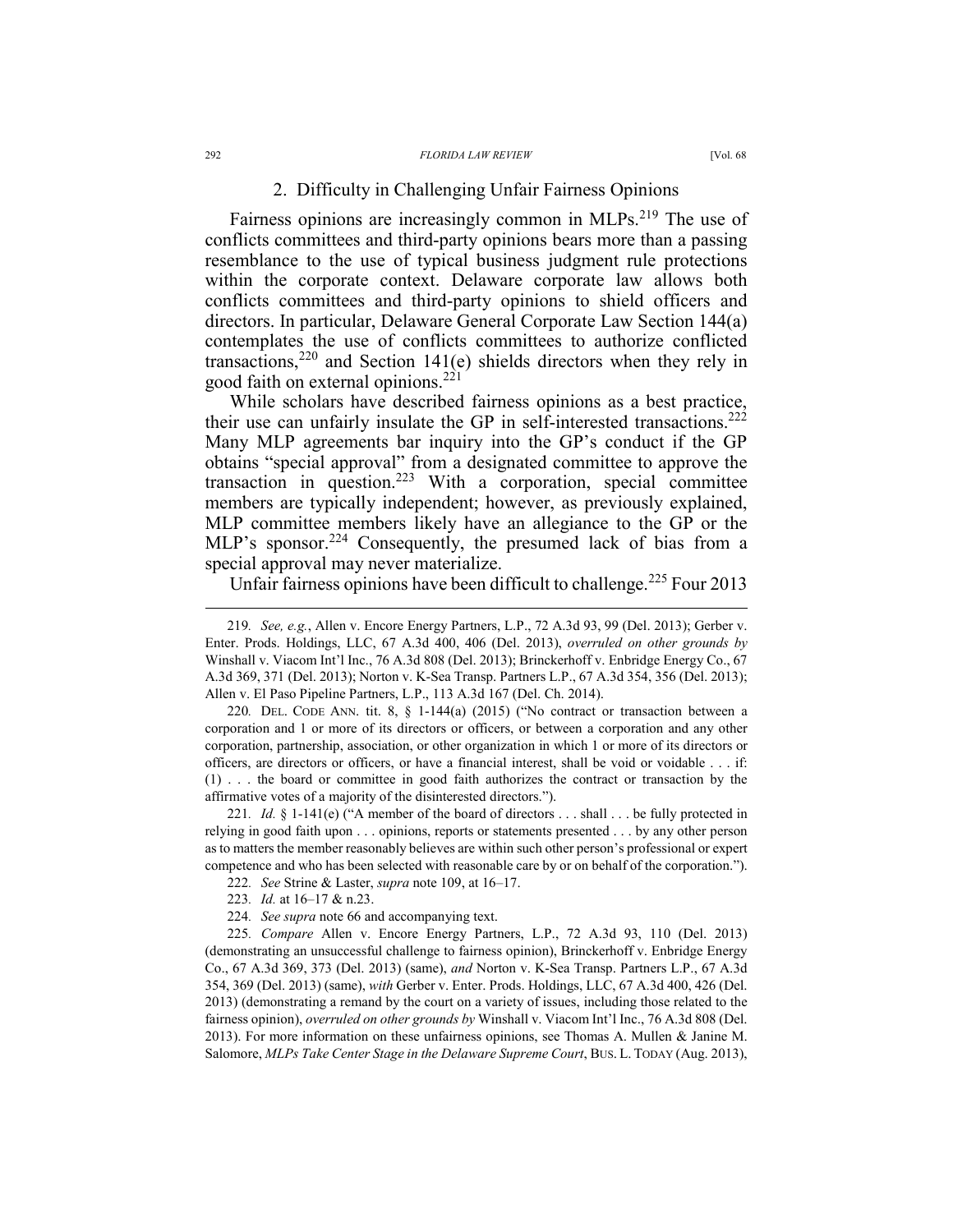### 2. Difficulty in Challenging Unfair Fairness Opinions

Fairness opinions are increasingly common in MLPs.[219] The use of conflicts committees and third-party opinions bears more than a passing resemblance to the use of typical business judgment rule protections within the corporate context. Delaware corporate law allows both conflicts committees and third-party opinions to shield officers and directors. In particular, Delaware General Corporate Law Section 144(a) contemplates the use of conflicts committees to authorize conflicted transactions,[220] and Section 141(e) shields directors when they rely in good faith on external opinions.[221]

While scholars have described fairness opinions as a best practice, their use can unfairly insulate the GP in self-interested transactions.[222] Many MLP agreements bar inquiry into the GP's conduct if the GP obtains "special approval" from a designated committee to approve the transaction in question.[223] With a corporation, special committee members are typically independent; however, as previously explained, MLP committee members likely have an allegiance to the GP or the MLP's sponsor.[224] Consequently, the presumed lack of bias from a special approval may never materialize.

Unfair fairness opinions have been difficult to challenge.[225] Four 2013

---

219. *See, e.g.*, Allen v. Encore Energy Partners, L.P., 72 A.3d 93, 99 (Del. 2013); Gerber v. Enter. Prods. Holdings, LLC, 67 A.3d 400, 406 (Del. 2013), *overruled on other grounds by* Winshall v. Viacom Int'l Inc., 76 A.3d 808 (Del. 2013); Brinckerhoff v. Enbridge Energy Co., 67 A.3d 369, 371 (Del. 2013); Norton v. K-Sea Transp. Partners L.P., 67 A.3d 354, 356 (Del. 2013); Allen v. El Paso Pipeline Partners, L.P., 113 A.3d 167 (Del. Ch. 2014).

220. DEL. CODE ANN. tit. 8, § 1-144(a) (2015) ("No contract or transaction between a corporation and 1 or more of its directors or officers, or between a corporation and any other corporation, partnership, association, or other organization in which 1 or more of its directors or officers, are directors or officers, or have a financial interest, shall be void or voidable . . . if: (1) . . . the board or committee in good faith authorizes the contract or transaction by the affirmative votes of a majority of the disinterested directors.").

221. *Id.* § 1-141(e) ("A member of the board of directors . . . shall . . . be fully protected in relying in good faith upon . . . opinions, reports or statements presented . . . by any other person as to matters the member reasonably believes are within such other person's professional or expert competence and who has been selected with reasonable care by or on behalf of the corporation.").

222. *See* Strine & Laster, *supra* note 109, at 16–17.

223. *Id.* at 16–17 & n.23.

224. *See supra* note 66 and accompanying text.

225. *Compare* Allen v. Encore Energy Partners, L.P., 72 A.3d 93, 110 (Del. 2013) (demonstrating an unsuccessful challenge to fairness opinion), Brinckerhoff v. Enbridge Energy Co., 67 A.3d 369, 373 (Del. 2013) (same), *and* Norton v. K-Sea Transp. Partners L.P., 67 A.3d 354, 369 (Del. 2013) (same), *with* Gerber v. Enter. Prods. Holdings, LLC, 67 A.3d 400, 426 (Del. 2013) (demonstrating a remand by the court on a variety of issues, including those related to the fairness opinion), *overruled on other grounds by* Winshall v. Viacom Int'l Inc., 76 A.3d 808 (Del. 2013). For more information on these unfairness opinions, see Thomas A. Mullen & Janine M. Salomore, *MLPs Take Center Stage in the Delaware Supreme Court*, BUS. L. TODAY (Aug. 2013),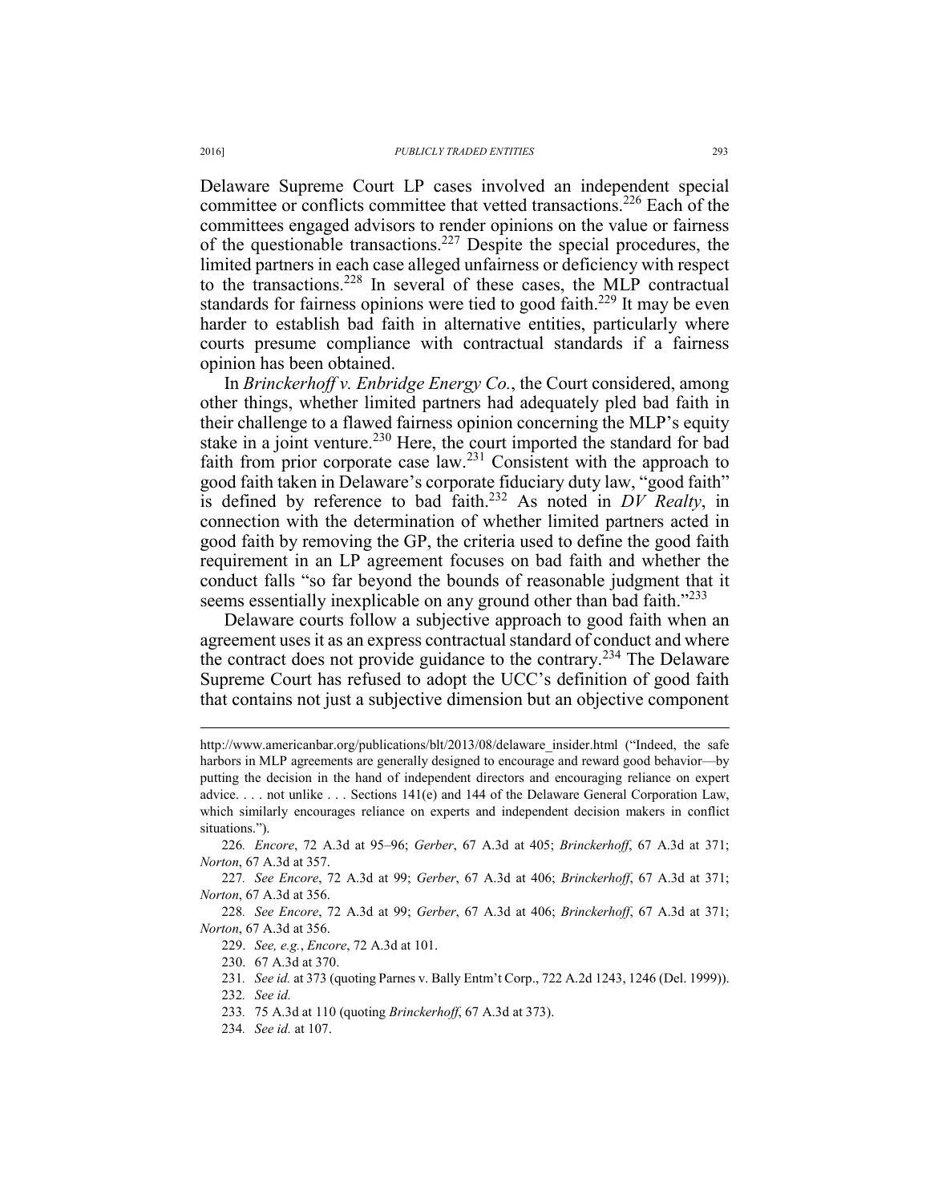Delaware Supreme Court LP cases involved an independent special committee or conflicts committee that vetted transactions.[226] Each of the committees engaged advisors to render opinions on the value or fairness of the questionable transactions.[227] Despite the special procedures, the limited partners in each case alleged unfairness or deficiency with respect to the transactions.[228] In several of these cases, the MLP contractual standards for fairness opinions were tied to good faith.[229] It may be even harder to establish bad faith in alternative entities, particularly where courts presume compliance with contractual standards if a fairness opinion has been obtained.

In *Brinckerhoff v. Enbridge Energy Co.*, the Court considered, among other things, whether limited partners had adequately pled bad faith in their challenge to a flawed fairness opinion concerning the MLP's equity stake in a joint venture.[230] Here, the court imported the standard for bad faith from prior corporate case law.[231] Consistent with the approach to good faith taken in Delaware's corporate fiduciary duty law, "good faith" is defined by reference to bad faith.[232] As noted in *DV Realty*, in connection with the determination of whether limited partners acted in good faith by removing the GP, the criteria used to define the good faith requirement in an LP agreement focuses on bad faith and whether the conduct falls "so far beyond the bounds of reasonable judgment that it seems essentially inexplicable on any ground other than bad faith."[233]

Delaware courts follow a subjective approach to good faith when an agreement uses it as an express contractual standard of conduct and where the contract does not provide guidance to the contrary.[234] The Delaware Supreme Court has refused to adopt the UCC's definition of good faith that contains not just a subjective dimension but an objective component

---

http://www.americanbar.org/publications/blt/2013/08/delaware_insider.html ("Indeed, the safe harbors in MLP agreements are generally designed to encourage and reward good behavior—by putting the decision in the hand of independent directors and encouraging reliance on expert advice. . . . not unlike . . . Sections 141(e) and 144 of the Delaware General Corporation Law, which similarly encourages reliance on experts and independent decision makers in conflict situations.").

226. *Encore*, 72 A.3d at 95–96; *Gerber*, 67 A.3d at 405; *Brinckerhoff*, 67 A.3d at 371; *Norton*, 67 A.3d at 357.

227. *See Encore*, 72 A.3d at 99; *Gerber*, 67 A.3d at 406; *Brinckerhoff*, 67 A.3d at 371; *Norton*, 67 A.3d at 356.

228. *See Encore*, 72 A.3d at 99; *Gerber*, 67 A.3d at 406; *Brinckerhoff*, 67 A.3d at 371; *Norton*, 67 A.3d at 356.

229. *See, e.g.*, *Encore*, 72 A.3d at 101.

230. 67 A.3d at 370.

231. *See id.* at 373 (quoting Parnes v. Bally Entm't Corp., 722 A.2d 1243, 1246 (Del. 1999)).

232. *See id.*

233. 75 A.3d at 110 (quoting *Brinckerhoff*, 67 A.3d at 373).

234. *See id.* at 107.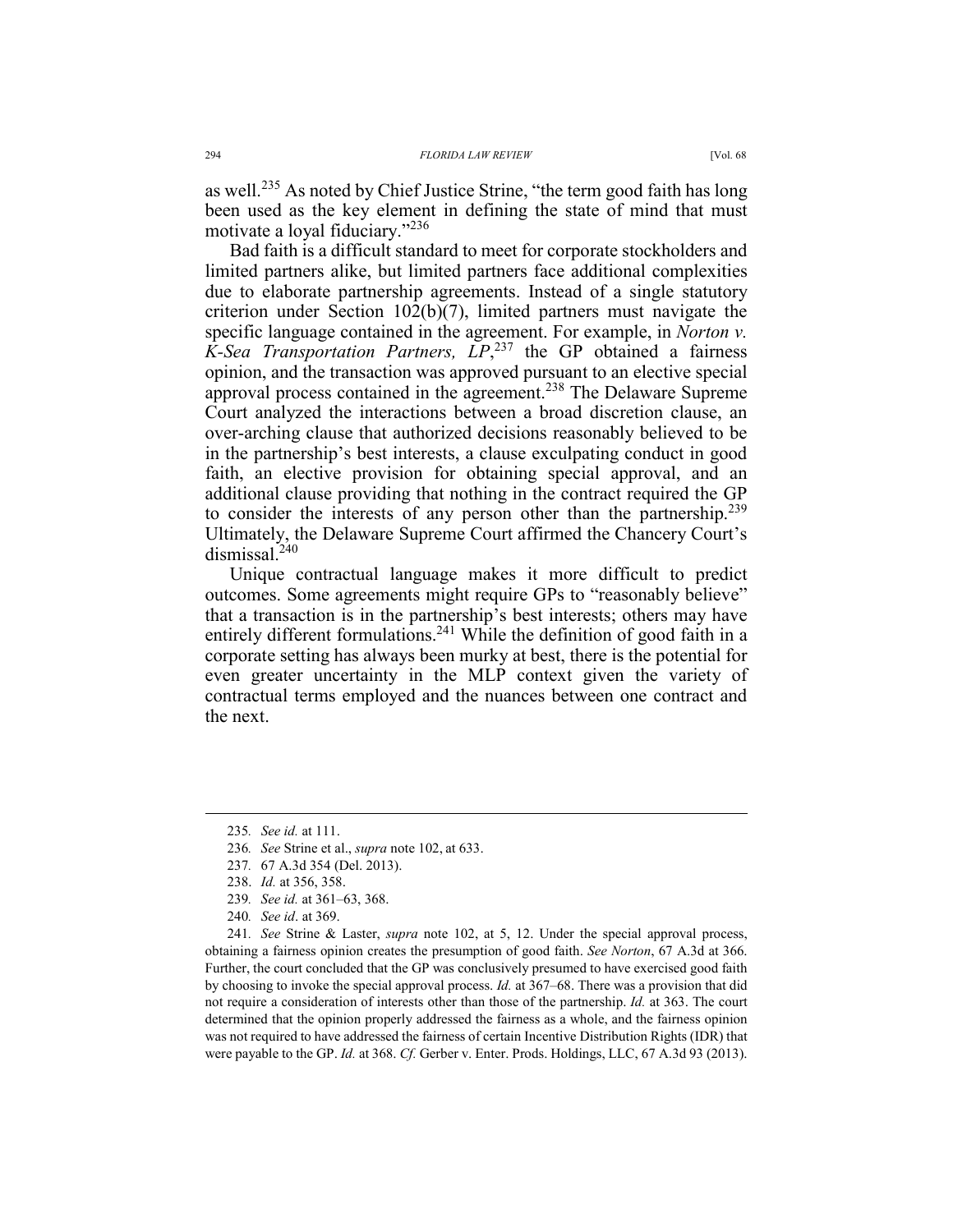as well.[235] As noted by Chief Justice Strine, "the term good faith has long been used as the key element in defining the state of mind that must motivate a loyal fiduciary."[236]

Bad faith is a difficult standard to meet for corporate stockholders and limited partners alike, but limited partners face additional complexities due to elaborate partnership agreements. Instead of a single statutory criterion under Section 102(b)(7), limited partners must navigate the specific language contained in the agreement. For example, in *Norton v. K-Sea Transportation Partners, LP*,[237] the GP obtained a fairness opinion, and the transaction was approved pursuant to an elective special approval process contained in the agreement.[238] The Delaware Supreme Court analyzed the interactions between a broad discretion clause, an over-arching clause that authorized decisions reasonably believed to be in the partnership's best interests, a clause exculpating conduct in good faith, an elective provision for obtaining special approval, and an additional clause providing that nothing in the contract required the GP to consider the interests of any person other than the partnership.[239] Ultimately, the Delaware Supreme Court affirmed the Chancery Court's dismissal.[240]

Unique contractual language makes it more difficult to predict outcomes. Some agreements might require GPs to "reasonably believe" that a transaction is in the partnership's best interests; others may have entirely different formulations.[241] While the definition of good faith in a corporate setting has always been murky at best, there is the potential for even greater uncertainty in the MLP context given the variety of contractual terms employed and the nuances between one contract and the next.

---

235. *See id.* at 111.

236. *See* Strine et al., *supra* note 102, at 633.

237. 67 A.3d 354 (Del. 2013).

238. *Id.* at 356, 358.

239. *See id.* at 361–63, 368.

240. *See id*. at 369.

241. *See* Strine & Laster, *supra* note 102, at 5, 12. Under the special approval process, obtaining a fairness opinion creates the presumption of good faith. *See Norton*, 67 A.3d at 366. Further, the court concluded that the GP was conclusively presumed to have exercised good faith by choosing to invoke the special approval process. *Id.* at 367–68. There was a provision that did not require a consideration of interests other than those of the partnership. *Id.* at 363. The court determined that the opinion properly addressed the fairness as a whole, and the fairness opinion was not required to have addressed the fairness of certain Incentive Distribution Rights (IDR) that were payable to the GP. *Id.* at 368. *Cf.* Gerber v. Enter. Prods. Holdings, LLC, 67 A.3d 93 (2013).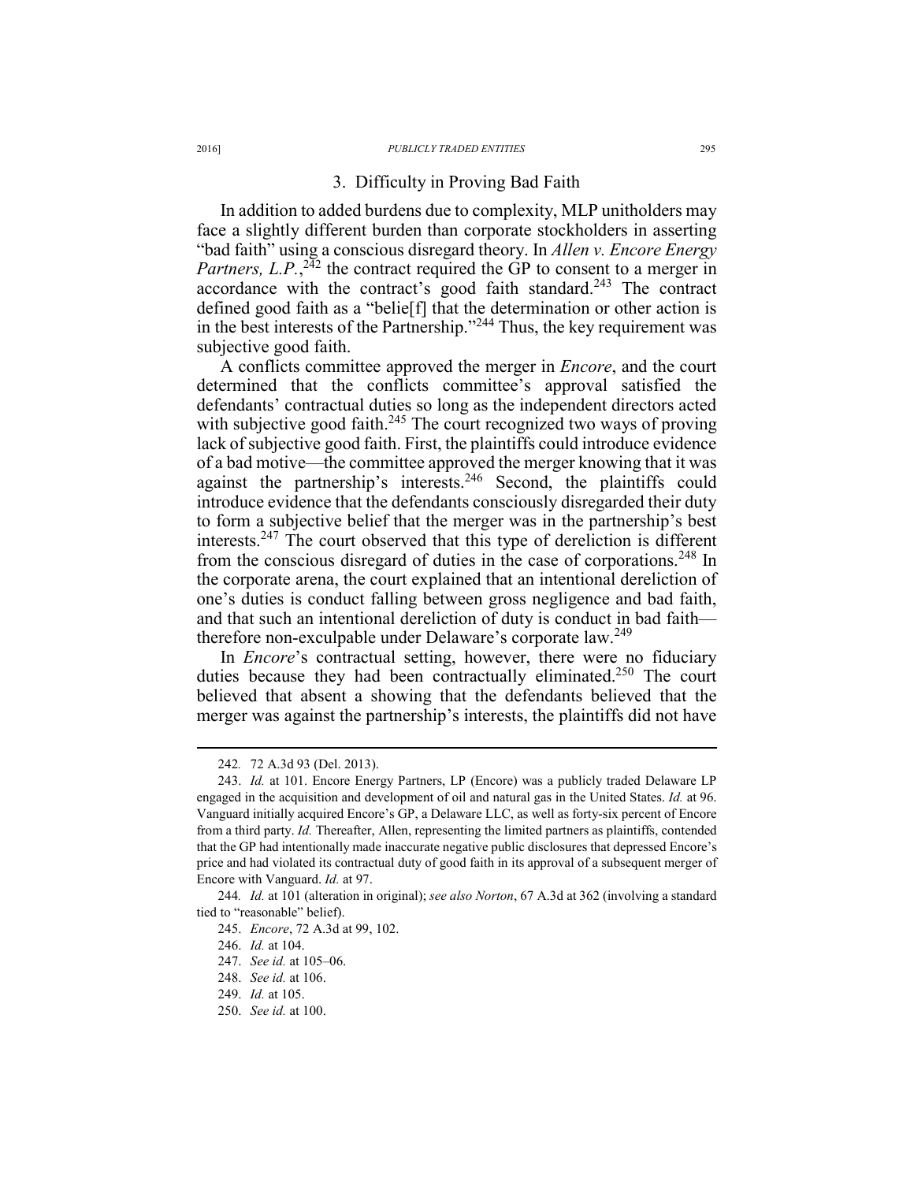### 3. Difficulty in Proving Bad Faith

In addition to added burdens due to complexity, MLP unitholders may face a slightly different burden than corporate stockholders in asserting "bad faith" using a conscious disregard theory. In *Allen v. Encore Energy Partners, L.P.*,[242] the contract required the GP to consent to a merger in accordance with the contract's good faith standard.[243] The contract defined good faith as a "belie[f] that the determination or other action is in the best interests of the Partnership."[244] Thus, the key requirement was subjective good faith.

A conflicts committee approved the merger in *Encore*, and the court determined that the conflicts committee's approval satisfied the defendants' contractual duties so long as the independent directors acted with subjective good faith.[245] The court recognized two ways of proving lack of subjective good faith. First, the plaintiffs could introduce evidence of a bad motive—the committee approved the merger knowing that it was against the partnership's interests.[246] Second, the plaintiffs could introduce evidence that the defendants consciously disregarded their duty to form a subjective belief that the merger was in the partnership's best interests.[247] The court observed that this type of dereliction is different from the conscious disregard of duties in the case of corporations.[248] In the corporate arena, the court explained that an intentional dereliction of one's duties is conduct falling between gross negligence and bad faith, and that such an intentional dereliction of duty is conduct in bad faith—therefore non-exculpable under Delaware's corporate law.[249]

In *Encore*'s contractual setting, however, there were no fiduciary duties because they had been contractually eliminated.[250] The court believed that absent a showing that the defendants believed that the merger was against the partnership's interests, the plaintiffs did not have

---

242. 72 A.3d 93 (Del. 2013).

243. *Id.* at 101. Encore Energy Partners, LP (Encore) was a publicly traded Delaware LP engaged in the acquisition and development of oil and natural gas in the United States. *Id.* at 96. Vanguard initially acquired Encore's GP, a Delaware LLC, as well as forty-six percent of Encore from a third party. *Id.* Thereafter, Allen, representing the limited partners as plaintiffs, contended that the GP had intentionally made inaccurate negative public disclosures that depressed Encore's price and had violated its contractual duty of good faith in its approval of a subsequent merger of Encore with Vanguard. *Id.* at 97.

244. *Id.* at 101 (alteration in original); *see also Norton*, 67 A.3d at 362 (involving a standard tied to "reasonable" belief).

245. *Encore*, 72 A.3d at 99, 102.

246. *Id.* at 104.

247. *See id.* at 105–06.

248. *See id.* at 106.

249. *Id.* at 105.

250. *See id.* at 100.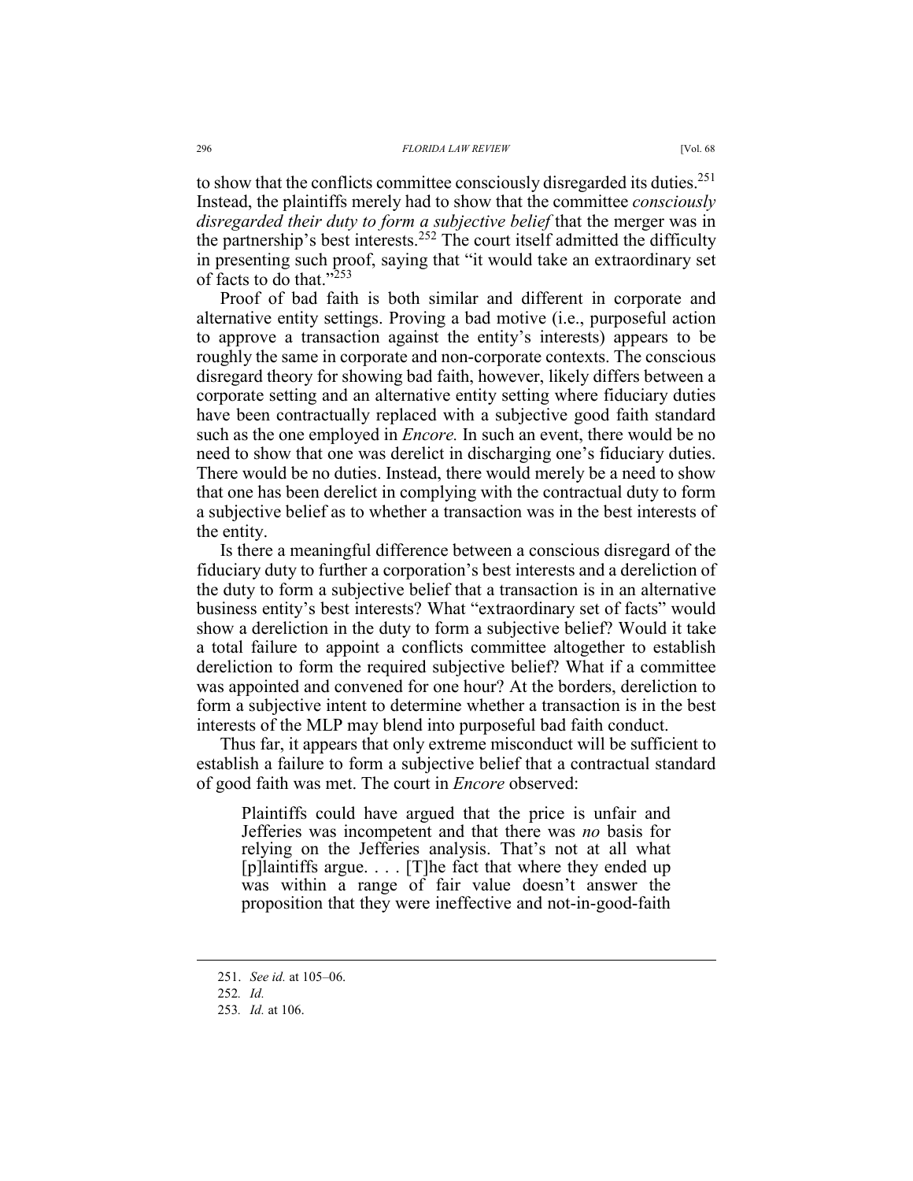to show that the conflicts committee consciously disregarded its duties.[251] Instead, the plaintiffs merely had to show that the committee *consciously disregarded their duty to form a subjective belief* that the merger was in the partnership's best interests.[252] The court itself admitted the difficulty in presenting such proof, saying that "it would take an extraordinary set of facts to do that."[253]

Proof of bad faith is both similar and different in corporate and alternative entity settings. Proving a bad motive (i.e., purposeful action to approve a transaction against the entity's interests) appears to be roughly the same in corporate and non-corporate contexts. The conscious disregard theory for showing bad faith, however, likely differs between a corporate setting and an alternative entity setting where fiduciary duties have been contractually replaced with a subjective good faith standard such as the one employed in *Encore.* In such an event, there would be no need to show that one was derelict in discharging one's fiduciary duties. There would be no duties. Instead, there would merely be a need to show that one has been derelict in complying with the contractual duty to form a subjective belief as to whether a transaction was in the best interests of the entity.

Is there a meaningful difference between a conscious disregard of the fiduciary duty to further a corporation's best interests and a dereliction of the duty to form a subjective belief that a transaction is in an alternative business entity's best interests? What "extraordinary set of facts" would show a dereliction in the duty to form a subjective belief? Would it take a total failure to appoint a conflicts committee altogether to establish dereliction to form the required subjective belief? What if a committee was appointed and convened for one hour? At the borders, dereliction to form a subjective intent to determine whether a transaction is in the best interests of the MLP may blend into purposeful bad faith conduct.

Thus far, it appears that only extreme misconduct will be sufficient to establish a failure to form a subjective belief that a contractual standard of good faith was met. The court in *Encore* observed:

> Plaintiffs could have argued that the price is unfair and Jefferies was incompetent and that there was *no* basis for relying on the Jefferies analysis. That's not at all what [p]laintiffs argue. . . . [T]he fact that where they ended up was within a range of fair value doesn't answer the proposition that they were ineffective and not-in-good-faith

---

251. *See id.* at 105–06.

252. *Id.*

253. *Id.* at 106.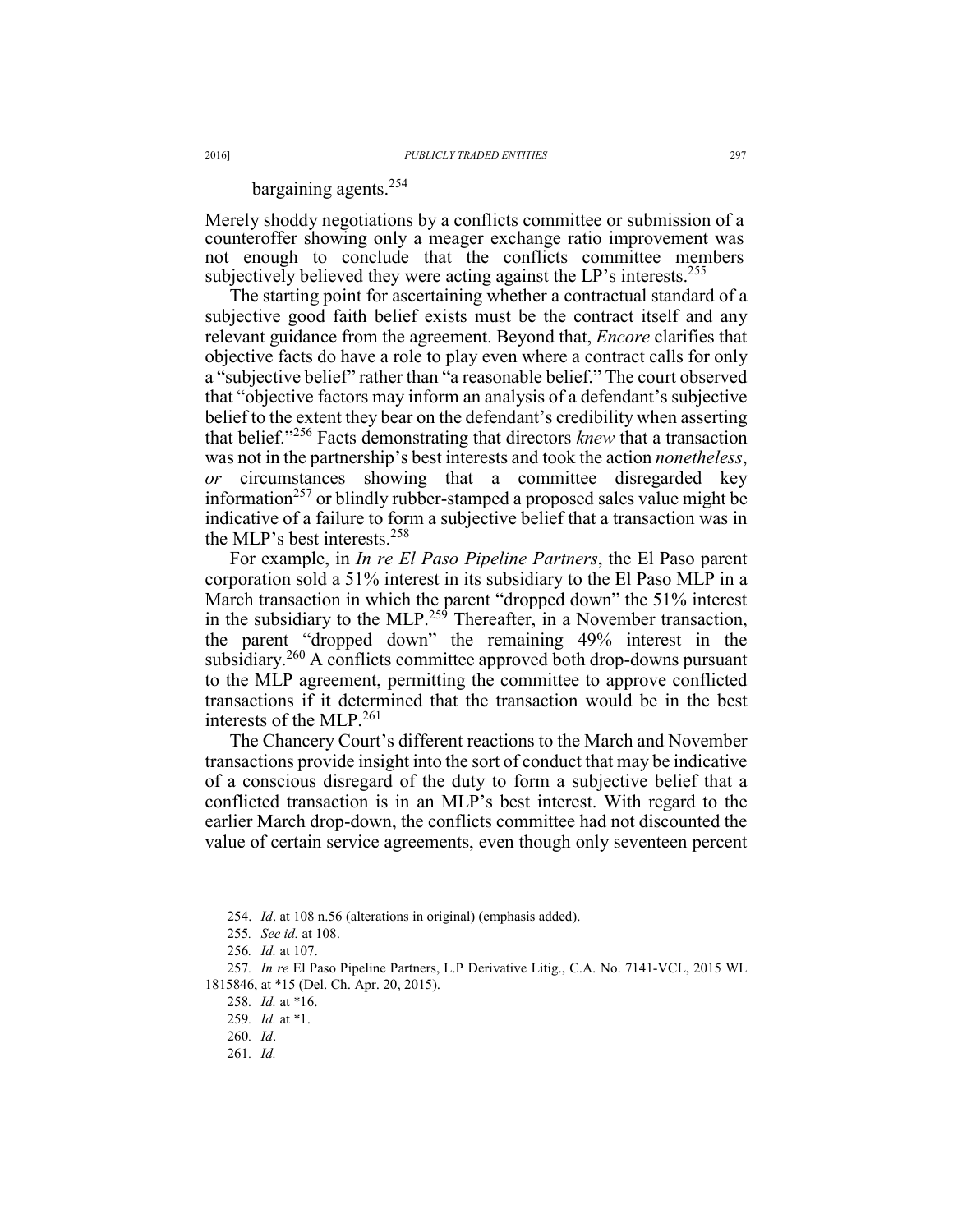bargaining agents.[254]

Merely shoddy negotiations by a conflicts committee or submission of a counteroffer showing only a meager exchange ratio improvement was not enough to conclude that the conflicts committee members subjectively believed they were acting against the LP's interests.[255]

The starting point for ascertaining whether a contractual standard of a subjective good faith belief exists must be the contract itself and any relevant guidance from the agreement. Beyond that, *Encore* clarifies that objective facts do have a role to play even where a contract calls for only a "subjective belief" rather than "a reasonable belief." The court observed that "objective factors may inform an analysis of a defendant's subjective belief to the extent they bear on the defendant's credibility when asserting that belief."[256] Facts demonstrating that directors *knew* that a transaction was not in the partnership's best interests and took the action *nonetheless*, *or* circumstances showing that a committee disregarded key information[257] or blindly rubber-stamped a proposed sales value might be indicative of a failure to form a subjective belief that a transaction was in the MLP's best interests.[258]

For example, in *In re El Paso Pipeline Partners*, the El Paso parent corporation sold a 51% interest in its subsidiary to the El Paso MLP in a March transaction in which the parent "dropped down" the 51% interest in the subsidiary to the MLP.[259] Thereafter, in a November transaction, the parent "dropped down" the remaining 49% interest in the subsidiary.[260] A conflicts committee approved both drop-downs pursuant to the MLP agreement, permitting the committee to approve conflicted transactions if it determined that the transaction would be in the best interests of the MLP.[261]

The Chancery Court's different reactions to the March and November transactions provide insight into the sort of conduct that may be indicative of a conscious disregard of the duty to form a subjective belief that a conflicted transaction is in an MLP's best interest. With regard to the earlier March drop-down, the conflicts committee had not discounted the value of certain service agreements, even though only seventeen percent

254. *Id*. at 108 n.56 (alterations in original) (emphasis added).

255. *See id.* at 108.

256. *Id.* at 107.

257. *In re* El Paso Pipeline Partners, L.P Derivative Litig., C.A. No. 7141-VCL, 2015 WL 1815846, at *15 (Del. Ch. Apr. 20, 2015).

258. *Id.* at *16.

259. *Id.* at *1.

260. *Id*.

261. *Id.*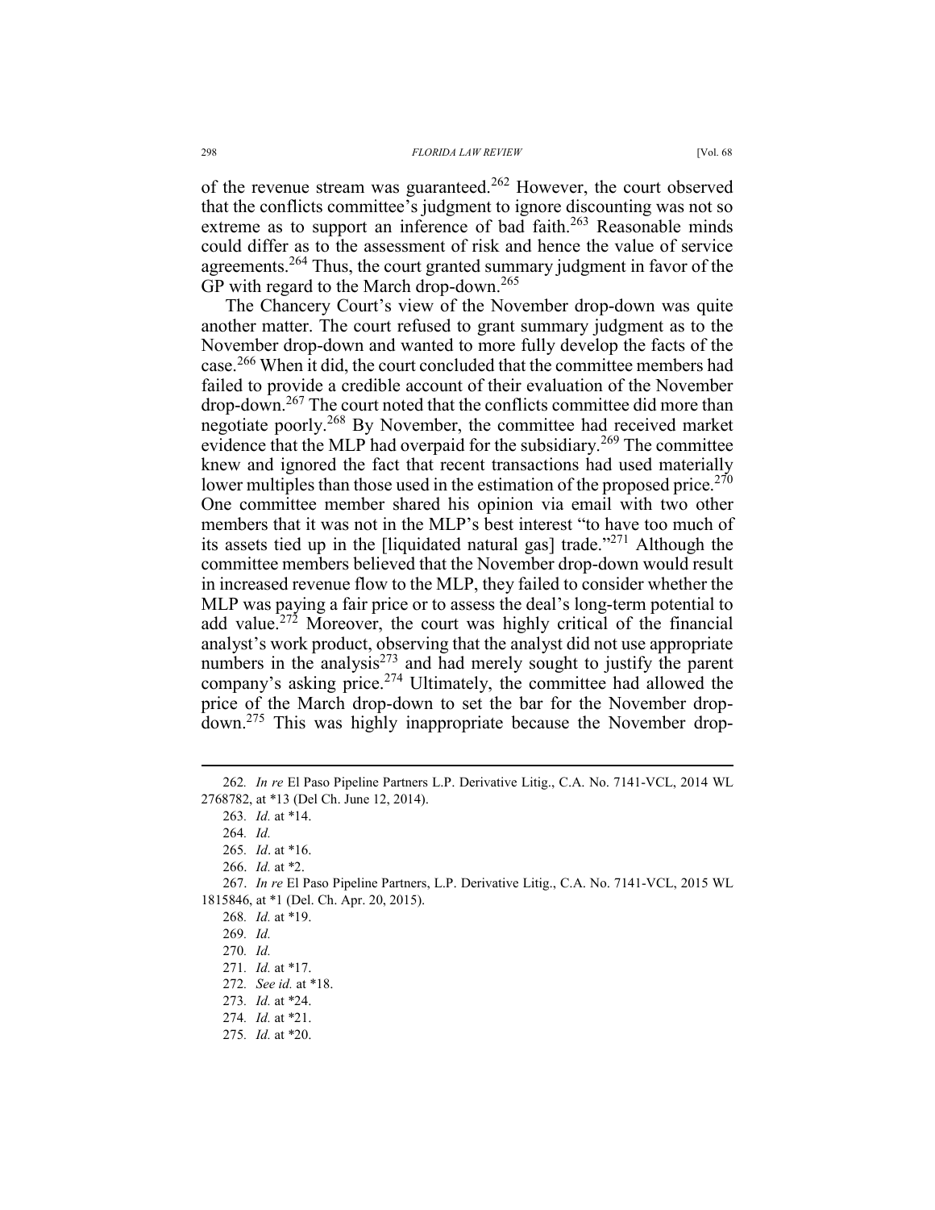of the revenue stream was guaranteed.[262] However, the court observed that the conflicts committee's judgment to ignore discounting was not so extreme as to support an inference of bad faith.[263] Reasonable minds could differ as to the assessment of risk and hence the value of service agreements.[264] Thus, the court granted summary judgment in favor of the GP with regard to the March drop-down.[265]

The Chancery Court's view of the November drop-down was quite another matter. The court refused to grant summary judgment as to the November drop-down and wanted to more fully develop the facts of the case.[266] When it did, the court concluded that the committee members had failed to provide a credible account of their evaluation of the November drop-down.[267] The court noted that the conflicts committee did more than negotiate poorly.[268] By November, the committee had received market evidence that the MLP had overpaid for the subsidiary.[269] The committee knew and ignored the fact that recent transactions had used materially lower multiples than those used in the estimation of the proposed price.[270] One committee member shared his opinion via email with two other members that it was not in the MLP's best interest "to have too much of its assets tied up in the [liquidated natural gas] trade."[271] Although the committee members believed that the November drop-down would result in increased revenue flow to the MLP, they failed to consider whether the MLP was paying a fair price or to assess the deal's long-term potential to add value.[272] Moreover, the court was highly critical of the financial analyst's work product, observing that the analyst did not use appropriate numbers in the analysis[273] and had merely sought to justify the parent company's asking price.[274] Ultimately, the committee had allowed the price of the March drop-down to set the bar for the November drop-down.[275] This was highly inappropriate because the November drop-

---

262. *In re* El Paso Pipeline Partners L.P. Derivative Litig., C.A. No. 7141-VCL, 2014 WL 2768782, at *13 (Del Ch. June 12, 2014).

263. *Id.* at *14.

264. *Id.*

265. *Id*. at *16.

266. *Id.* at *2.

267. *In re* El Paso Pipeline Partners, L.P. Derivative Litig., C.A. No. 7141-VCL, 2015 WL 1815846, at *1 (Del. Ch. Apr. 20, 2015).

268. *Id.* at *19.

269. *Id.*

270. *Id.*

271. *Id.* at *17.

272. *See id.* at *18.

273. *Id.* at *24.

274. *Id.* at *21.

275. *Id.* at *20.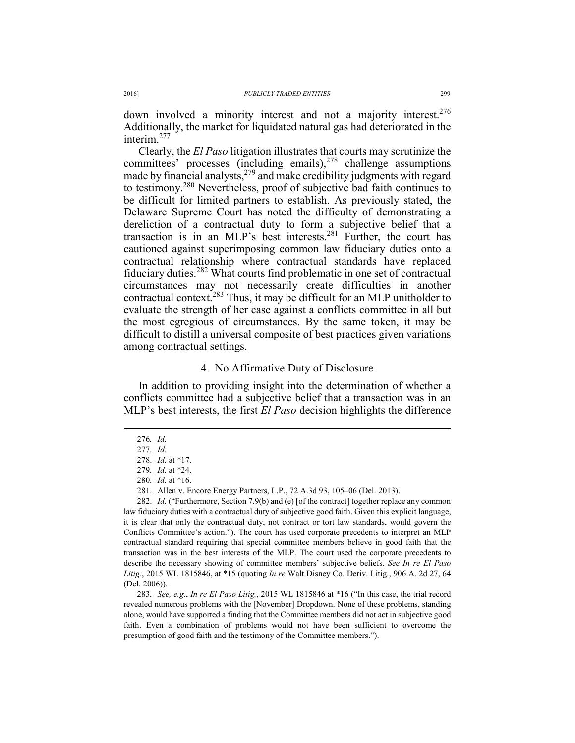down involved a minority interest and not a majority interest.[276] Additionally, the market for liquidated natural gas had deteriorated in the interim.[277]

Clearly, the *El Paso* litigation illustrates that courts may scrutinize the committees' processes (including emails),[278] challenge assumptions made by financial analysts,[279] and make credibility judgments with regard to testimony.[280] Nevertheless, proof of subjective bad faith continues to be difficult for limited partners to establish. As previously stated, the Delaware Supreme Court has noted the difficulty of demonstrating a dereliction of a contractual duty to form a subjective belief that a transaction is in an MLP's best interests.[281] Further, the court has cautioned against superimposing common law fiduciary duties onto a contractual relationship where contractual standards have replaced fiduciary duties.[282] What courts find problematic in one set of contractual circumstances may not necessarily create difficulties in another contractual context.[283] Thus, it may be difficult for an MLP unitholder to evaluate the strength of her case against a conflicts committee in all but the most egregious of circumstances. By the same token, it may be difficult to distill a universal composite of best practices given variations among contractual settings.

### 4. No Affirmative Duty of Disclosure

In addition to providing insight into the determination of whether a conflicts committee had a subjective belief that a transaction was in an MLP's best interests, the first *El Paso* decision highlights the difference

---

276. *Id.*

277. *Id.*

278. *Id.* at *17.

279. *Id.* at *24.

280. *Id.* at *16.

281. Allen v. Encore Energy Partners, L.P., 72 A.3d 93, 105–06 (Del. 2013).

282. *Id.* ("Furthermore, Section 7.9(b) and (e) [of the contract] together replace any common law fiduciary duties with a contractual duty of subjective good faith. Given this explicit language, it is clear that only the contractual duty, not contract or tort law standards, would govern the Conflicts Committee's action."). The court has used corporate precedents to interpret an MLP contractual standard requiring that special committee members believe in good faith that the transaction was in the best interests of the MLP. The court used the corporate precedents to describe the necessary showing of committee members' subjective beliefs. *See In re El Paso Litig.*, 2015 WL 1815846, at *15 (quoting *In re* Walt Disney Co. Deriv. Litig., 906 A. 2d 27, 64 (Del. 2006)).

283. *See, e.g.*, *In re El Paso Litig.*, 2015 WL 1815846 at *16 ("In this case, the trial record revealed numerous problems with the [November] Dropdown. None of these problems, standing alone, would have supported a finding that the Committee members did not act in subjective good faith. Even a combination of problems would not have been sufficient to overcome the presumption of good faith and the testimony of the Committee members.").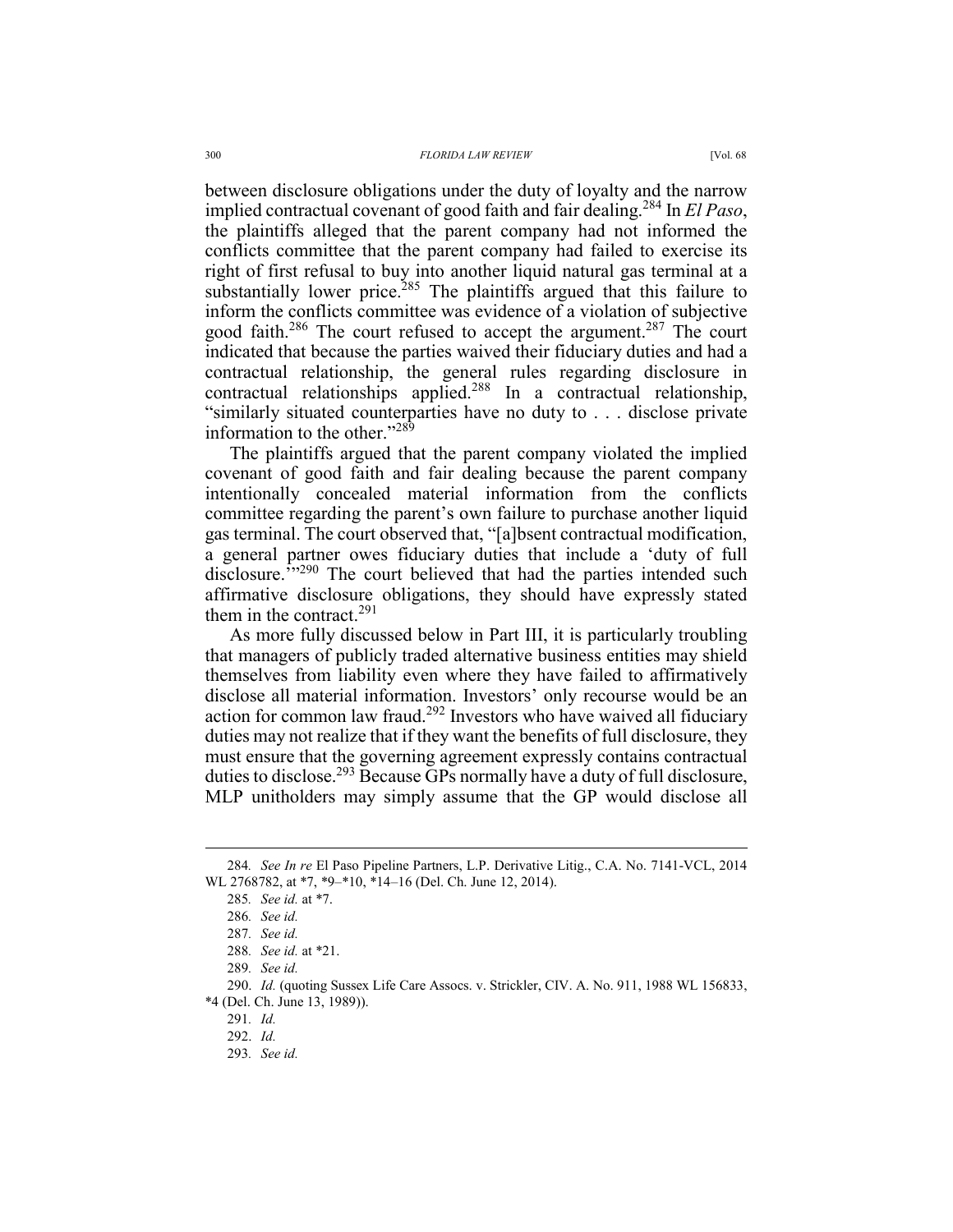between disclosure obligations under the duty of loyalty and the narrow implied contractual covenant of good faith and fair dealing.[284] In *El Paso*, the plaintiffs alleged that the parent company had not informed the conflicts committee that the parent company had failed to exercise its right of first refusal to buy into another liquid natural gas terminal at a substantially lower price.[285] The plaintiffs argued that this failure to inform the conflicts committee was evidence of a violation of subjective good faith.[286] The court refused to accept the argument.[287] The court indicated that because the parties waived their fiduciary duties and had a contractual relationship, the general rules regarding disclosure in contractual relationships applied.[288] In a contractual relationship, "similarly situated counterparties have no duty to . . . disclose private information to the other."[289]

The plaintiffs argued that the parent company violated the implied covenant of good faith and fair dealing because the parent company intentionally concealed material information from the conflicts committee regarding the parent's own failure to purchase another liquid gas terminal. The court observed that, "[a]bsent contractual modification, a general partner owes fiduciary duties that include a 'duty of full disclosure.'"[290] The court believed that had the parties intended such affirmative disclosure obligations, they should have expressly stated them in the contract.[291]

As more fully discussed below in Part III, it is particularly troubling that managers of publicly traded alternative business entities may shield themselves from liability even where they have failed to affirmatively disclose all material information. Investors' only recourse would be an action for common law fraud.[292] Investors who have waived all fiduciary duties may not realize that if they want the benefits of full disclosure, they must ensure that the governing agreement expressly contains contractual duties to disclose.[293] Because GPs normally have a duty of full disclosure, MLP unitholders may simply assume that the GP would disclose all

---

284. *See In re* El Paso Pipeline Partners, L.P. Derivative Litig., C.A. No. 7141-VCL, 2014 WL 2768782, at *7, *9–*10, *14–16 (Del. Ch. June 12, 2014).

285. *See id.* at *7.

286. *See id.*

287. *See id.*

288. *See id.* at *21.

289. *See id.*

290. *Id.* (quoting Sussex Life Care Assocs. v. Strickler, CIV. A. No. 911, 1988 WL 156833, *4 (Del. Ch. June 13, 1989)).

291. *Id.*

292. *Id.*

293. *See id.*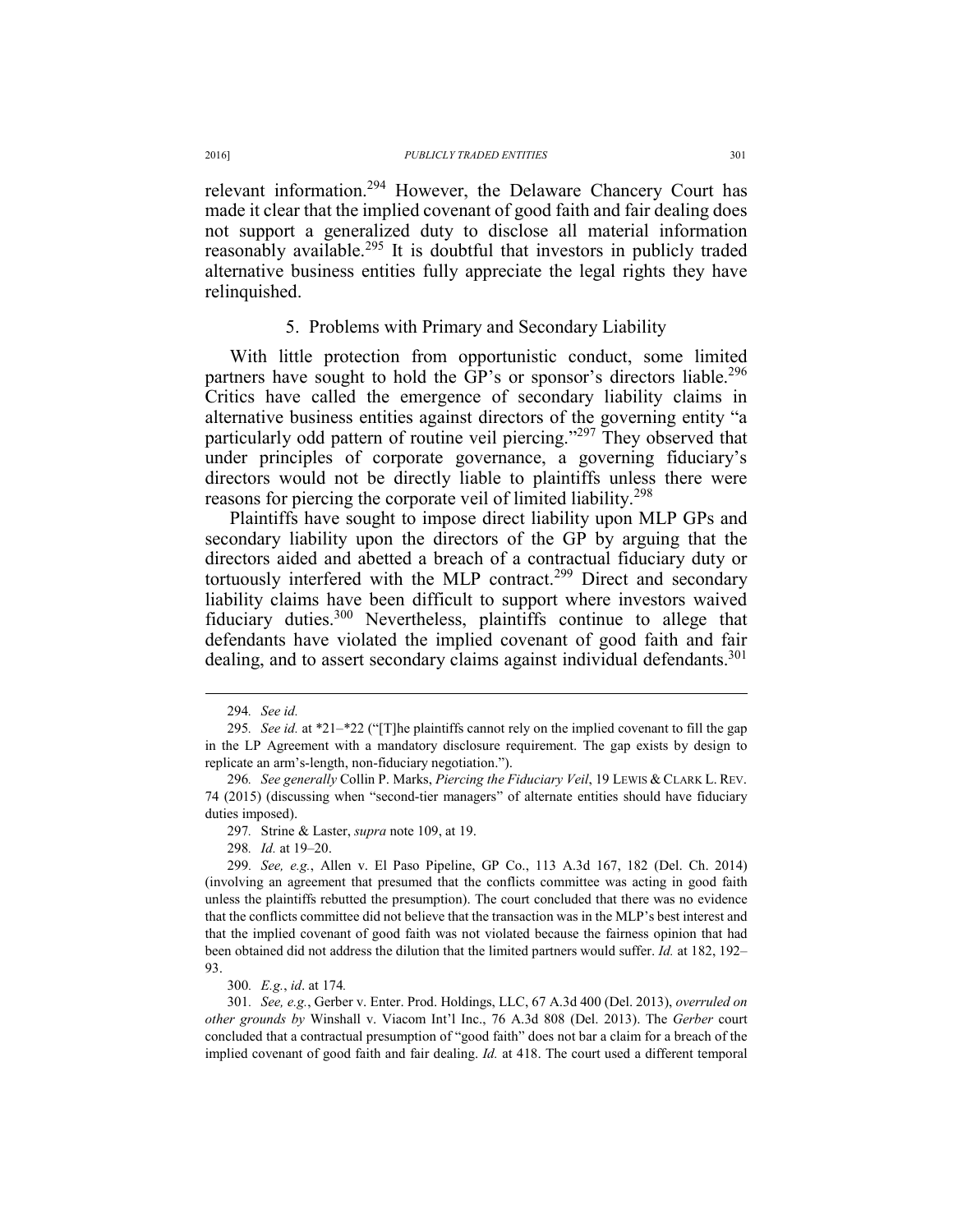relevant information.[294] However, the Delaware Chancery Court has made it clear that the implied covenant of good faith and fair dealing does not support a generalized duty to disclose all material information reasonably available.[295] It is doubtful that investors in publicly traded alternative business entities fully appreciate the legal rights they have relinquished.

### 5. Problems with Primary and Secondary Liability

With little protection from opportunistic conduct, some limited partners have sought to hold the GP's or sponsor's directors liable.[296] Critics have called the emergence of secondary liability claims in alternative business entities against directors of the governing entity "a particularly odd pattern of routine veil piercing."[297] They observed that under principles of corporate governance, a governing fiduciary's directors would not be directly liable to plaintiffs unless there were reasons for piercing the corporate veil of limited liability.[298]

Plaintiffs have sought to impose direct liability upon MLP GPs and secondary liability upon the directors of the GP by arguing that the directors aided and abetted a breach of a contractual fiduciary duty or tortuously interfered with the MLP contract.[299] Direct and secondary liability claims have been difficult to support where investors waived fiduciary duties.[300] Nevertheless, plaintiffs continue to allege that defendants have violated the implied covenant of good faith and fair dealing, and to assert secondary claims against individual defendants.[301]

---

294. *See id.*

295. *See id.* at *21–*22 ("[T]he plaintiffs cannot rely on the implied covenant to fill the gap in the LP Agreement with a mandatory disclosure requirement. The gap exists by design to replicate an arm's-length, non-fiduciary negotiation.").

296. *See generally* Collin P. Marks, *Piercing the Fiduciary Veil*, 19 LEWIS & CLARK L. REV. 74 (2015) (discussing when "second-tier managers" of alternate entities should have fiduciary duties imposed).

297. Strine & Laster, *supra* note 109, at 19.

298. *Id.* at 19–20.

299. *See, e.g.*, Allen v. El Paso Pipeline, GP Co., 113 A.3d 167, 182 (Del. Ch. 2014) (involving an agreement that presumed that the conflicts committee was acting in good faith unless the plaintiffs rebutted the presumption). The court concluded that there was no evidence that the conflicts committee did not believe that the transaction was in the MLP's best interest and that the implied covenant of good faith was not violated because the fairness opinion that had been obtained did not address the dilution that the limited partners would suffer. *Id.* at 182, 192–93.

300. *E.g.*, *id*. at 174.

301. *See, e.g.*, Gerber v. Enter. Prod. Holdings, LLC, 67 A.3d 400 (Del. 2013), *overruled on other grounds by* Winshall v. Viacom Int'l Inc., 76 A.3d 808 (Del. 2013). The *Gerber* court concluded that a contractual presumption of "good faith" does not bar a claim for a breach of the implied covenant of good faith and fair dealing. *Id.* at 418. The court used a different temporal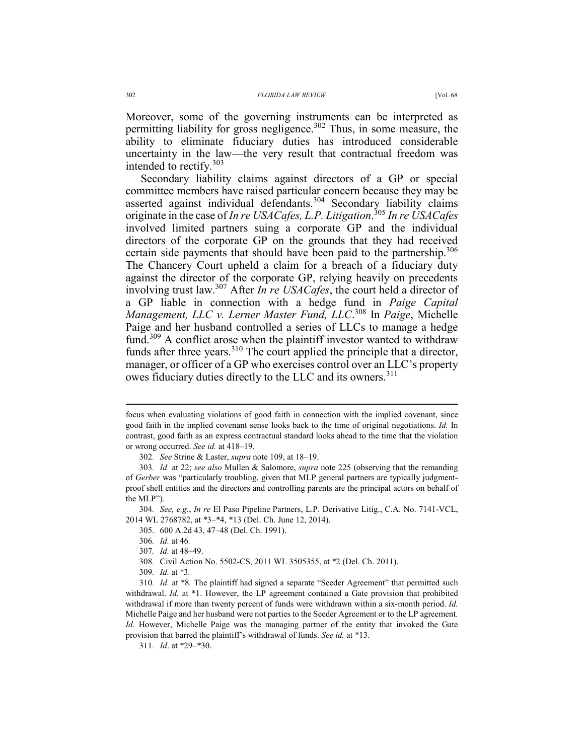Moreover, some of the governing instruments can be interpreted as permitting liability for gross negligence.[302] Thus, in some measure, the ability to eliminate fiduciary duties has introduced considerable uncertainty in the law—the very result that contractual freedom was intended to rectify.[303]

Secondary liability claims against directors of a GP or special committee members have raised particular concern because they may be asserted against individual defendants.[304] Secondary liability claims originate in the case of *In re USACafes, L.P. Litigation*.[305] *In re USACafes* involved limited partners suing a corporate GP and the individual directors of the corporate GP on the grounds that they had received certain side payments that should have been paid to the partnership.[306] The Chancery Court upheld a claim for a breach of a fiduciary duty against the director of the corporate GP, relying heavily on precedents involving trust law.[307] After *In re USACafes*, the court held a director of a GP liable in connection with a hedge fund in *Paige Capital Management, LLC v. Lerner Master Fund, LLC*.[308] In *Paige*, Michelle Paige and her husband controlled a series of LLCs to manage a hedge fund.[309] A conflict arose when the plaintiff investor wanted to withdraw funds after three years.[310] The court applied the principle that a director, manager, or officer of a GP who exercises control over an LLC's property owes fiduciary duties directly to the LLC and its owners.[311]

---

focus when evaluating violations of good faith in connection with the implied covenant, since good faith in the implied covenant sense looks back to the time of original negotiations. *Id.* In contrast, good faith as an express contractual standard looks ahead to the time that the violation or wrong occurred. *See id.* at 418–19.

302. *See* Strine & Laster, *supra* note 109, at 18–19.

303. *Id.* at 22; *see also* Mullen & Salomore, *supra* note 225 (observing that the remanding of *Gerber* was "particularly troubling, given that MLP general partners are typically judgment-proof shell entities and the directors and controlling parents are the principal actors on behalf of the MLP").

304. *See, e.g.*, *In re* El Paso Pipeline Partners, L.P. Derivative Litig., C.A. No. 7141-VCL, 2014 WL 2768782, at \*3–\*4, \*13 (Del. Ch. June 12, 2014).

305. 600 A.2d 43, 47–48 (Del. Ch. 1991).

306. *Id.* at 46.

307. *Id.* at 48–49.

308. Civil Action No. 5502-CS, 2011 WL 3505355, at \*2 (Del. Ch. 2011).

309. *Id.* at \*3.

310. *Id.* at \*8. The plaintiff had signed a separate "Seeder Agreement" that permitted such withdrawal. *Id.* at \*1. However, the LP agreement contained a Gate provision that prohibited withdrawal if more than twenty percent of funds were withdrawn within a six-month period. *Id.* Michelle Paige and her husband were not parties to the Seeder Agreement or to the LP agreement. *Id.* However, Michelle Paige was the managing partner of the entity that invoked the Gate provision that barred the plaintiff's withdrawal of funds. *See id.* at \*13.

311. *Id*. at \*29–\*30.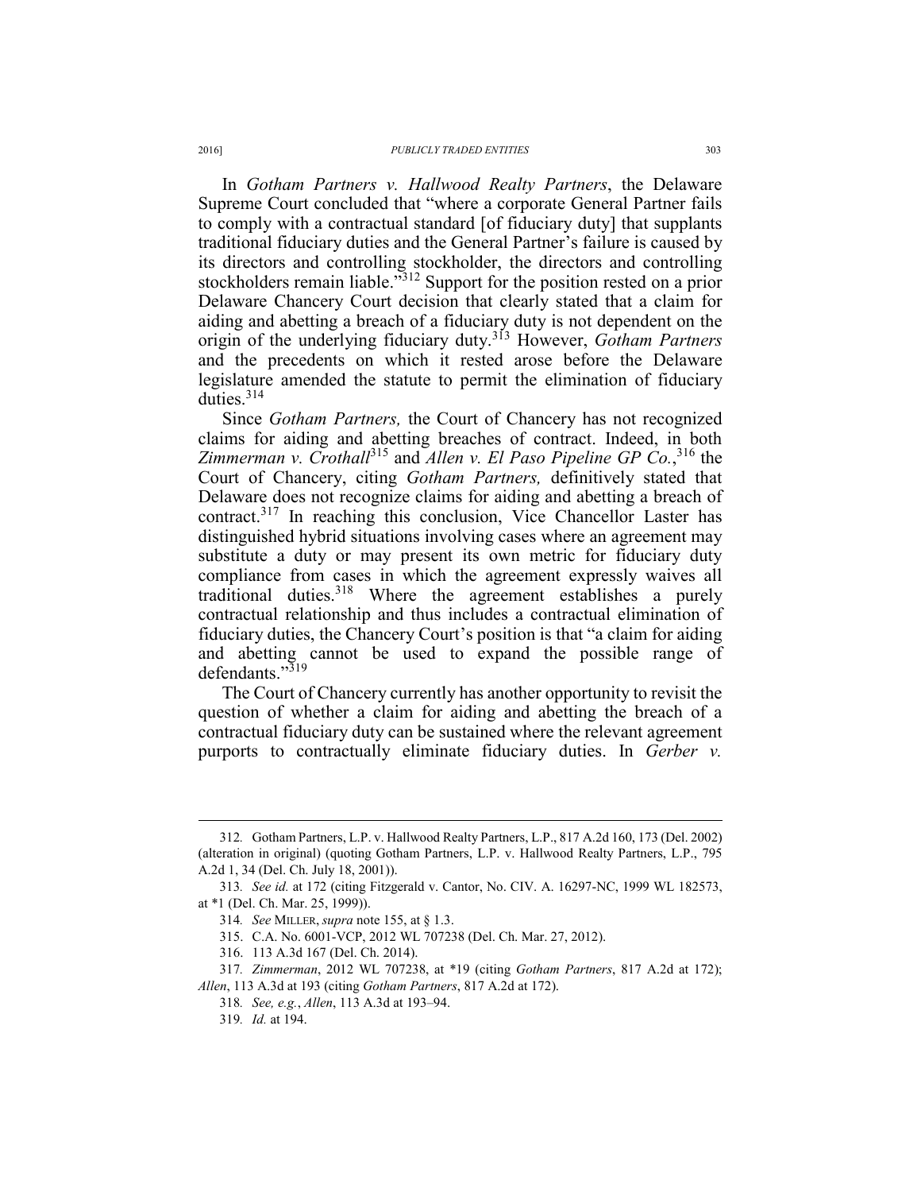In *Gotham Partners v. Hallwood Realty Partners*, the Delaware Supreme Court concluded that "where a corporate General Partner fails to comply with a contractual standard [of fiduciary duty] that supplants traditional fiduciary duties and the General Partner's failure is caused by its directors and controlling stockholder, the directors and controlling stockholders remain liable."[312] Support for the position rested on a prior Delaware Chancery Court decision that clearly stated that a claim for aiding and abetting a breach of a fiduciary duty is not dependent on the origin of the underlying fiduciary duty.[313] However, *Gotham Partners* and the precedents on which it rested arose before the Delaware legislature amended the statute to permit the elimination of fiduciary duties.[314]

Since *Gotham Partners,* the Court of Chancery has not recognized claims for aiding and abetting breaches of contract. Indeed, in both *Zimmerman v. Crothall*[315] and *Allen v. El Paso Pipeline GP Co.*,[316] the Court of Chancery, citing *Gotham Partners,* definitively stated that Delaware does not recognize claims for aiding and abetting a breach of contract.[317] In reaching this conclusion, Vice Chancellor Laster has distinguished hybrid situations involving cases where an agreement may substitute a duty or may present its own metric for fiduciary duty compliance from cases in which the agreement expressly waives all traditional duties.[318] Where the agreement establishes a purely contractual relationship and thus includes a contractual elimination of fiduciary duties, the Chancery Court's position is that "a claim for aiding and abetting cannot be used to expand the possible range of defendants."[319]

The Court of Chancery currently has another opportunity to revisit the question of whether a claim for aiding and abetting the breach of a contractual fiduciary duty can be sustained where the relevant agreement purports to contractually eliminate fiduciary duties. In *Gerber v.*

---

312. Gotham Partners, L.P. v. Hallwood Realty Partners, L.P., 817 A.2d 160, 173 (Del. 2002) (alteration in original) (quoting Gotham Partners, L.P. v. Hallwood Realty Partners, L.P., 795 A.2d 1, 34 (Del. Ch. July 18, 2001)).

313. *See id.* at 172 (citing Fitzgerald v. Cantor, No. CIV. A. 16297-NC, 1999 WL 182573, at *1 (Del. Ch. Mar. 25, 1999)).

314. *See* MILLER, *supra* note 155, at § 1.3.

315. C.A. No. 6001-VCP, 2012 WL 707238 (Del. Ch. Mar. 27, 2012).

316. 113 A.3d 167 (Del. Ch. 2014).

317. *Zimmerman*, 2012 WL 707238, at *19 (citing *Gotham Partners*, 817 A.2d at 172); *Allen*, 113 A.3d at 193 (citing *Gotham Partners*, 817 A.2d at 172).

318. *See, e.g.*, *Allen*, 113 A.3d at 193–94.

319. *Id.* at 194.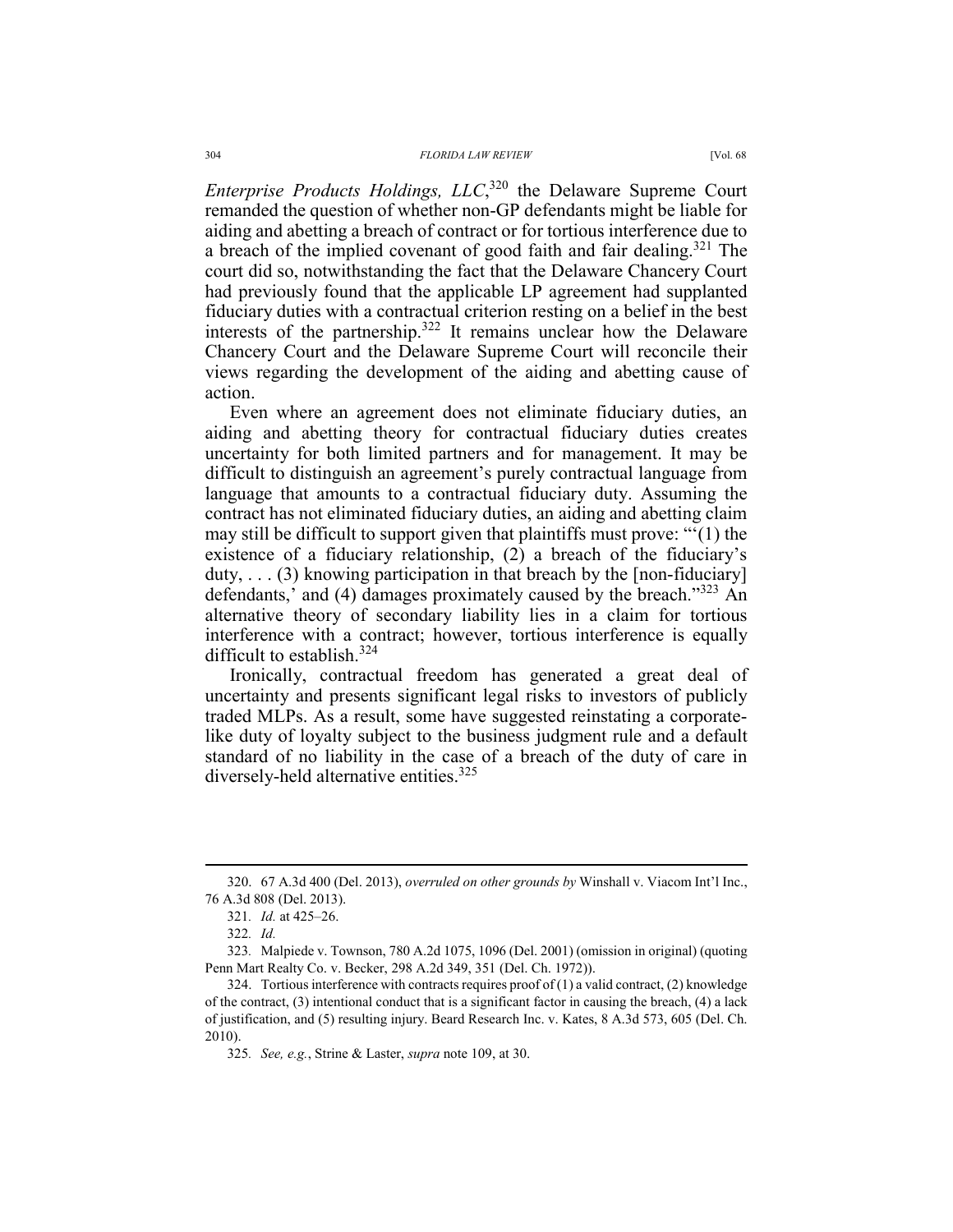*Enterprise Products Holdings, LLC*,[320] the Delaware Supreme Court remanded the question of whether non-GP defendants might be liable for aiding and abetting a breach of contract or for tortious interference due to a breach of the implied covenant of good faith and fair dealing.[321] The court did so, notwithstanding the fact that the Delaware Chancery Court had previously found that the applicable LP agreement had supplanted fiduciary duties with a contractual criterion resting on a belief in the best interests of the partnership.[322] It remains unclear how the Delaware Chancery Court and the Delaware Supreme Court will reconcile their views regarding the development of the aiding and abetting cause of action.

Even where an agreement does not eliminate fiduciary duties, an aiding and abetting theory for contractual fiduciary duties creates uncertainty for both limited partners and for management. It may be difficult to distinguish an agreement's purely contractual language from language that amounts to a contractual fiduciary duty. Assuming the contract has not eliminated fiduciary duties, an aiding and abetting claim may still be difficult to support given that plaintiffs must prove: "'(1) the existence of a fiduciary relationship, (2) a breach of the fiduciary's duty, . . . (3) knowing participation in that breach by the [non-fiduciary] defendants,' and (4) damages proximately caused by the breach."[323] An alternative theory of secondary liability lies in a claim for tortious interference with a contract; however, tortious interference is equally difficult to establish.[324]

Ironically, contractual freedom has generated a great deal of uncertainty and presents significant legal risks to investors of publicly traded MLPs. As a result, some have suggested reinstating a corporate-like duty of loyalty subject to the business judgment rule and a default standard of no liability in the case of a breach of the duty of care in diversely-held alternative entities.[325]

---

320. 67 A.3d 400 (Del. 2013), *overruled on other grounds by* Winshall v. Viacom Int'l Inc., 76 A.3d 808 (Del. 2013).

321. *Id.* at 425–26.

322. *Id.*

323. Malpiede v. Townson, 780 A.2d 1075, 1096 (Del. 2001) (omission in original) (quoting Penn Mart Realty Co. v. Becker, 298 A.2d 349, 351 (Del. Ch. 1972)).

324. Tortious interference with contracts requires proof of (1) a valid contract, (2) knowledge of the contract, (3) intentional conduct that is a significant factor in causing the breach, (4) a lack of justification, and (5) resulting injury. Beard Research Inc. v. Kates, 8 A.3d 573, 605 (Del. Ch. 2010).

325. *See, e.g.*, Strine & Laster, *supra* note 109, at 30.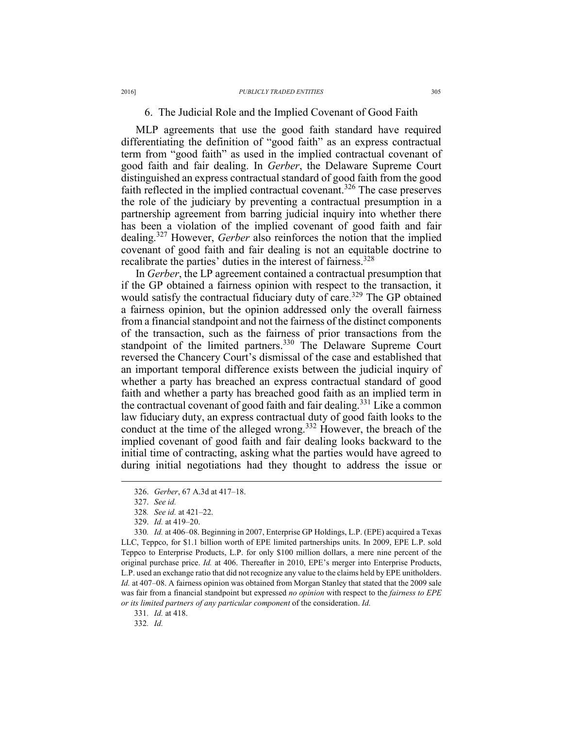### 6. The Judicial Role and the Implied Covenant of Good Faith

MLP agreements that use the good faith standard have required differentiating the definition of "good faith" as an express contractual term from "good faith" as used in the implied contractual covenant of good faith and fair dealing. In *Gerber*, the Delaware Supreme Court distinguished an express contractual standard of good faith from the good faith reflected in the implied contractual covenant.[326] The case preserves the role of the judiciary by preventing a contractual presumption in a partnership agreement from barring judicial inquiry into whether there has been a violation of the implied covenant of good faith and fair dealing.[327] However, *Gerber* also reinforces the notion that the implied covenant of good faith and fair dealing is not an equitable doctrine to recalibrate the parties' duties in the interest of fairness.[328]

In *Gerber*, the LP agreement contained a contractual presumption that if the GP obtained a fairness opinion with respect to the transaction, it would satisfy the contractual fiduciary duty of care.[329] The GP obtained a fairness opinion, but the opinion addressed only the overall fairness from a financial standpoint and not the fairness of the distinct components of the transaction, such as the fairness of prior transactions from the standpoint of the limited partners.[330] The Delaware Supreme Court reversed the Chancery Court's dismissal of the case and established that an important temporal difference exists between the judicial inquiry of whether a party has breached an express contractual standard of good faith and whether a party has breached good faith as an implied term in the contractual covenant of good faith and fair dealing.[331] Like a common law fiduciary duty, an express contractual duty of good faith looks to the conduct at the time of the alleged wrong.[332] However, the breach of the implied covenant of good faith and fair dealing looks backward to the initial time of contracting, asking what the parties would have agreed to during initial negotiations had they thought to address the issue or

---

326. *Gerber*, 67 A.3d at 417–18.

327. *See id.*

328. *See id.* at 421–22.

329. *Id.* at 419–20.

330. *Id.* at 406–08. Beginning in 2007, Enterprise GP Holdings, L.P. (EPE) acquired a Texas LLC, Teppco, for $1.1 billion worth of EPE limited partnerships units. In 2009, EPE L.P. sold Teppco to Enterprise Products, L.P. for only $100 million dollars, a mere nine percent of the original purchase price. *Id.* at 406. Thereafter in 2010, EPE's merger into Enterprise Products, L.P. used an exchange ratio that did not recognize any value to the claims held by EPE unitholders. *Id.* at 407–08. A fairness opinion was obtained from Morgan Stanley that stated that the 2009 sale was fair from a financial standpoint but expressed *no opinion* with respect to the *fairness to EPE or its limited partners of any particular component* of the consideration. *Id.*

331. *Id.* at 418.

332. *Id.*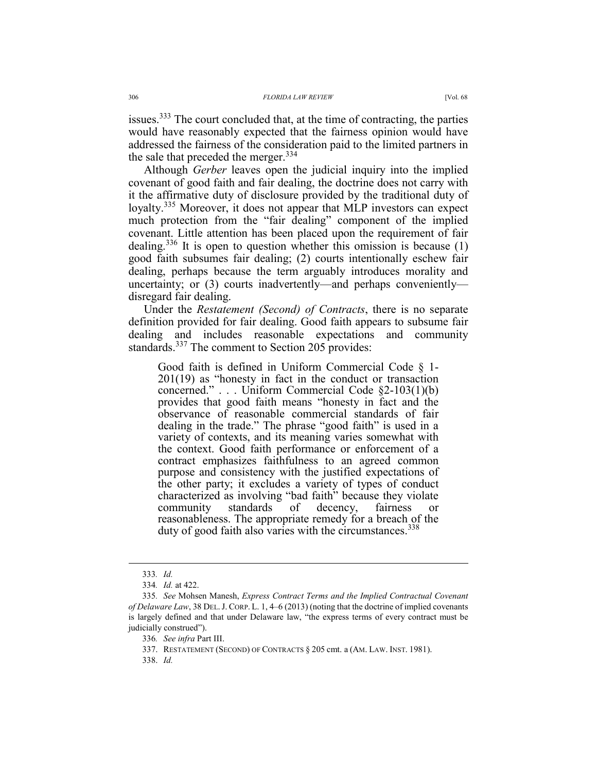issues.[333] The court concluded that, at the time of contracting, the parties would have reasonably expected that the fairness opinion would have addressed the fairness of the consideration paid to the limited partners in the sale that preceded the merger.[334]

Although *Gerber* leaves open the judicial inquiry into the implied covenant of good faith and fair dealing, the doctrine does not carry with it the affirmative duty of disclosure provided by the traditional duty of loyalty.[335] Moreover, it does not appear that MLP investors can expect much protection from the "fair dealing" component of the implied covenant. Little attention has been placed upon the requirement of fair dealing.[336] It is open to question whether this omission is because (1) good faith subsumes fair dealing; (2) courts intentionally eschew fair dealing, perhaps because the term arguably introduces morality and uncertainty; or (3) courts inadvertently—and perhaps conveniently—disregard fair dealing.

Under the *Restatement (Second) of Contracts*, there is no separate definition provided for fair dealing. Good faith appears to subsume fair dealing and includes reasonable expectations and community standards.[337] The comment to Section 205 provides:

> Good faith is defined in Uniform Commercial Code § 1-201(19) as "honesty in fact in the conduct or transaction concerned." . . . Uniform Commercial Code §2-103(1)(b) provides that good faith means "honesty in fact and the observance of reasonable commercial standards of fair dealing in the trade." The phrase "good faith" is used in a variety of contexts, and its meaning varies somewhat with the context. Good faith performance or enforcement of a contract emphasizes faithfulness to an agreed common purpose and consistency with the justified expectations of the other party; it excludes a variety of types of conduct characterized as involving "bad faith" because they violate community standards of decency, fairness or reasonableness. The appropriate remedy for a breach of the duty of good faith also varies with the circumstances.[338]

---

333. *Id.*

334. *Id.* at 422.

335. *See* Mohsen Manesh, *Express Contract Terms and the Implied Contractual Covenant of Delaware Law*, 38 DEL. J. CORP. L. 1, 4–6 (2013) (noting that the doctrine of implied covenants is largely defined and that under Delaware law, "the express terms of every contract must be judicially construed").

336. *See infra* Part III.

337. RESTATEMENT (SECOND) OF CONTRACTS § 205 cmt. a (AM. LAW. INST. 1981).

338. *Id.*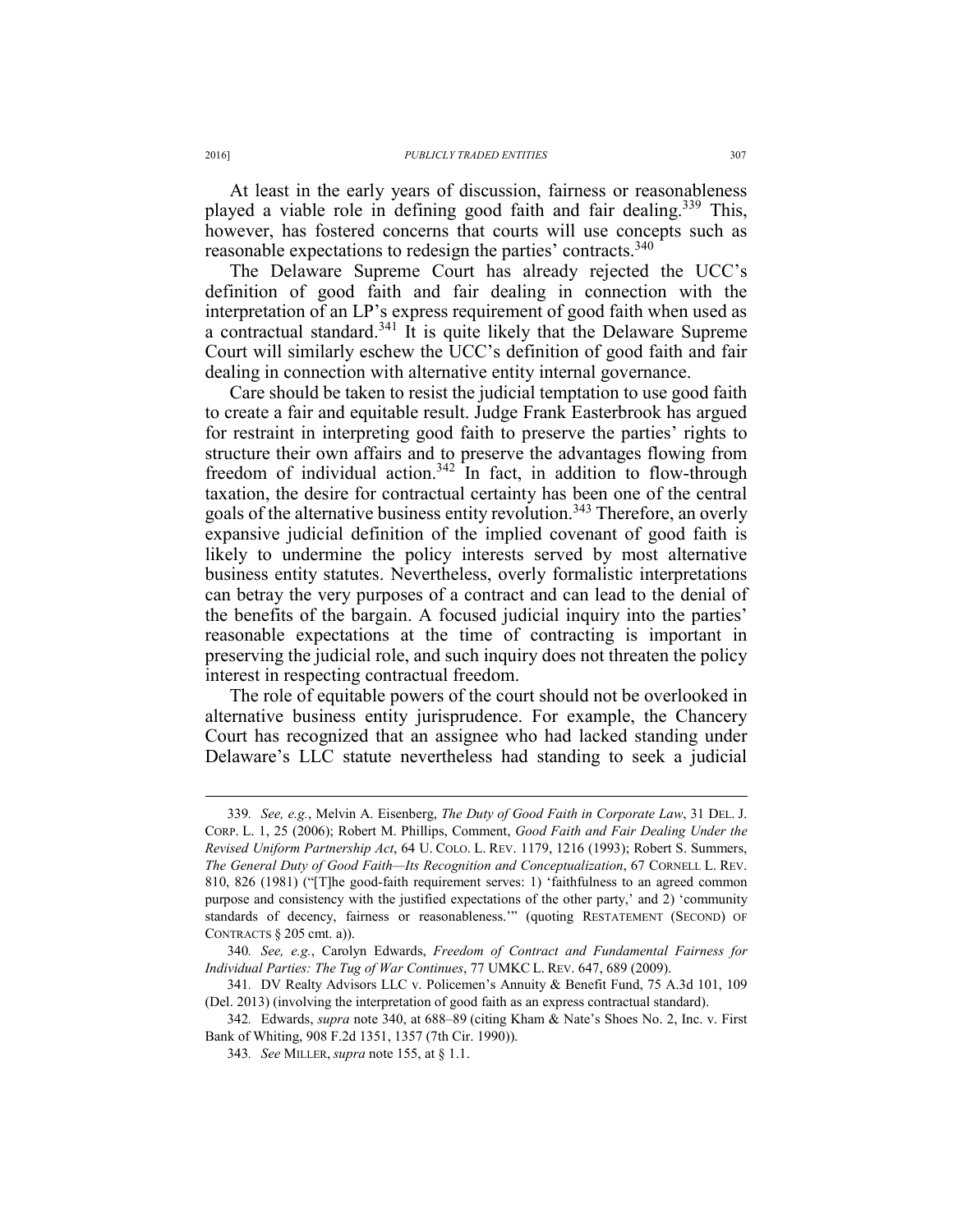At least in the early years of discussion, fairness or reasonableness played a viable role in defining good faith and fair dealing.[339] This, however, has fostered concerns that courts will use concepts such as reasonable expectations to redesign the parties' contracts.[340]

The Delaware Supreme Court has already rejected the UCC's definition of good faith and fair dealing in connection with the interpretation of an LP's express requirement of good faith when used as a contractual standard.[341] It is quite likely that the Delaware Supreme Court will similarly eschew the UCC's definition of good faith and fair dealing in connection with alternative entity internal governance.

Care should be taken to resist the judicial temptation to use good faith to create a fair and equitable result. Judge Frank Easterbrook has argued for restraint in interpreting good faith to preserve the parties' rights to structure their own affairs and to preserve the advantages flowing from freedom of individual action.[342] In fact, in addition to flow-through taxation, the desire for contractual certainty has been one of the central goals of the alternative business entity revolution.[343] Therefore, an overly expansive judicial definition of the implied covenant of good faith is likely to undermine the policy interests served by most alternative business entity statutes. Nevertheless, overly formalistic interpretations can betray the very purposes of a contract and can lead to the denial of the benefits of the bargain. A focused judicial inquiry into the parties' reasonable expectations at the time of contracting is important in preserving the judicial role, and such inquiry does not threaten the policy interest in respecting contractual freedom.

The role of equitable powers of the court should not be overlooked in alternative business entity jurisprudence. For example, the Chancery Court has recognized that an assignee who had lacked standing under Delaware's LLC statute nevertheless had standing to seek a judicial

---

339. *See, e.g.*, Melvin A. Eisenberg, *The Duty of Good Faith in Corporate Law*, 31 DEL. J. CORP. L. 1, 25 (2006); Robert M. Phillips, Comment, *Good Faith and Fair Dealing Under the Revised Uniform Partnership Act*, 64 U. COLO. L. REV. 1179, 1216 (1993); Robert S. Summers, *The General Duty of Good Faith—Its Recognition and Conceptualization*, 67 CORNELL L. REV. 810, 826 (1981) ("[T]he good-faith requirement serves: 1) 'faithfulness to an agreed common purpose and consistency with the justified expectations of the other party,' and 2) 'community standards of decency, fairness or reasonableness.'" (quoting RESTATEMENT (SECOND) OF CONTRACTS § 205 cmt. a)).

340. *See, e.g.*, Carolyn Edwards, *Freedom of Contract and Fundamental Fairness for Individual Parties: The Tug of War Continues*, 77 UMKC L. REV. 647, 689 (2009).

341. DV Realty Advisors LLC v. Policemen's Annuity & Benefit Fund, 75 A.3d 101, 109 (Del. 2013) (involving the interpretation of good faith as an express contractual standard).

342. Edwards, *supra* note 340, at 688–89 (citing Kham & Nate's Shoes No. 2, Inc. v. First Bank of Whiting, 908 F.2d 1351, 1357 (7th Cir. 1990)).

343. *See* MILLER, *supra* note 155, at § 1.1.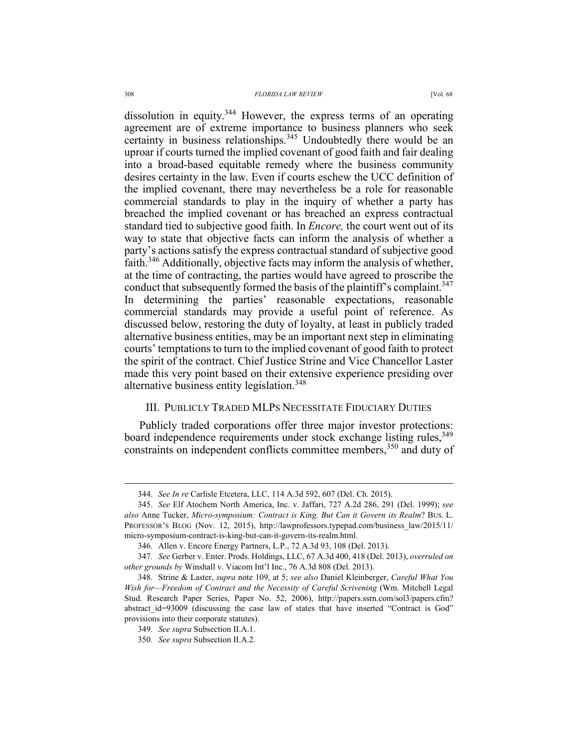dissolution in equity.[344] However, the express terms of an operating agreement are of extreme importance to business planners who seek certainty in business relationships.[345] Undoubtedly there would be an uproar if courts turned the implied covenant of good faith and fair dealing into a broad-based equitable remedy where the business community desires certainty in the law. Even if courts eschew the UCC definition of the implied covenant, there may nevertheless be a role for reasonable commercial standards to play in the inquiry of whether a party has breached the implied covenant or has breached an express contractual standard tied to subjective good faith. In *Encore,* the court went out of its way to state that objective facts can inform the analysis of whether a party's actions satisfy the express contractual standard of subjective good faith.[346] Additionally, objective facts may inform the analysis of whether, at the time of contracting, the parties would have agreed to proscribe the conduct that subsequently formed the basis of the plaintiff's complaint.[347] In determining the parties' reasonable expectations, reasonable commercial standards may provide a useful point of reference. As discussed below, restoring the duty of loyalty, at least in publicly traded alternative business entities, may be an important next step in eliminating courts' temptations to turn to the implied covenant of good faith to protect the spirit of the contract. Chief Justice Strine and Vice Chancellor Laster made this very point based on their extensive experience presiding over alternative business entity legislation.[348]

## III. Publicly Traded MLPs Necessitate Fiduciary Duties

Publicly traded corporations offer three major investor protections: board independence requirements under stock exchange listing rules,[349] constraints on independent conflicts committee members,[350] and duty of

---

344. *See In re* Carlisle Etcetera, LLC, 114 A.3d 592, 607 (Del. Ch. 2015).

345. *See* Elf Atochem North America, Inc. v. Jaffari, 727 A.2d 286, 291 (Del. 1999); *see also* Anne Tucker, *Micro-symposium: Contract is King, But Can it Govern its Realm*? Bus. L. Professor's Blog (Nov. 12, 2015), http://lawprofessors.typepad.com/business_law/2015/11/micro-symposium-contract-is-king-but-can-it-govern-its-realm.html.

346. Allen v. Encore Energy Partners, L.P., 72 A.3d 93, 108 (Del. 2013).

347. *See* Gerber v. Enter. Prods. Holdings, LLC, 67 A.3d 400, 418 (Del. 2013), *overruled on other grounds by* Winshall v. Viacom Int'l Inc., 76 A.3d 808 (Del. 2013).

348. Strine & Laster, *supra* note 109, at 5; *see also* Daniel Kleinberger, *Careful What You Wish for—Freedom of Contract and the Necessity of Careful Scrivening* (Wm. Mitchell Legal Stud. Research Paper Series, Paper No. 52, 2006), http://papers.ssrn.com/sol3/papers.cfm?abstract_id=93009 (discussing the case law of states that have inserted "Contract is God" provisions into their corporate statutes).

349. *See supra* Subsection II.A.1.

350. *See supra* Subsection II.A.2.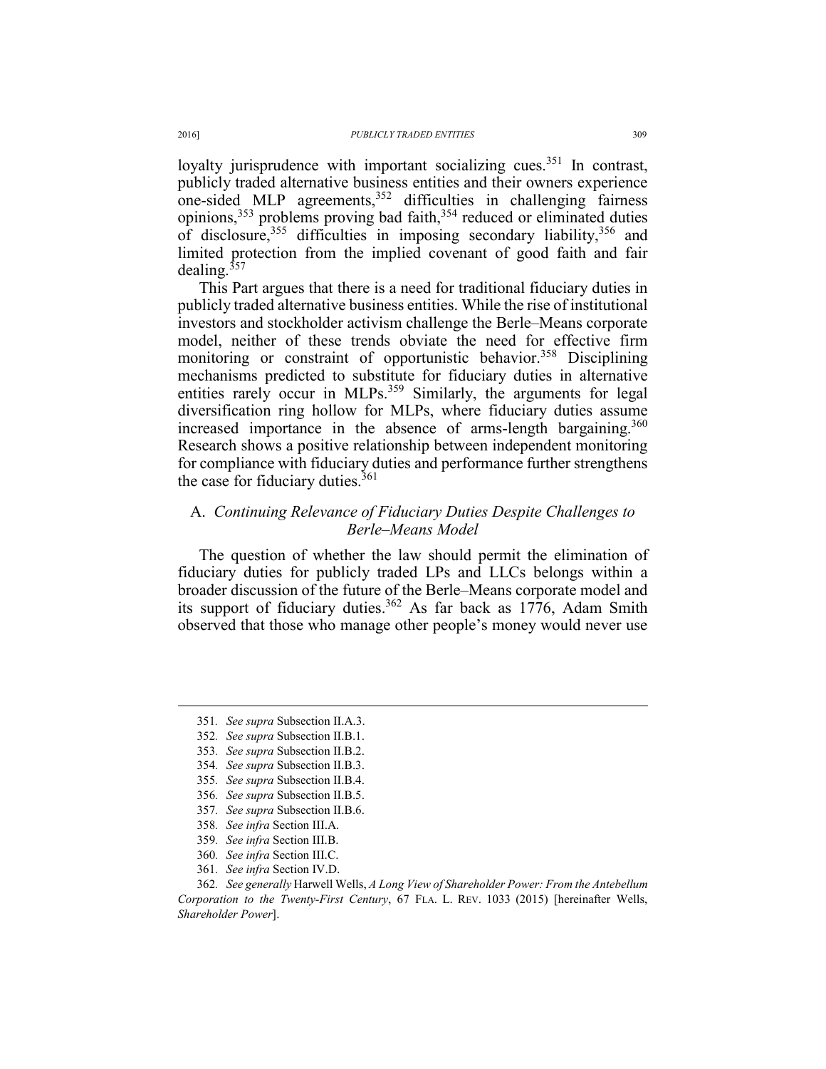loyalty jurisprudence with important socializing cues.[351] In contrast, publicly traded alternative business entities and their owners experience one-sided MLP agreements,[352] difficulties in challenging fairness opinions,[353] problems proving bad faith,[354] reduced or eliminated duties of disclosure,[355] difficulties in imposing secondary liability,[356] and limited protection from the implied covenant of good faith and fair dealing.[357]

This Part argues that there is a need for traditional fiduciary duties in publicly traded alternative business entities. While the rise of institutional investors and stockholder activism challenge the Berle–Means corporate model, neither of these trends obviate the need for effective firm monitoring or constraint of opportunistic behavior.[358] Disciplining mechanisms predicted to substitute for fiduciary duties in alternative entities rarely occur in MLPs.[359] Similarly, the arguments for legal diversification ring hollow for MLPs, where fiduciary duties assume increased importance in the absence of arms-length bargaining.[360] Research shows a positive relationship between independent monitoring for compliance with fiduciary duties and performance further strengthens the case for fiduciary duties.[361]

## A. *Continuing Relevance of Fiduciary Duties Despite Challenges to Berle–Means Model*

The question of whether the law should permit the elimination of fiduciary duties for publicly traded LPs and LLCs belongs within a broader discussion of the future of the Berle–Means corporate model and its support of fiduciary duties.[362] As far back as 1776, Adam Smith observed that those who manage other people's money would never use

---

351. *See supra* Subsection II.A.3.
352. *See supra* Subsection II.B.1.
353. *See supra* Subsection II.B.2.
354. *See supra* Subsection II.B.3.
355. *See supra* Subsection II.B.4.
356. *See supra* Subsection II.B.5.
357. *See supra* Subsection II.B.6.
358. *See infra* Section III.A.
359. *See infra* Section III.B.
360. *See infra* Section III.C.
361. *See infra* Section IV.D.
362. *See generally* Harwell Wells, *A Long View of Shareholder Power: From the Antebellum Corporation to the Twenty-First Century*, 67 FLA. L. REV. 1033 (2015) [hereinafter Wells, *Shareholder Power*].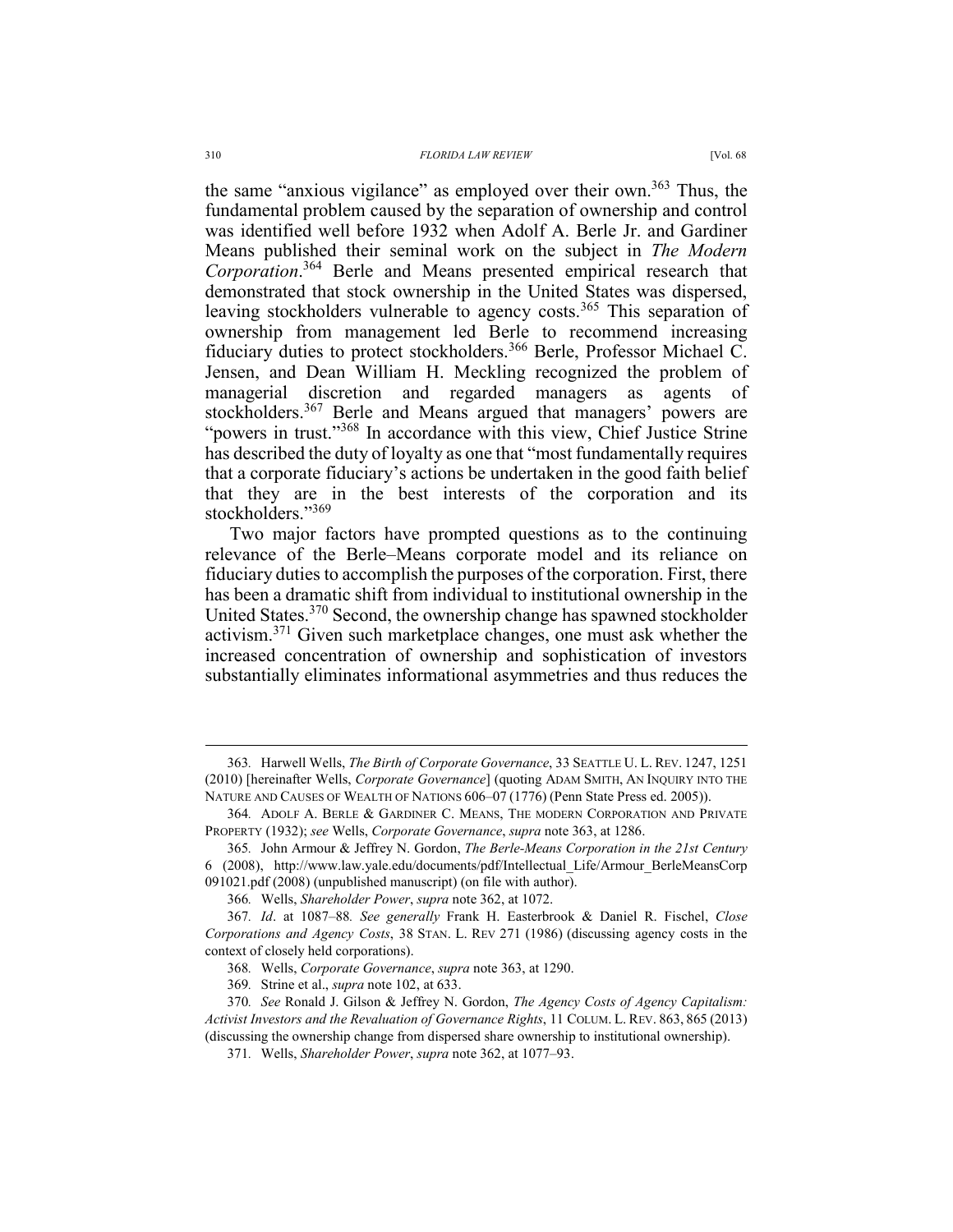the same "anxious vigilance" as employed over their own.[363] Thus, the fundamental problem caused by the separation of ownership and control was identified well before 1932 when Adolf A. Berle Jr. and Gardiner Means published their seminal work on the subject in *The Modern Corporation*.[364] Berle and Means presented empirical research that demonstrated that stock ownership in the United States was dispersed, leaving stockholders vulnerable to agency costs.[365] This separation of ownership from management led Berle to recommend increasing fiduciary duties to protect stockholders.[366] Berle, Professor Michael C. Jensen, and Dean William H. Meckling recognized the problem of managerial discretion and regarded managers as agents of stockholders.[367] Berle and Means argued that managers' powers are "powers in trust."[368] In accordance with this view, Chief Justice Strine has described the duty of loyalty as one that "most fundamentally requires that a corporate fiduciary's actions be undertaken in the good faith belief that they are in the best interests of the corporation and its stockholders."[369]

Two major factors have prompted questions as to the continuing relevance of the Berle–Means corporate model and its reliance on fiduciary duties to accomplish the purposes of the corporation. First, there has been a dramatic shift from individual to institutional ownership in the United States.[370] Second, the ownership change has spawned stockholder activism.[371] Given such marketplace changes, one must ask whether the increased concentration of ownership and sophistication of investors substantially eliminates informational asymmetries and thus reduces the

---

363. Harwell Wells, *The Birth of Corporate Governance*, 33 SEATTLE U. L. REV. 1247, 1251 (2010) [hereinafter Wells, *Corporate Governance*] (quoting ADAM SMITH, AN INQUIRY INTO THE NATURE AND CAUSES OF WEALTH OF NATIONS 606–07 (1776) (Penn State Press ed. 2005)).

364. ADOLF A. BERLE & GARDINER C. MEANS, THE MODERN CORPORATION AND PRIVATE PROPERTY (1932); *see* Wells, *Corporate Governance*, *supra* note 363, at 1286.

365. John Armour & Jeffrey N. Gordon, *The Berle-Means Corporation in the 21st Century* 6 (2008), http://www.law.yale.edu/documents/pdf/Intellectual_Life/Armour_BerleMeansCorp091021.pdf (2008) (unpublished manuscript) (on file with author).

366. Wells, *Shareholder Power*, *supra* note 362, at 1072.

367. *Id*. at 1087–88. *See generally* Frank H. Easterbrook & Daniel R. Fischel, *Close Corporations and Agency Costs*, 38 STAN. L. REV 271 (1986) (discussing agency costs in the context of closely held corporations).

368. Wells, *Corporate Governance*, *supra* note 363, at 1290.

369. Strine et al., *supra* note 102, at 633.

370. *See* Ronald J. Gilson & Jeffrey N. Gordon, *The Agency Costs of Agency Capitalism: Activist Investors and the Revaluation of Governance Rights*, 11 COLUM. L. REV. 863, 865 (2013) (discussing the ownership change from dispersed share ownership to institutional ownership).

371. Wells, *Shareholder Power*, *supra* note 362, at 1077–93.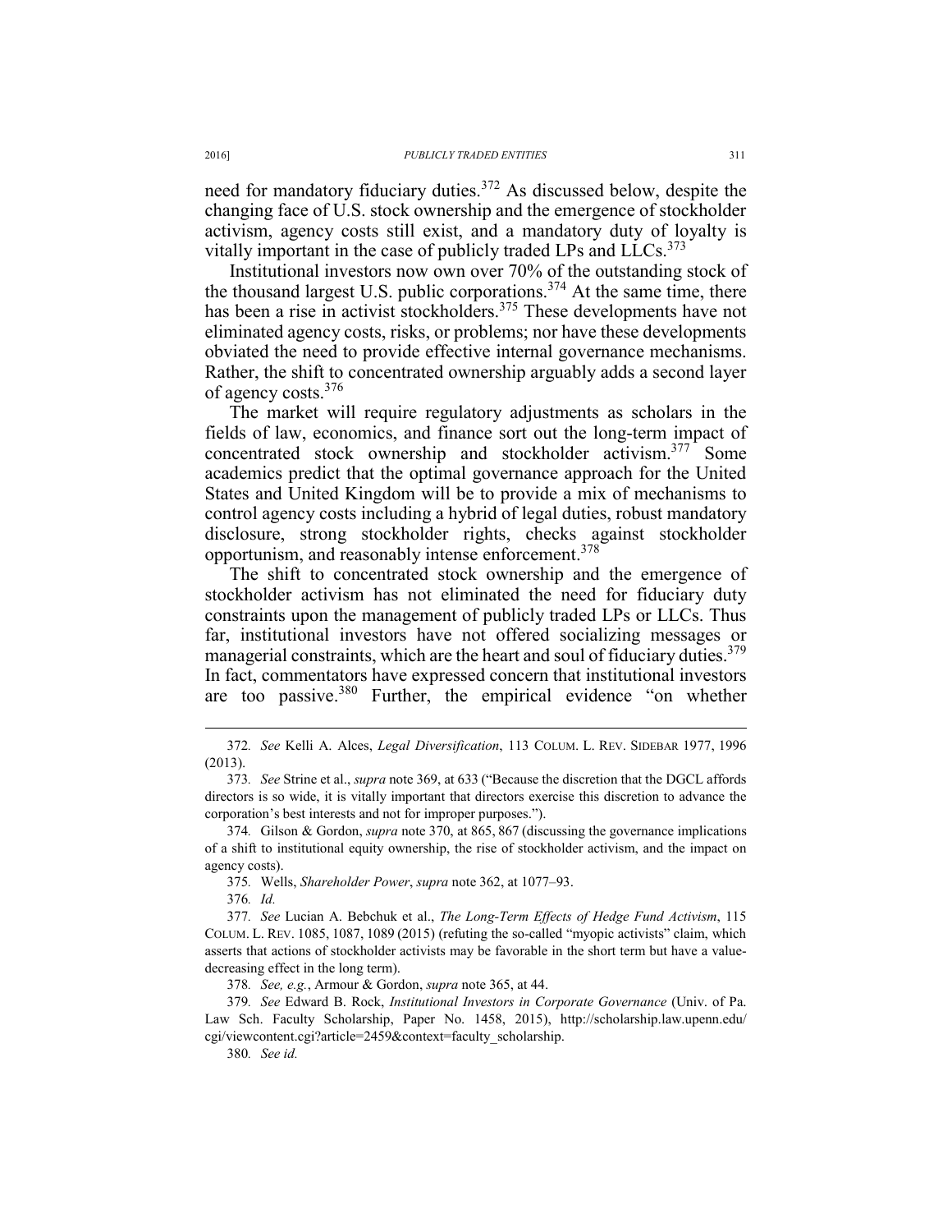need for mandatory fiduciary duties.[372] As discussed below, despite the changing face of U.S. stock ownership and the emergence of stockholder activism, agency costs still exist, and a mandatory duty of loyalty is vitally important in the case of publicly traded LPs and LLCs.[373]

Institutional investors now own over 70% of the outstanding stock of the thousand largest U.S. public corporations.[374] At the same time, there has been a rise in activist stockholders.[375] These developments have not eliminated agency costs, risks, or problems; nor have these developments obviated the need to provide effective internal governance mechanisms. Rather, the shift to concentrated ownership arguably adds a second layer of agency costs.[376]

The market will require regulatory adjustments as scholars in the fields of law, economics, and finance sort out the long-term impact of concentrated stock ownership and stockholder activism.[377] Some academics predict that the optimal governance approach for the United States and United Kingdom will be to provide a mix of mechanisms to control agency costs including a hybrid of legal duties, robust mandatory disclosure, strong stockholder rights, checks against stockholder opportunism, and reasonably intense enforcement.[378]

The shift to concentrated stock ownership and the emergence of stockholder activism has not eliminated the need for fiduciary duty constraints upon the management of publicly traded LPs or LLCs. Thus far, institutional investors have not offered socializing messages or managerial constraints, which are the heart and soul of fiduciary duties.[379] In fact, commentators have expressed concern that institutional investors are too passive.[380] Further, the empirical evidence "on whether

---

372. *See* Kelli A. Alces, *Legal Diversification*, 113 COLUM. L. REV. SIDEBAR 1977, 1996 (2013).

373. *See* Strine et al., *supra* note 369, at 633 ("Because the discretion that the DGCL affords directors is so wide, it is vitally important that directors exercise this discretion to advance the corporation's best interests and not for improper purposes.").

374. Gilson & Gordon, *supra* note 370, at 865, 867 (discussing the governance implications of a shift to institutional equity ownership, the rise of stockholder activism, and the impact on agency costs).

375. Wells, *Shareholder Power*, *supra* note 362, at 1077–93.

376. *Id.*

377. *See* Lucian A. Bebchuk et al., *The Long-Term Effects of Hedge Fund Activism*, 115 COLUM. L. REV. 1085, 1087, 1089 (2015) (refuting the so-called "myopic activists" claim, which asserts that actions of stockholder activists may be favorable in the short term but have a value-decreasing effect in the long term).

378. *See, e.g.*, Armour & Gordon, *supra* note 365, at 44.

379. *See* Edward B. Rock, *Institutional Investors in Corporate Governance* (Univ. of Pa. Law Sch. Faculty Scholarship, Paper No. 1458, 2015), http://scholarship.law.upenn.edu/cgi/viewcontent.cgi?article=2459&context=faculty_scholarship.

380. *See id.*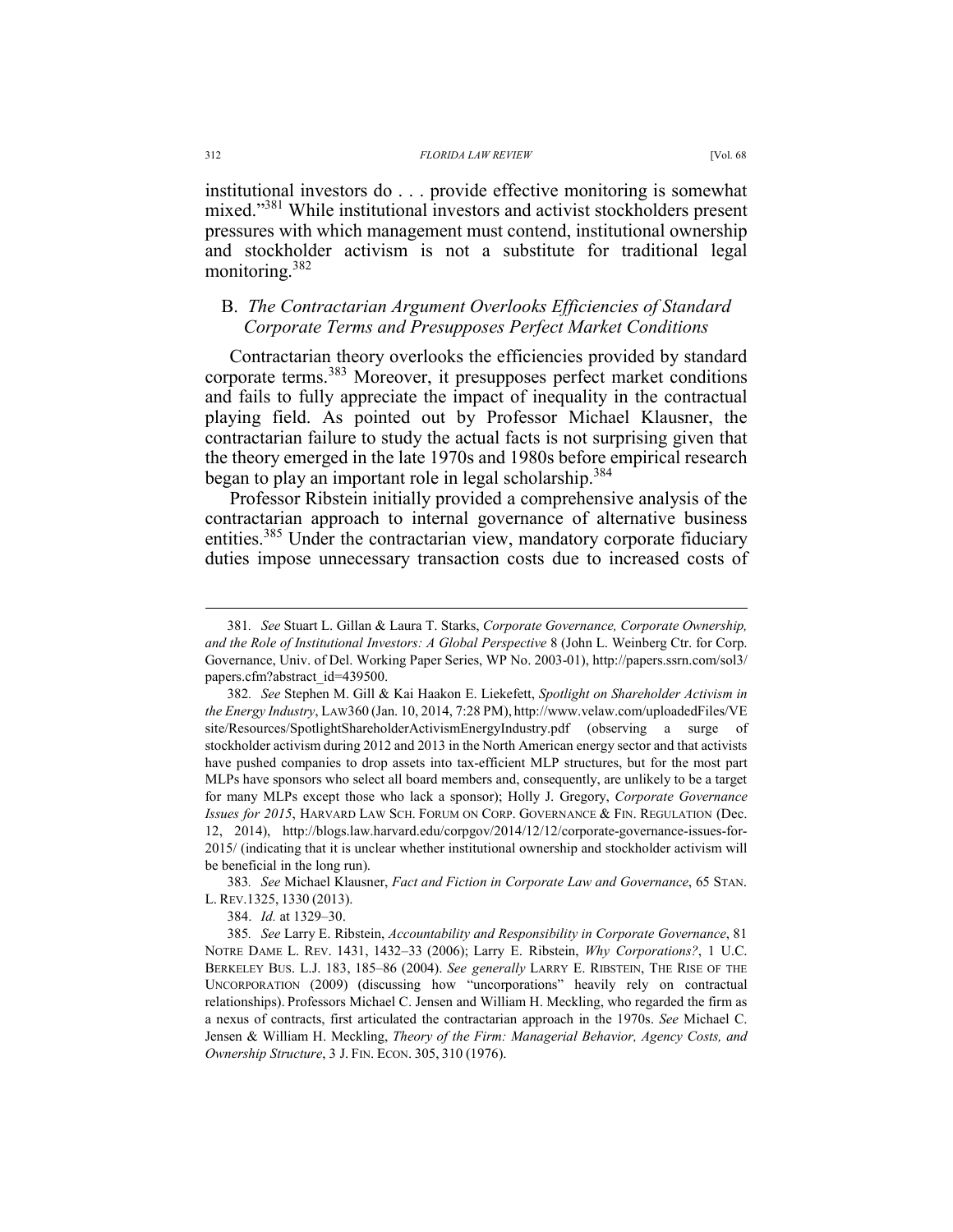institutional investors do . . . provide effective monitoring is somewhat mixed."[381] While institutional investors and activist stockholders present pressures with which management must contend, institutional ownership and stockholder activism is not a substitute for traditional legal monitoring.[382]

### B. *The Contractarian Argument Overlooks Efficiencies of Standard Corporate Terms and Presupposes Perfect Market Conditions*

Contractarian theory overlooks the efficiencies provided by standard corporate terms.[383] Moreover, it presupposes perfect market conditions and fails to fully appreciate the impact of inequality in the contractual playing field. As pointed out by Professor Michael Klausner, the contractarian failure to study the actual facts is not surprising given that the theory emerged in the late 1970s and 1980s before empirical research began to play an important role in legal scholarship.[384]

Professor Ribstein initially provided a comprehensive analysis of the contractarian approach to internal governance of alternative business entities.[385] Under the contractarian view, mandatory corporate fiduciary duties impose unnecessary transaction costs due to increased costs of

---

381. *See* Stuart L. Gillan & Laura T. Starks, *Corporate Governance, Corporate Ownership, and the Role of Institutional Investors: A Global Perspective* 8 (John L. Weinberg Ctr. for Corp. Governance, Univ. of Del. Working Paper Series, WP No. 2003-01), http://papers.ssrn.com/sol3/papers.cfm?abstract_id=439500.

382. *See* Stephen M. Gill & Kai Haakon E. Liekefett, *Spotlight on Shareholder Activism in the Energy Industry*, LAW360 (Jan. 10, 2014, 7:28 PM), http://www.velaw.com/uploadedFiles/VEsite/Resources/SpotlightShareholderActivismEnergyIndustry.pdf (observing a surge of stockholder activism during 2012 and 2013 in the North American energy sector and that activists have pushed companies to drop assets into tax-efficient MLP structures, but for the most part MLPs have sponsors who select all board members and, consequently, are unlikely to be a target for many MLPs except those who lack a sponsor); Holly J. Gregory, *Corporate Governance Issues for 2015*, HARVARD LAW SCH. FORUM ON CORP. GOVERNANCE & FIN. REGULATION (Dec. 12, 2014), http://blogs.law.harvard.edu/corpgov/2014/12/12/corporate-governance-issues-for-2015/ (indicating that it is unclear whether institutional ownership and stockholder activism will be beneficial in the long run).

383. *See* Michael Klausner, *Fact and Fiction in Corporate Law and Governance*, 65 STAN. L. REV.1325, 1330 (2013).

384. *Id.* at 1329–30.

385. *See* Larry E. Ribstein, *Accountability and Responsibility in Corporate Governance*, 81 NOTRE DAME L. REV. 1431, 1432–33 (2006); Larry E. Ribstein, *Why Corporations?*, 1 U.C. BERKELEY BUS. L.J. 183, 185–86 (2004). *See generally* LARRY E. RIBSTEIN, THE RISE OF THE UNCORPORATION (2009) (discussing how "uncorporations" heavily rely on contractual relationships). Professors Michael C. Jensen and William H. Meckling, who regarded the firm as a nexus of contracts, first articulated the contractarian approach in the 1970s. *See* Michael C. Jensen & William H. Meckling, *Theory of the Firm: Managerial Behavior, Agency Costs, and Ownership Structure*, 3 J. FIN. ECON. 305, 310 (1976).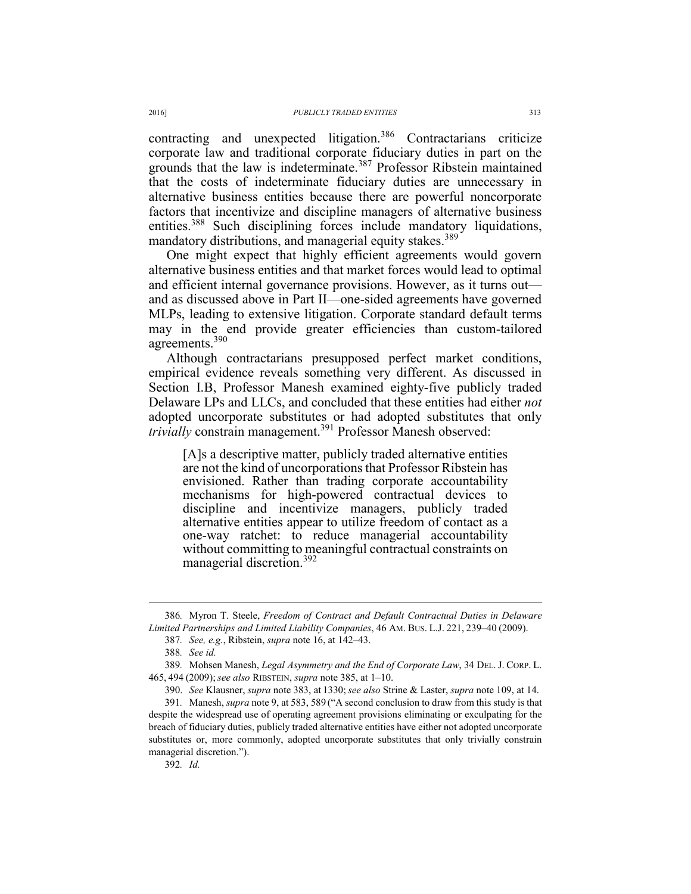contracting and unexpected litigation.[386] Contractarians criticize corporate law and traditional corporate fiduciary duties in part on the grounds that the law is indeterminate.[387] Professor Ribstein maintained that the costs of indeterminate fiduciary duties are unnecessary in alternative business entities because there are powerful noncorporate factors that incentivize and discipline managers of alternative business entities.[388] Such disciplining forces include mandatory liquidations, mandatory distributions, and managerial equity stakes.[389]

One might expect that highly efficient agreements would govern alternative business entities and that market forces would lead to optimal and efficient internal governance provisions. However, as it turns out—and as discussed above in Part II—one-sided agreements have governed MLPs, leading to extensive litigation. Corporate standard default terms may in the end provide greater efficiencies than custom-tailored agreements.[390]

Although contractarians presupposed perfect market conditions, empirical evidence reveals something very different. As discussed in Section I.B, Professor Manesh examined eighty-five publicly traded Delaware LPs and LLCs, and concluded that these entities had either *not* adopted uncorporate substitutes or had adopted substitutes that only *trivially* constrain management.[391] Professor Manesh observed:

> [A]s a descriptive matter, publicly traded alternative entities are not the kind of uncorporations that Professor Ribstein has envisioned. Rather than trading corporate accountability mechanisms for high-powered contractual devices to discipline and incentivize managers, publicly traded alternative entities appear to utilize freedom of contact as a one-way ratchet: to reduce managerial accountability without committing to meaningful contractual constraints on managerial discretion.[392]

---

386. Myron T. Steele, *Freedom of Contract and Default Contractual Duties in Delaware Limited Partnerships and Limited Liability Companies*, 46 AM. BUS. L.J. 221, 239–40 (2009).

387. *See, e.g.*, Ribstein, *supra* note 16, at 142–43.

388. *See id.*

389. Mohsen Manesh, *Legal Asymmetry and the End of Corporate Law*, 34 DEL. J. CORP. L. 465, 494 (2009); *see also* RIBSTEIN, *supra* note 385, at 1–10.

390. *See* Klausner, *supra* note 383, at 1330; *see also* Strine & Laster, *supra* note 109, at 14.

391. Manesh, *supra* note 9, at 583, 589 ("A second conclusion to draw from this study is that despite the widespread use of operating agreement provisions eliminating or exculpating for the breach of fiduciary duties, publicly traded alternative entities have either not adopted uncorporate substitutes or, more commonly, adopted uncorporate substitutes that only trivially constrain managerial discretion.").

392. *Id.*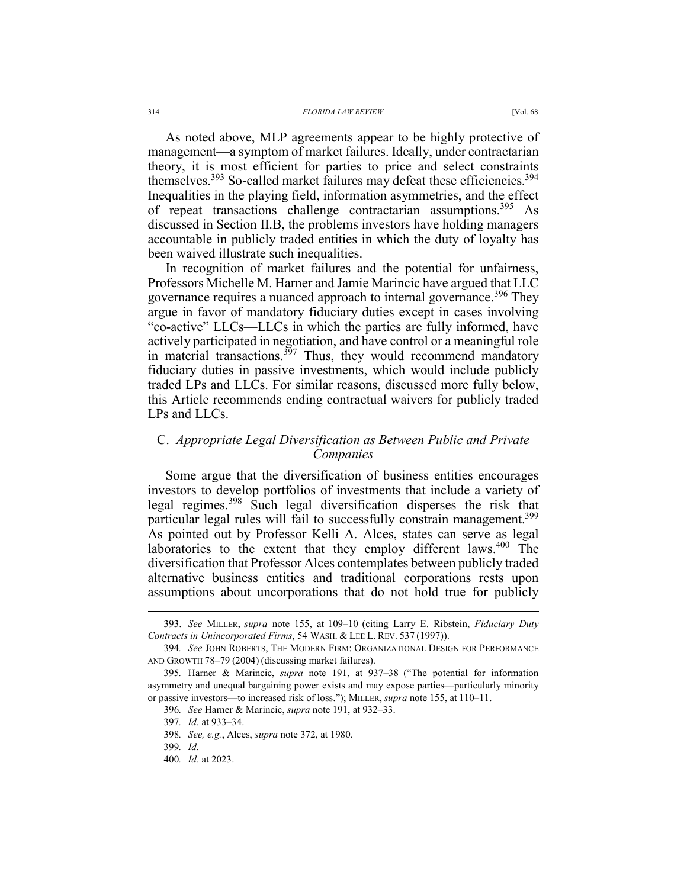As noted above, MLP agreements appear to be highly protective of management—a symptom of market failures. Ideally, under contractarian theory, it is most efficient for parties to price and select constraints themselves.[393] So-called market failures may defeat these efficiencies.[394] Inequalities in the playing field, information asymmetries, and the effect of repeat transactions challenge contractarian assumptions.[395] As discussed in Section II.B, the problems investors have holding managers accountable in publicly traded entities in which the duty of loyalty has been waived illustrate such inequalities.

In recognition of market failures and the potential for unfairness, Professors Michelle M. Harner and Jamie Marincic have argued that LLC governance requires a nuanced approach to internal governance.[396] They argue in favor of mandatory fiduciary duties except in cases involving "co-active" LLCs—LLCs in which the parties are fully informed, have actively participated in negotiation, and have control or a meaningful role in material transactions.[397] Thus, they would recommend mandatory fiduciary duties in passive investments, which would include publicly traded LPs and LLCs. For similar reasons, discussed more fully below, this Article recommends ending contractual waivers for publicly traded LPs and LLCs.

## C. *Appropriate Legal Diversification as Between Public and Private Companies*

Some argue that the diversification of business entities encourages investors to develop portfolios of investments that include a variety of legal regimes.[398] Such legal diversification disperses the risk that particular legal rules will fail to successfully constrain management.[399] As pointed out by Professor Kelli A. Alces, states can serve as legal laboratories to the extent that they employ different laws.[400] The diversification that Professor Alces contemplates between publicly traded alternative business entities and traditional corporations rests upon assumptions about uncorporations that do not hold true for publicly

---

393. *See* MILLER, *supra* note 155, at 109–10 (citing Larry E. Ribstein, *Fiduciary Duty Contracts in Unincorporated Firms*, 54 WASH. & LEE L. REV. 537 (1997)).

394. *See* JOHN ROBERTS, THE MODERN FIRM: ORGANIZATIONAL DESIGN FOR PERFORMANCE AND GROWTH 78–79 (2004) (discussing market failures).

395. Harner & Marincic, *supra* note 191, at 937–38 ("The potential for information asymmetry and unequal bargaining power exists and may expose parties—particularly minority or passive investors—to increased risk of loss."); MILLER, *supra* note 155, at 110–11.

396. *See* Harner & Marincic, *supra* note 191, at 932–33.

397. *Id.* at 933–34.

398. *See, e.g.*, Alces, *supra* note 372, at 1980.

399. *Id.*

400. *Id*. at 2023.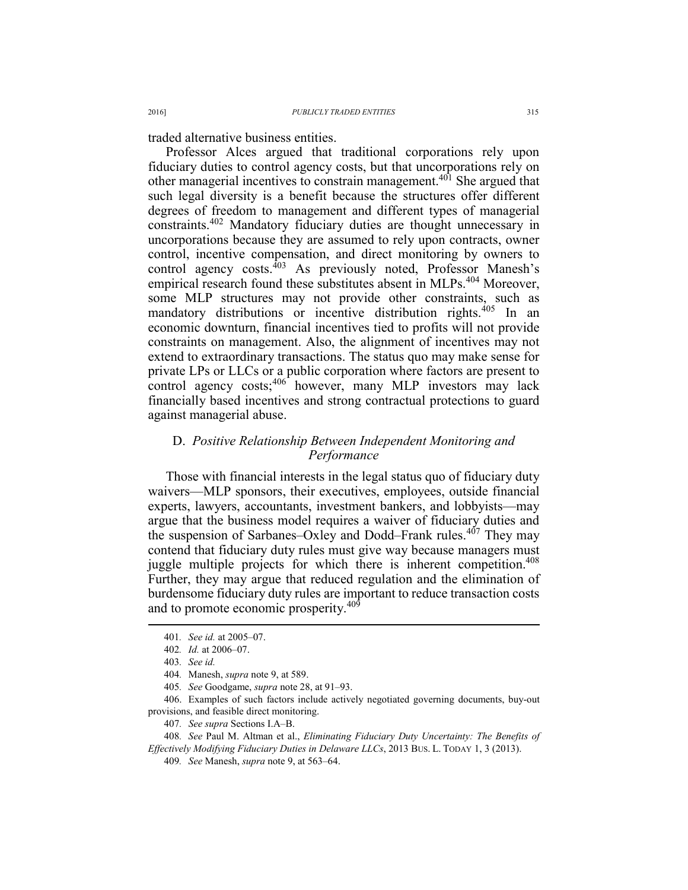traded alternative business entities.

Professor Alces argued that traditional corporations rely upon fiduciary duties to control agency costs, but that uncorporations rely on other managerial incentives to constrain management.[401] She argued that such legal diversity is a benefit because the structures offer different degrees of freedom to management and different types of managerial constraints.[402] Mandatory fiduciary duties are thought unnecessary in uncorporations because they are assumed to rely upon contracts, owner control, incentive compensation, and direct monitoring by owners to control agency costs.[403] As previously noted, Professor Manesh's empirical research found these substitutes absent in MLPs.[404] Moreover, some MLP structures may not provide other constraints, such as mandatory distributions or incentive distribution rights.[405] In an economic downturn, financial incentives tied to profits will not provide constraints on management. Also, the alignment of incentives may not extend to extraordinary transactions. The status quo may make sense for private LPs or LLCs or a public corporation where factors are present to control agency costs;[406] however, many MLP investors may lack financially based incentives and strong contractual protections to guard against managerial abuse.

## D. *Positive Relationship Between Independent Monitoring and Performance*

Those with financial interests in the legal status quo of fiduciary duty waivers—MLP sponsors, their executives, employees, outside financial experts, lawyers, accountants, investment bankers, and lobbyists—may argue that the business model requires a waiver of fiduciary duties and the suspension of Sarbanes–Oxley and Dodd–Frank rules.[407] They may contend that fiduciary duty rules must give way because managers must juggle multiple projects for which there is inherent competition.[408] Further, they may argue that reduced regulation and the elimination of burdensome fiduciary duty rules are important to reduce transaction costs and to promote economic prosperity.[409]

---

401. *See id.* at 2005–07.

402. *Id.* at 2006–07.

403. *See id.*

404. Manesh, *supra* note 9, at 589.

405. *See* Goodgame, *supra* note 28, at 91–93.

406. Examples of such factors include actively negotiated governing documents, buy-out provisions, and feasible direct monitoring.

407. *See supra* Sections I.A–B.

408. *See* Paul M. Altman et al., *Eliminating Fiduciary Duty Uncertainty: The Benefits of Effectively Modifying Fiduciary Duties in Delaware LLCs*, 2013 BUS. L. TODAY 1, 3 (2013).

409. *See* Manesh, *supra* note 9, at 563–64.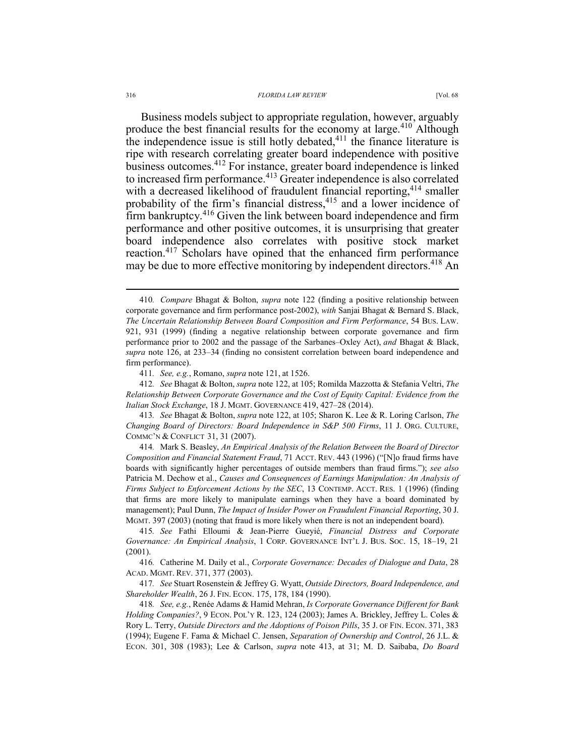Business models subject to appropriate regulation, however, arguably produce the best financial results for the economy at large.[410] Although the independence issue is still hotly debated,[411] the finance literature is ripe with research correlating greater board independence with positive business outcomes.[412] For instance, greater board independence is linked to increased firm performance.[413] Greater independence is also correlated with a decreased likelihood of fraudulent financial reporting,[414] smaller probability of the firm's financial distress,[415] and a lower incidence of firm bankruptcy.[416] Given the link between board independence and firm performance and other positive outcomes, it is unsurprising that greater board independence also correlates with positive stock market reaction.[417] Scholars have opined that the enhanced firm performance may be due to more effective monitoring by independent directors.[418] An

---

410. *Compare* Bhagat & Bolton, *supra* note 122 (finding a positive relationship between corporate governance and firm performance post-2002), *with* Sanjai Bhagat & Bernard S. Black, *The Uncertain Relationship Between Board Composition and Firm Performance*, 54 BUS. LAW. 921, 931 (1999) (finding a negative relationship between corporate governance and firm performance prior to 2002 and the passage of the Sarbanes–Oxley Act), *and* Bhagat & Black, *supra* note 126, at 233–34 (finding no consistent correlation between board independence and firm performance).

411. *See, e.g.*, Romano, *supra* note 121, at 1526.

412. *See* Bhagat & Bolton, *supra* note 122, at 105; Romilda Mazzotta & Stefania Veltri, *The Relationship Between Corporate Governance and the Cost of Equity Capital: Evidence from the Italian Stock Exchange*, 18 J. MGMT. GOVERNANCE 419, 427–28 (2014).

413. *See* Bhagat & Bolton, *supra* note 122, at 105; Sharon K. Lee & R. Loring Carlson, *The Changing Board of Directors: Board Independence in S&P 500 Firms*, 11 J. ORG. CULTURE, COMMC'N & CONFLICT 31, 31 (2007).

414. Mark S. Beasley, *An Empirical Analysis of the Relation Between the Board of Director Composition and Financial Statement Fraud*, 71 ACCT. REV. 443 (1996) ("[N]o fraud firms have boards with significantly higher percentages of outside members than fraud firms."); *see also* Patricia M. Dechow et al., *Causes and Consequences of Earnings Manipulation: An Analysis of Firms Subject to Enforcement Actions by the SEC*, 13 CONTEMP. ACCT. RES. 1 (1996) (finding that firms are more likely to manipulate earnings when they have a board dominated by management); Paul Dunn, *The Impact of Insider Power on Fraudulent Financial Reporting*, 30 J. MGMT. 397 (2003) (noting that fraud is more likely when there is not an independent board).

415. *See* Fathi Elloumi & Jean-Pierre Gueyié, *Financial Distress and Corporate Governance: An Empirical Analysis*, 1 CORP. GOVERNANCE INT'L J. BUS. SOC. 15, 18–19, 21 (2001).

416. Catherine M. Daily et al., *Corporate Governance: Decades of Dialogue and Data*, 28 ACAD. MGMT. REV. 371, 377 (2003).

417. *See* Stuart Rosenstein & Jeffrey G. Wyatt, *Outside Directors, Board Independence, and Shareholder Wealth*, 26 J. FIN. ECON. 175, 178, 184 (1990).

418. *See, e.g.*, Renée Adams & Hamid Mehran, *Is Corporate Governance Different for Bank Holding Companies?*, 9 ECON. POL'Y R. 123, 124 (2003); James A. Brickley, Jeffrey L. Coles & Rory L. Terry, *Outside Directors and the Adoptions of Poison Pills*, 35 J. OF FIN. ECON. 371, 383 (1994); Eugene F. Fama & Michael C. Jensen, *Separation of Ownership and Control*, 26 J.L. & ECON. 301, 308 (1983); Lee & Carlson, *supra* note 413, at 31; M. D. Saibaba, *Do Board*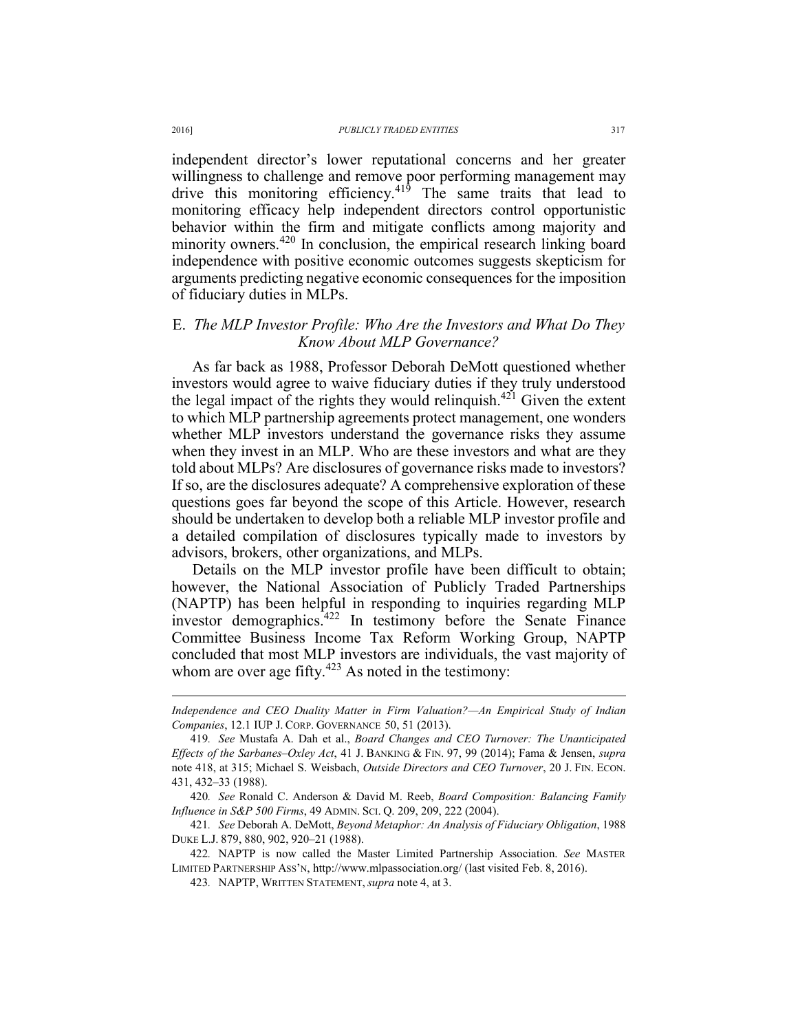independent director's lower reputational concerns and her greater willingness to challenge and remove poor performing management may drive this monitoring efficiency.[419] The same traits that lead to monitoring efficacy help independent directors control opportunistic behavior within the firm and mitigate conflicts among majority and minority owners.[420] In conclusion, the empirical research linking board independence with positive economic outcomes suggests skepticism for arguments predicting negative economic consequences for the imposition of fiduciary duties in MLPs.

### E. *The MLP Investor Profile: Who Are the Investors and What Do They Know About MLP Governance?*

As far back as 1988, Professor Deborah DeMott questioned whether investors would agree to waive fiduciary duties if they truly understood the legal impact of the rights they would relinquish.[421] Given the extent to which MLP partnership agreements protect management, one wonders whether MLP investors understand the governance risks they assume when they invest in an MLP. Who are these investors and what are they told about MLPs? Are disclosures of governance risks made to investors? If so, are the disclosures adequate? A comprehensive exploration of these questions goes far beyond the scope of this Article. However, research should be undertaken to develop both a reliable MLP investor profile and a detailed compilation of disclosures typically made to investors by advisors, brokers, other organizations, and MLPs.

Details on the MLP investor profile have been difficult to obtain; however, the National Association of Publicly Traded Partnerships (NAPTP) has been helpful in responding to inquiries regarding MLP investor demographics.[422] In testimony before the Senate Finance Committee Business Income Tax Reform Working Group, NAPTP concluded that most MLP investors are individuals, the vast majority of whom are over age fifty.[423] As noted in the testimony:

---

*Independence and CEO Duality Matter in Firm Valuation?—An Empirical Study of Indian Companies*, 12.1 IUP J. CORP. GOVERNANCE 50, 51 (2013).

419. *See* Mustafa A. Dah et al., *Board Changes and CEO Turnover: The Unanticipated Effects of the Sarbanes–Oxley Act*, 41 J. BANKING & FIN. 97, 99 (2014); Fama & Jensen, *supra* note 418, at 315; Michael S. Weisbach, *Outside Directors and CEO Turnover*, 20 J. FIN. ECON. 431, 432–33 (1988).

420. *See* Ronald C. Anderson & David M. Reeb, *Board Composition: Balancing Family Influence in S&P 500 Firms*, 49 ADMIN. SCI. Q. 209, 209, 222 (2004).

421. *See* Deborah A. DeMott, *Beyond Metaphor: An Analysis of Fiduciary Obligation*, 1988 DUKE L.J. 879, 880, 902, 920–21 (1988).

422. NAPTP is now called the Master Limited Partnership Association. *See* MASTER LIMITED PARTNERSHIP ASS'N, http://www.mlpassociation.org/ (last visited Feb. 8, 2016).

423. NAPTP, WRITTEN STATEMENT, *supra* note 4, at 3.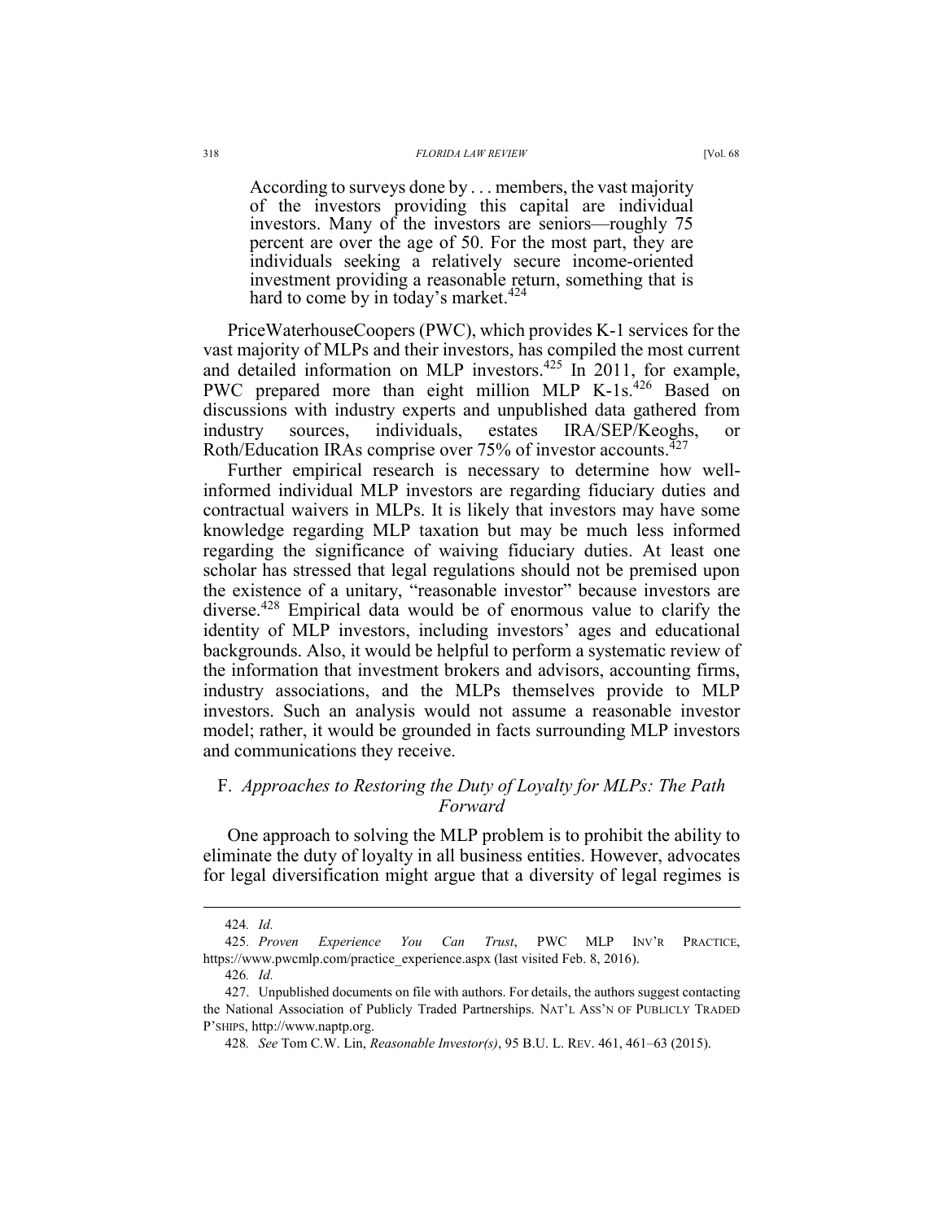> According to surveys done by . . . members, the vast majority of the investors providing this capital are individual investors. Many of the investors are seniors—roughly 75 percent are over the age of 50. For the most part, they are individuals seeking a relatively secure income-oriented investment providing a reasonable return, something that is hard to come by in today's market.[424]

PriceWaterhouseCoopers (PWC), which provides K-1 services for the vast majority of MLPs and their investors, has compiled the most current and detailed information on MLP investors.[425] In 2011, for example, PWC prepared more than eight million MLP K-1s.[426] Based on discussions with industry experts and unpublished data gathered from industry sources, individuals, estates IRA/SEP/Keoghs, or Roth/Education IRAs comprise over 75% of investor accounts.[427]

Further empirical research is necessary to determine how well-informed individual MLP investors are regarding fiduciary duties and contractual waivers in MLPs. It is likely that investors may have some knowledge regarding MLP taxation but may be much less informed regarding the significance of waiving fiduciary duties. At least one scholar has stressed that legal regulations should not be premised upon the existence of a unitary, "reasonable investor" because investors are diverse.[428] Empirical data would be of enormous value to clarify the identity of MLP investors, including investors' ages and educational backgrounds. Also, it would be helpful to perform a systematic review of the information that investment brokers and advisors, accounting firms, industry associations, and the MLPs themselves provide to MLP investors. Such an analysis would not assume a reasonable investor model; rather, it would be grounded in facts surrounding MLP investors and communications they receive.

### F. *Approaches to Restoring the Duty of Loyalty for MLPs: The Path Forward*

One approach to solving the MLP problem is to prohibit the ability to eliminate the duty of loyalty in all business entities. However, advocates for legal diversification might argue that a diversity of legal regimes is

---

424. *Id.*

425. *Proven Experience You Can Trust*, PWC MLP INV'R PRACTICE, https://www.pwcmlp.com/practice_experience.aspx (last visited Feb. 8, 2016).

426. *Id.*

427. Unpublished documents on file with authors. For details, the authors suggest contacting the National Association of Publicly Traded Partnerships. NAT'L ASS'N OF PUBLICLY TRADED P'SHIPS, http://www.naptp.org.

428. *See* Tom C.W. Lin, *Reasonable Investor(s)*, 95 B.U. L. REV. 461, 461–63 (2015).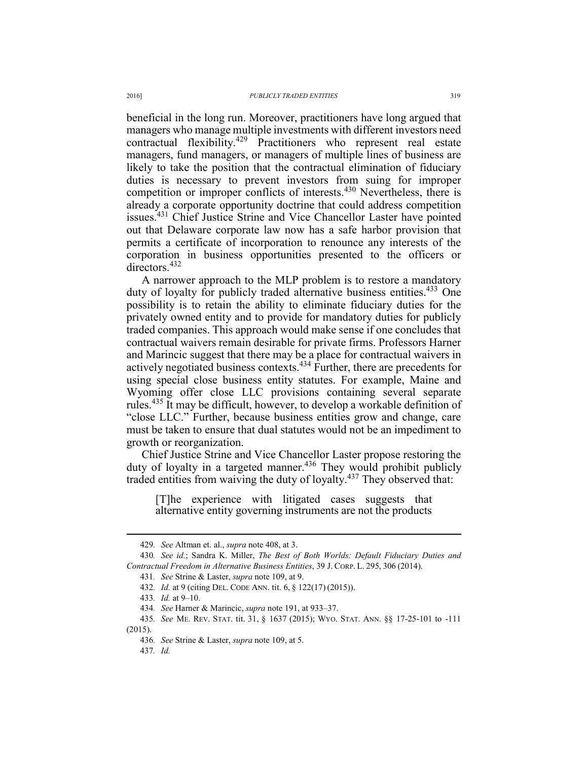beneficial in the long run. Moreover, practitioners have long argued that managers who manage multiple investments with different investors need contractual flexibility.[429] Practitioners who represent real estate managers, fund managers, or managers of multiple lines of business are likely to take the position that the contractual elimination of fiduciary duties is necessary to prevent investors from suing for improper competition or improper conflicts of interests.[430] Nevertheless, there is already a corporate opportunity doctrine that could address competition issues.[431] Chief Justice Strine and Vice Chancellor Laster have pointed out that Delaware corporate law now has a safe harbor provision that permits a certificate of incorporation to renounce any interests of the corporation in business opportunities presented to the officers or directors.[432]

A narrower approach to the MLP problem is to restore a mandatory duty of loyalty for publicly traded alternative business entities.[433] One possibility is to retain the ability to eliminate fiduciary duties for the privately owned entity and to provide for mandatory duties for publicly traded companies. This approach would make sense if one concludes that contractual waivers remain desirable for private firms. Professors Harner and Marincic suggest that there may be a place for contractual waivers in actively negotiated business contexts.[434] Further, there are precedents for using special close business entity statutes. For example, Maine and Wyoming offer close LLC provisions containing several separate rules.[435] It may be difficult, however, to develop a workable definition of "close LLC." Further, because business entities grow and change, care must be taken to ensure that dual statutes would not be an impediment to growth or reorganization.

Chief Justice Strine and Vice Chancellor Laster propose restoring the duty of loyalty in a targeted manner.[436] They would prohibit publicly traded entities from waiving the duty of loyalty.[437] They observed that:

> [T]he experience with litigated cases suggests that alternative entity governing instruments are not the products

---

429. *See* Altman et. al., *supra* note 408, at 3.

430. *See id.*; Sandra K. Miller, *The Best of Both Worlds: Default Fiduciary Duties and Contractual Freedom in Alternative Business Entities*, 39 J. CORP. L. 295, 306 (2014).

431. *See* Strine & Laster, *supra* note 109, at 9.

432. *Id.* at 9 (citing DEL. CODE ANN. tit. 6, § 122(17) (2015)).

433. *Id.* at 9–10.

434. *See* Harner & Marincic, *supra* note 191, at 933–37.

435. *See* ME. REV. STAT. tit. 31, § 1637 (2015); WYO. STAT. ANN. §§ 17-25-101 to -111 (2015).

436. *See* Strine & Laster, *supra* note 109, at 5.

437. *Id.*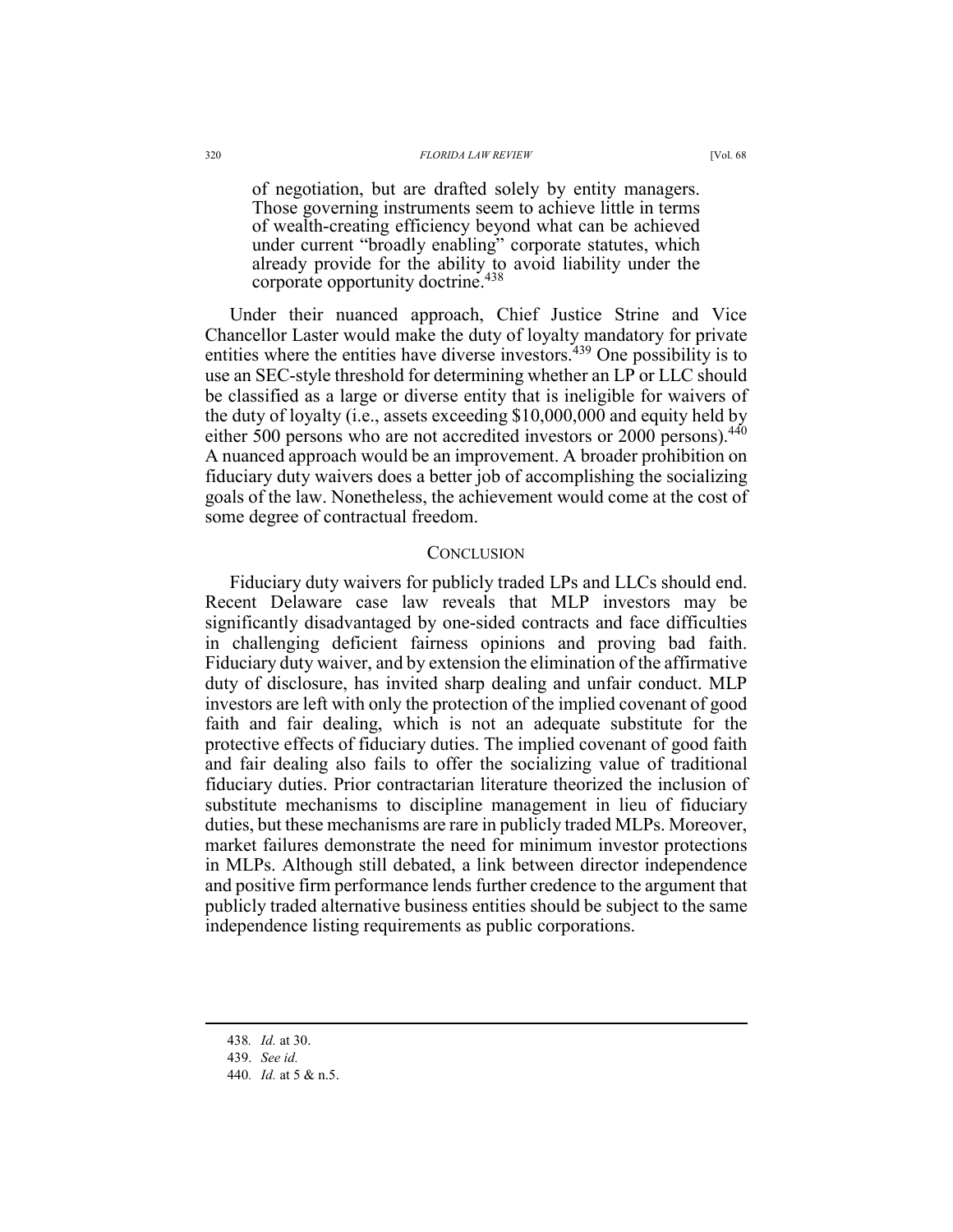> of negotiation, but are drafted solely by entity managers. Those governing instruments seem to achieve little in terms of wealth-creating efficiency beyond what can be achieved under current "broadly enabling" corporate statutes, which already provide for the ability to avoid liability under the corporate opportunity doctrine.[438]

Under their nuanced approach, Chief Justice Strine and Vice Chancellor Laster would make the duty of loyalty mandatory for private entities where the entities have diverse investors.[439] One possibility is to use an SEC-style threshold for determining whether an LP or LLC should be classified as a large or diverse entity that is ineligible for waivers of the duty of loyalty (i.e., assets exceeding $10,000,000 and equity held by either 500 persons who are not accredited investors or 2000 persons).[440] A nuanced approach would be an improvement. A broader prohibition on fiduciary duty waivers does a better job of accomplishing the socializing goals of the law. Nonetheless, the achievement would come at the cost of some degree of contractual freedom.

## CONCLUSION

Fiduciary duty waivers for publicly traded LPs and LLCs should end. Recent Delaware case law reveals that MLP investors may be significantly disadvantaged by one-sided contracts and face difficulties in challenging deficient fairness opinions and proving bad faith. Fiduciary duty waiver, and by extension the elimination of the affirmative duty of disclosure, has invited sharp dealing and unfair conduct. MLP investors are left with only the protection of the implied covenant of good faith and fair dealing, which is not an adequate substitute for the protective effects of fiduciary duties. The implied covenant of good faith and fair dealing also fails to offer the socializing value of traditional fiduciary duties. Prior contractarian literature theorized the inclusion of substitute mechanisms to discipline management in lieu of fiduciary duties, but these mechanisms are rare in publicly traded MLPs. Moreover, market failures demonstrate the need for minimum investor protections in MLPs. Although still debated, a link between director independence and positive firm performance lends further credence to the argument that publicly traded alternative business entities should be subject to the same independence listing requirements as public corporations.

---

438. *Id.* at 30.

439. *See id.*

440. *Id.* at 5 & n.5.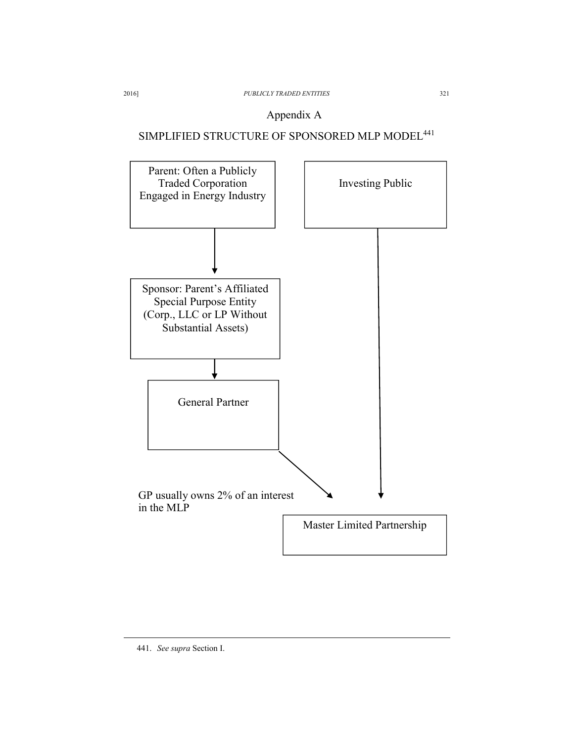# Appendix A

## SIMPLIFIED STRUCTURE OF SPONSORED MLP MODEL[441]

Parent: Often a Publicly Traded Corporation Engaged in Energy Industry

Investing Public

Sponsor: Parent's Affiliated Special Purpose Entity (Corp., LLC or LP Without Substantial Assets)

General Partner

GP usually owns 2% of an interest in the MLP

Master Limited Partnership

---

441. *See supra* Section I.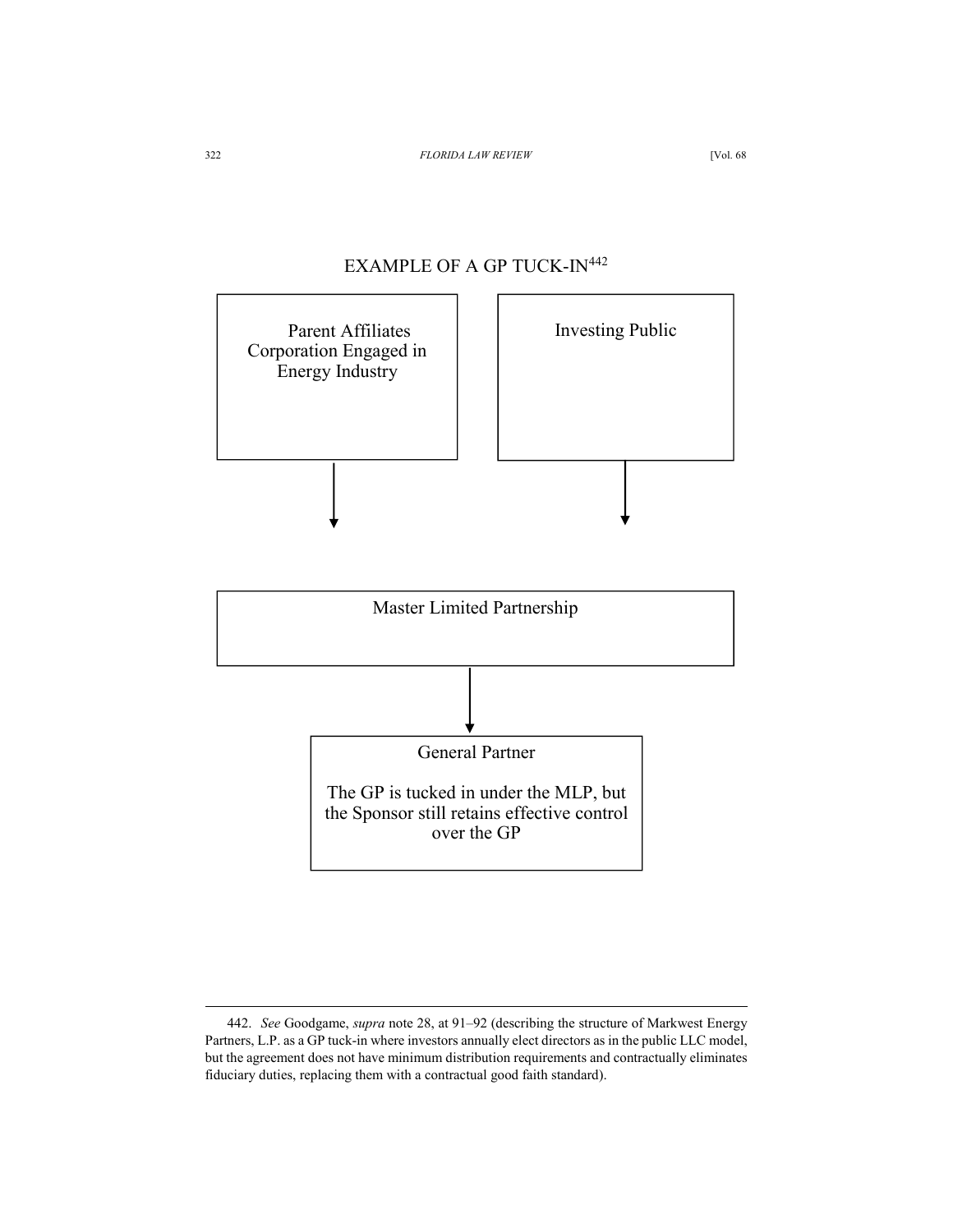EXAMPLE OF A GP TUCK-IN[442]

Parent Affiliates Corporation Engaged in Energy Industry

Investing Public

Master Limited Partnership

General Partner

The GP is tucked in under the MLP, but the Sponsor still retains effective control over the GP

---

442. *See* Goodgame, *supra* note 28, at 91–92 (describing the structure of Markwest Energy Partners, L.P. as a GP tuck-in where investors annually elect directors as in the public LLC model, but the agreement does not have minimum distribution requirements and contractually eliminates fiduciary duties, replacing them with a contractual good faith standard).